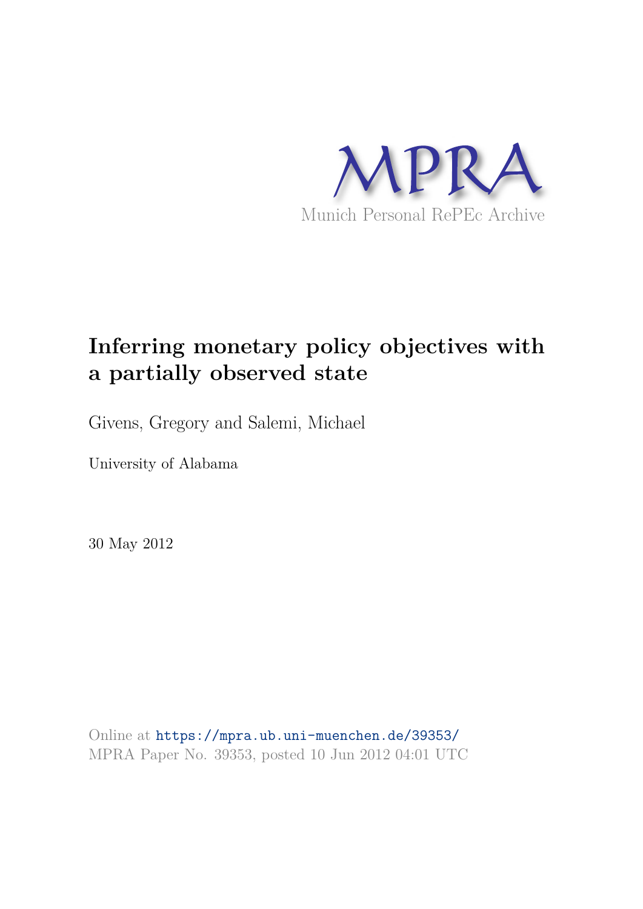MPRA

Munich Personal RePEc Archive

# Inferring monetary policy objectives with a partially observed state

Givens, Gregory and Salemi, Michael

University of Alabama

30 May 2012

Online at https://mpra.ub.uni-muenchen.de/39353/
MPRA Paper No. 39353, posted 10 Jun 2012 04:01 UTC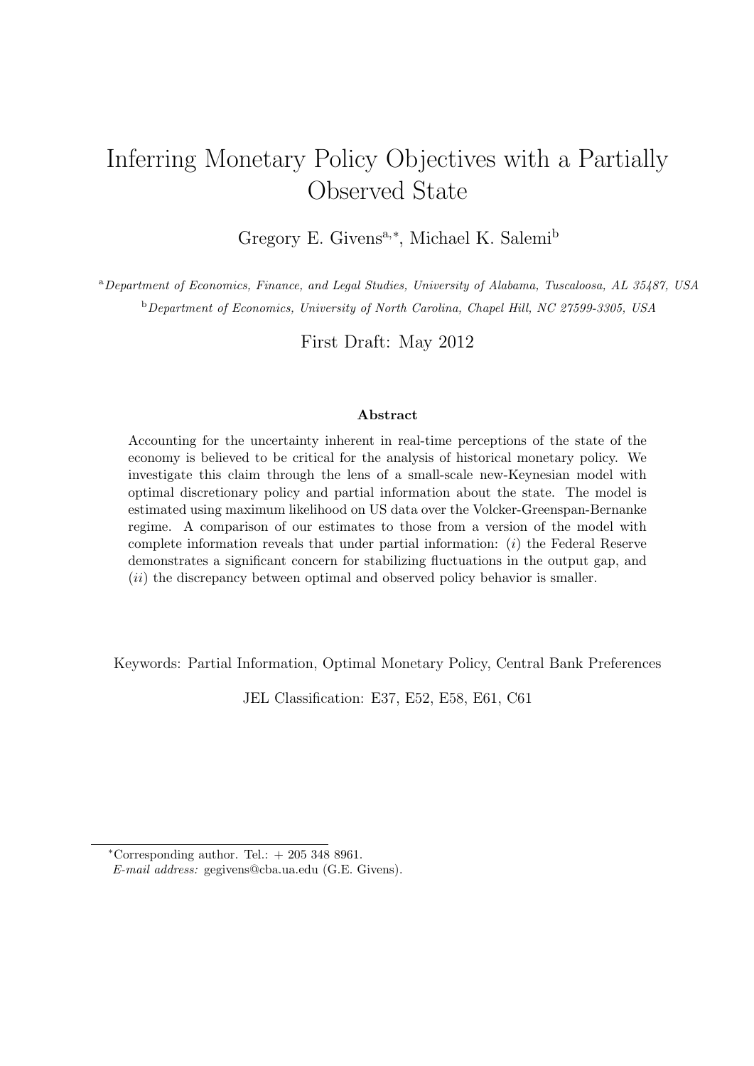# Inferring Monetary Policy Objectives with a Partially Observed State

Gregory E. Givens[a,*], Michael K. Salemi[b]

[a] *Department of Economics, Finance, and Legal Studies, University of Alabama, Tuscaloosa, AL 35487, USA*

[b] *Department of Economics, University of North Carolina, Chapel Hill, NC 27599-3305, USA*

First Draft: May 2012

**Abstract**

Accounting for the uncertainty inherent in real-time perceptions of the state of the economy is believed to be critical for the analysis of historical monetary policy. We investigate this claim through the lens of a small-scale new-Keynesian model with optimal discretionary policy and partial information about the state. The model is estimated using maximum likelihood on US data over the Volcker-Greenspan-Bernanke regime. A comparison of our estimates to those from a version of the model with complete information reveals that under partial information: (*i*) the Federal Reserve demonstrates a significant concern for stabilizing fluctuations in the output gap, and (*ii*) the discrepancy between optimal and observed policy behavior is smaller.

Keywords: Partial Information, Optimal Monetary Policy, Central Bank Preferences

JEL Classification: E37, E52, E58, E61, C61

[*] Corresponding author. Tel.: + 205 348 8961.
*E-mail address:* gegivens@cba.ua.edu (G.E. Givens).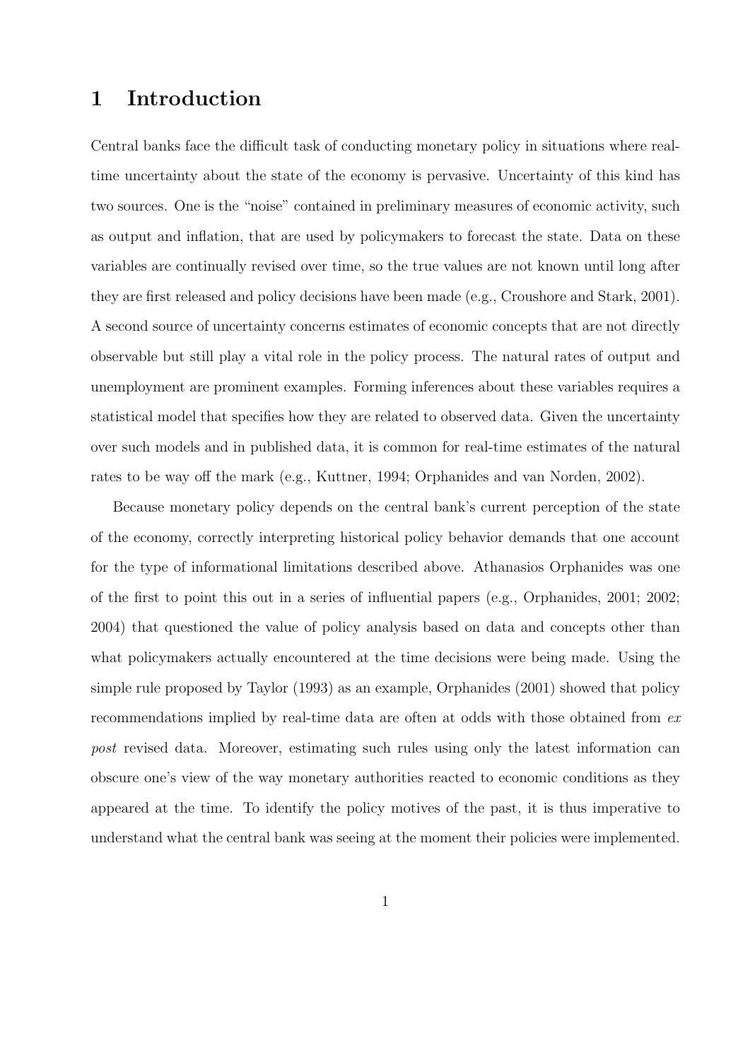# 1 Introduction

Central banks face the difficult task of conducting monetary policy in situations where real-time uncertainty about the state of the economy is pervasive. Uncertainty of this kind has two sources. One is the "noise" contained in preliminary measures of economic activity, such as output and inflation, that are used by policymakers to forecast the state. Data on these variables are continually revised over time, so the true values are not known until long after they are first released and policy decisions have been made (e.g., Croushore and Stark, 2001). A second source of uncertainty concerns estimates of economic concepts that are not directly observable but still play a vital role in the policy process. The natural rates of output and unemployment are prominent examples. Forming inferences about these variables requires a statistical model that specifies how they are related to observed data. Given the uncertainty over such models and in published data, it is common for real-time estimates of the natural rates to be way off the mark (e.g., Kuttner, 1994; Orphanides and van Norden, 2002).

Because monetary policy depends on the central bank's current perception of the state of the economy, correctly interpreting historical policy behavior demands that one account for the type of informational limitations described above. Athanasios Orphanides was one of the first to point this out in a series of influential papers (e.g., Orphanides, 2001; 2002; 2004) that questioned the value of policy analysis based on data and concepts other than what policymakers actually encountered at the time decisions were being made. Using the simple rule proposed by Taylor (1993) as an example, Orphanides (2001) showed that policy recommendations implied by real-time data are often at odds with those obtained from *ex post* revised data. Moreover, estimating such rules using only the latest information can obscure one's view of the way monetary authorities reacted to economic conditions as they appeared at the time. To identify the policy motives of the past, it is thus imperative to understand what the central bank was seeing at the moment their policies were implemented.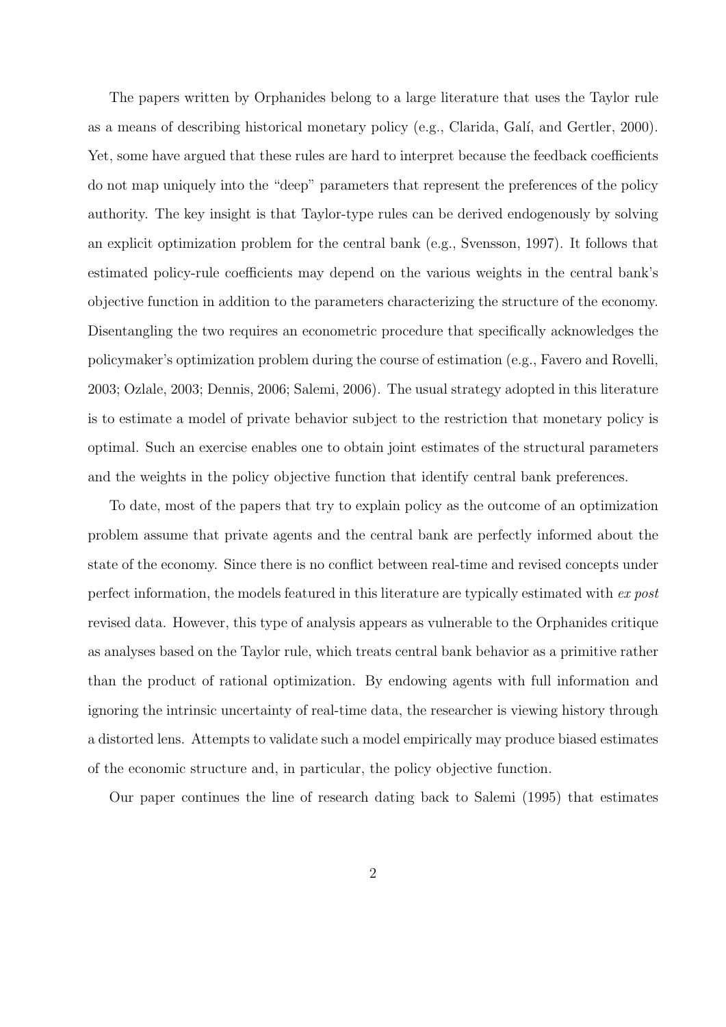The papers written by Orphanides belong to a large literature that uses the Taylor rule as a means of describing historical monetary policy (e.g., Clarida, Galí, and Gertler, 2000). Yet, some have argued that these rules are hard to interpret because the feedback coefficients do not map uniquely into the "deep" parameters that represent the preferences of the policy authority. The key insight is that Taylor-type rules can be derived endogenously by solving an explicit optimization problem for the central bank (e.g., Svensson, 1997). It follows that estimated policy-rule coefficients may depend on the various weights in the central bank's objective function in addition to the parameters characterizing the structure of the economy. Disentangling the two requires an econometric procedure that specifically acknowledges the policymaker's optimization problem during the course of estimation (e.g., Favero and Rovelli, 2003; Ozlale, 2003; Dennis, 2006; Salemi, 2006). The usual strategy adopted in this literature is to estimate a model of private behavior subject to the restriction that monetary policy is optimal. Such an exercise enables one to obtain joint estimates of the structural parameters and the weights in the policy objective function that identify central bank preferences.

To date, most of the papers that try to explain policy as the outcome of an optimization problem assume that private agents and the central bank are perfectly informed about the state of the economy. Since there is no conflict between real-time and revised concepts under perfect information, the models featured in this literature are typically estimated with *ex post* revised data. However, this type of analysis appears as vulnerable to the Orphanides critique as analyses based on the Taylor rule, which treats central bank behavior as a primitive rather than the product of rational optimization. By endowing agents with full information and ignoring the intrinsic uncertainty of real-time data, the researcher is viewing history through a distorted lens. Attempts to validate such a model empirically may produce biased estimates of the economic structure and, in particular, the policy objective function.

Our paper continues the line of research dating back to Salemi (1995) that estimates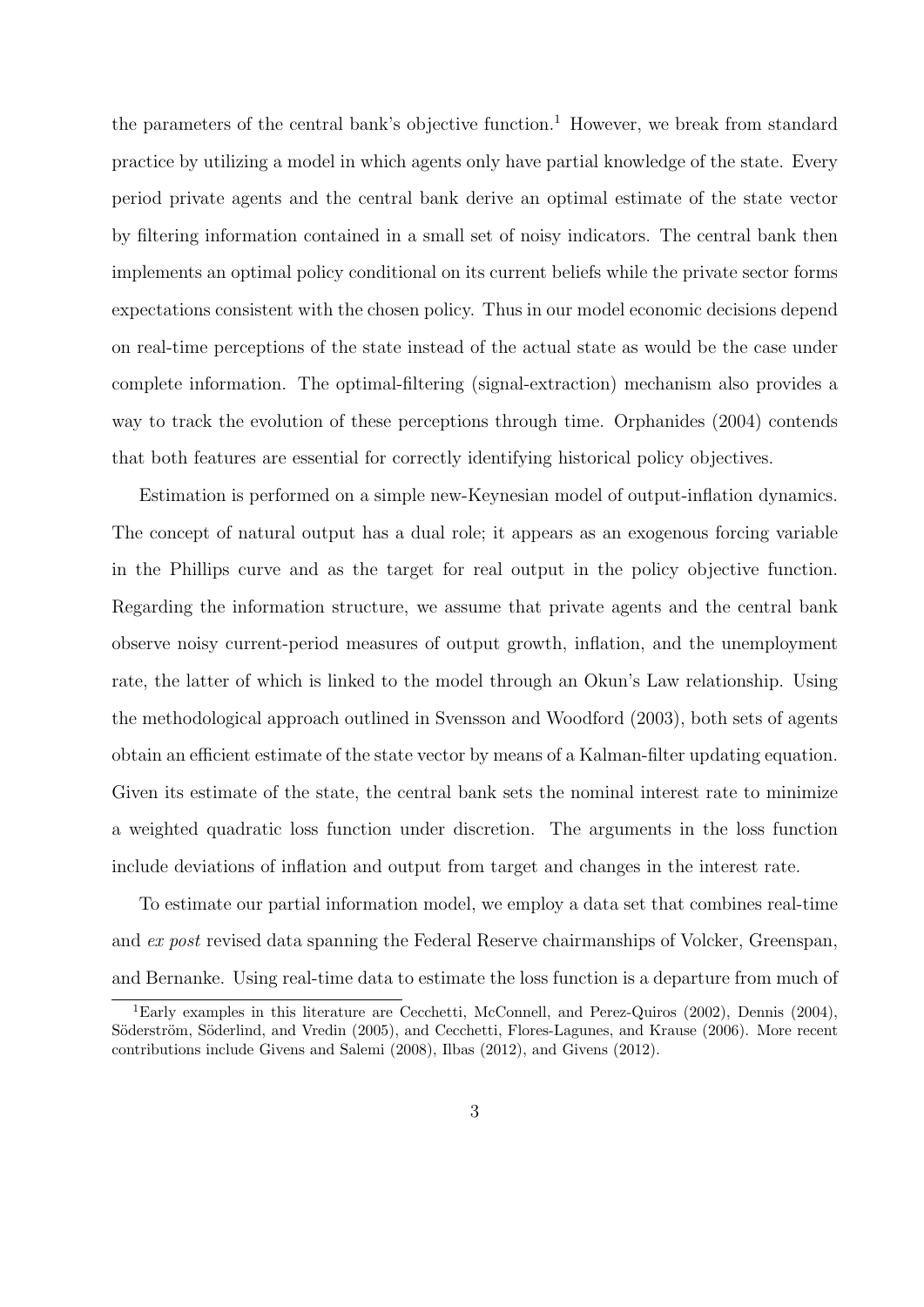the parameters of the central bank's objective function.[1] However, we break from standard practice by utilizing a model in which agents only have partial knowledge of the state. Every period private agents and the central bank derive an optimal estimate of the state vector by filtering information contained in a small set of noisy indicators. The central bank then implements an optimal policy conditional on its current beliefs while the private sector forms expectations consistent with the chosen policy. Thus in our model economic decisions depend on real-time perceptions of the state instead of the actual state as would be the case under complete information. The optimal-filtering (signal-extraction) mechanism also provides a way to track the evolution of these perceptions through time. Orphanides (2004) contends that both features are essential for correctly identifying historical policy objectives.

Estimation is performed on a simple new-Keynesian model of output-inflation dynamics. The concept of natural output has a dual role; it appears as an exogenous forcing variable in the Phillips curve and as the target for real output in the policy objective function. Regarding the information structure, we assume that private agents and the central bank observe noisy current-period measures of output growth, inflation, and the unemployment rate, the latter of which is linked to the model through an Okun's Law relationship. Using the methodological approach outlined in Svensson and Woodford (2003), both sets of agents obtain an efficient estimate of the state vector by means of a Kalman-filter updating equation. Given its estimate of the state, the central bank sets the nominal interest rate to minimize a weighted quadratic loss function under discretion. The arguments in the loss function include deviations of inflation and output from target and changes in the interest rate.

To estimate our partial information model, we employ a data set that combines real-time and *ex post* revised data spanning the Federal Reserve chairmanships of Volcker, Greenspan, and Bernanke. Using real-time data to estimate the loss function is a departure from much of

[1] Early examples in this literature are Cecchetti, McConnell, and Perez-Quiros (2002), Dennis (2004), Söderström, Söderlind, and Vredin (2005), and Cecchetti, Flores-Lagunes, and Krause (2006). More recent contributions include Givens and Salemi (2008), Ilbas (2012), and Givens (2012).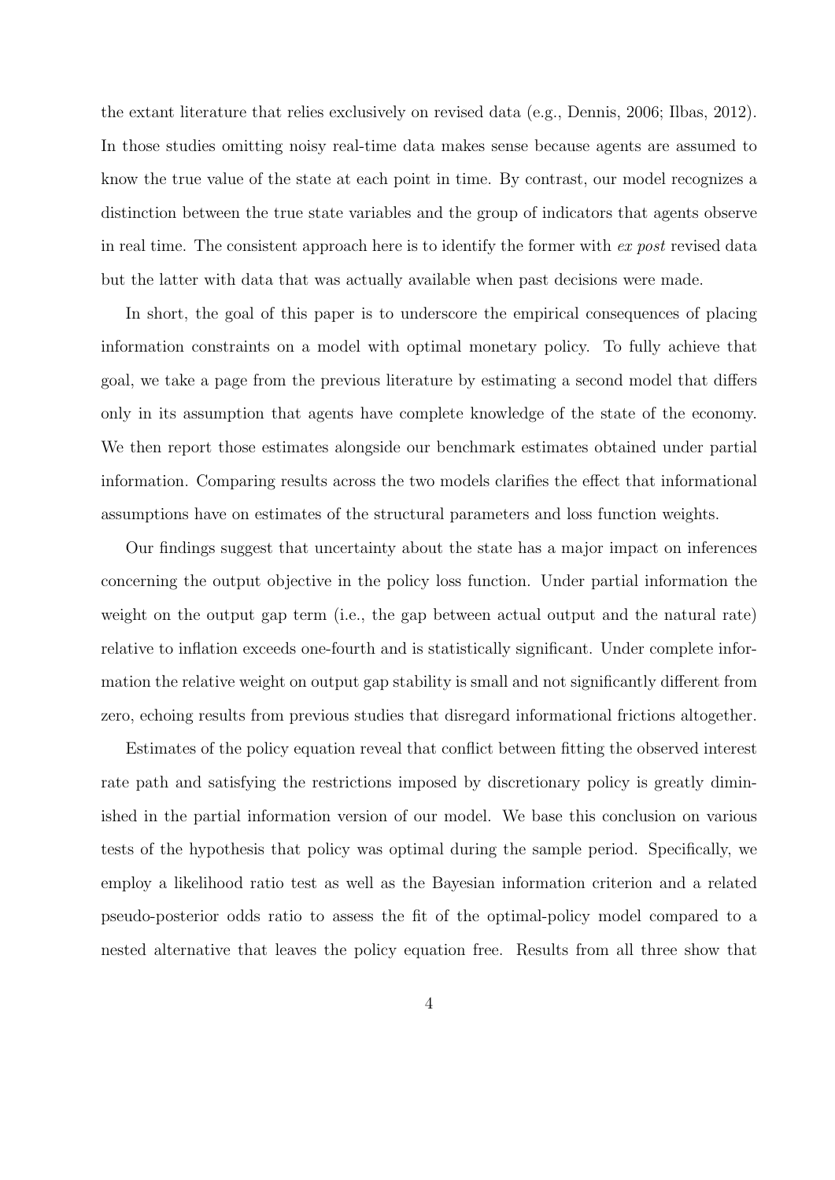the extant literature that relies exclusively on revised data (e.g., Dennis, 2006; Ilbas, 2012). In those studies omitting noisy real-time data makes sense because agents are assumed to know the true value of the state at each point in time. By contrast, our model recognizes a distinction between the true state variables and the group of indicators that agents observe in real time. The consistent approach here is to identify the former with *ex post* revised data but the latter with data that was actually available when past decisions were made.

In short, the goal of this paper is to underscore the empirical consequences of placing information constraints on a model with optimal monetary policy. To fully achieve that goal, we take a page from the previous literature by estimating a second model that differs only in its assumption that agents have complete knowledge of the state of the economy. We then report those estimates alongside our benchmark estimates obtained under partial information. Comparing results across the two models clarifies the effect that informational assumptions have on estimates of the structural parameters and loss function weights.

Our findings suggest that uncertainty about the state has a major impact on inferences concerning the output objective in the policy loss function. Under partial information the weight on the output gap term (i.e., the gap between actual output and the natural rate) relative to inflation exceeds one-fourth and is statistically significant. Under complete information the relative weight on output gap stability is small and not significantly different from zero, echoing results from previous studies that disregard informational frictions altogether.

Estimates of the policy equation reveal that conflict between fitting the observed interest rate path and satisfying the restrictions imposed by discretionary policy is greatly diminished in the partial information version of our model. We base this conclusion on various tests of the hypothesis that policy was optimal during the sample period. Specifically, we employ a likelihood ratio test as well as the Bayesian information criterion and a related pseudo-posterior odds ratio to assess the fit of the optimal-policy model compared to a nested alternative that leaves the policy equation free. Results from all three show that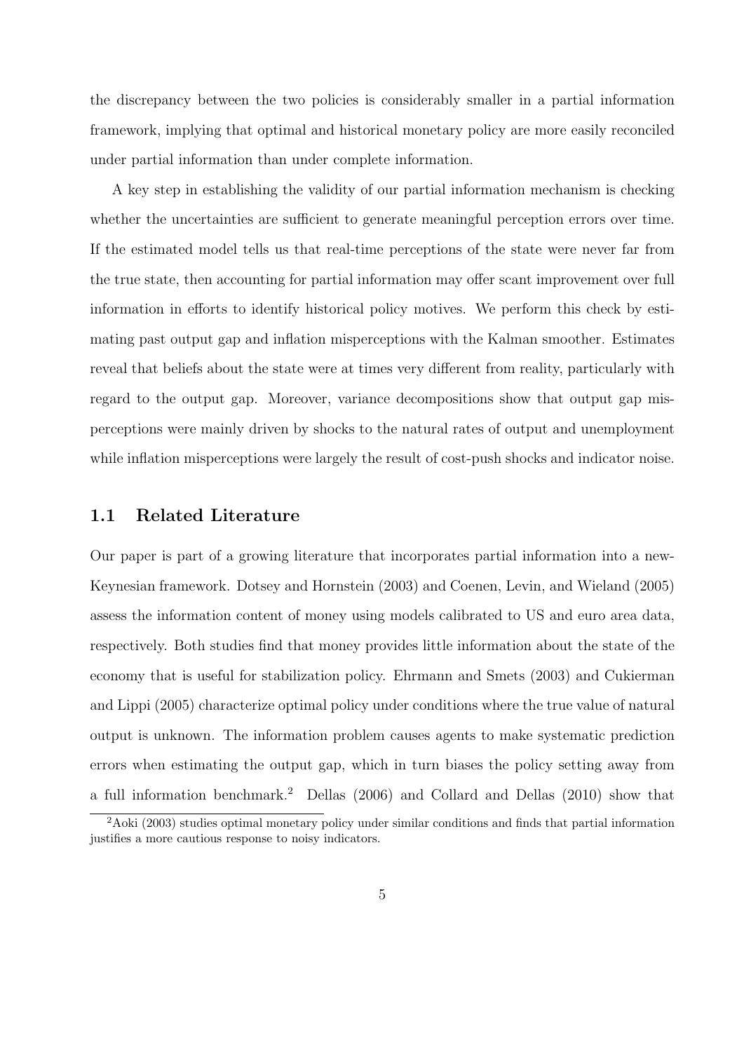the discrepancy between the two policies is considerably smaller in a partial information framework, implying that optimal and historical monetary policy are more easily reconciled under partial information than under complete information.

A key step in establishing the validity of our partial information mechanism is checking whether the uncertainties are sufficient to generate meaningful perception errors over time. If the estimated model tells us that real-time perceptions of the state were never far from the true state, then accounting for partial information may offer scant improvement over full information in efforts to identify historical policy motives. We perform this check by estimating past output gap and inflation misperceptions with the Kalman smoother. Estimates reveal that beliefs about the state were at times very different from reality, particularly with regard to the output gap. Moreover, variance decompositions show that output gap misperceptions were mainly driven by shocks to the natural rates of output and unemployment while inflation misperceptions were largely the result of cost-push shocks and indicator noise.

## 1.1 Related Literature

Our paper is part of a growing literature that incorporates partial information into a new-Keynesian framework. Dotsey and Hornstein (2003) and Coenen, Levin, and Wieland (2005) assess the information content of money using models calibrated to US and euro area data, respectively. Both studies find that money provides little information about the state of the economy that is useful for stabilization policy. Ehrmann and Smets (2003) and Cukierman and Lippi (2005) characterize optimal policy under conditions where the true value of natural output is unknown. The information problem causes agents to make systematic prediction errors when estimating the output gap, which in turn biases the policy setting away from a full information benchmark.[2] Dellas (2006) and Collard and Dellas (2010) show that

[2]Aoki (2003) studies optimal monetary policy under similar conditions and finds that partial information justifies a more cautious response to noisy indicators.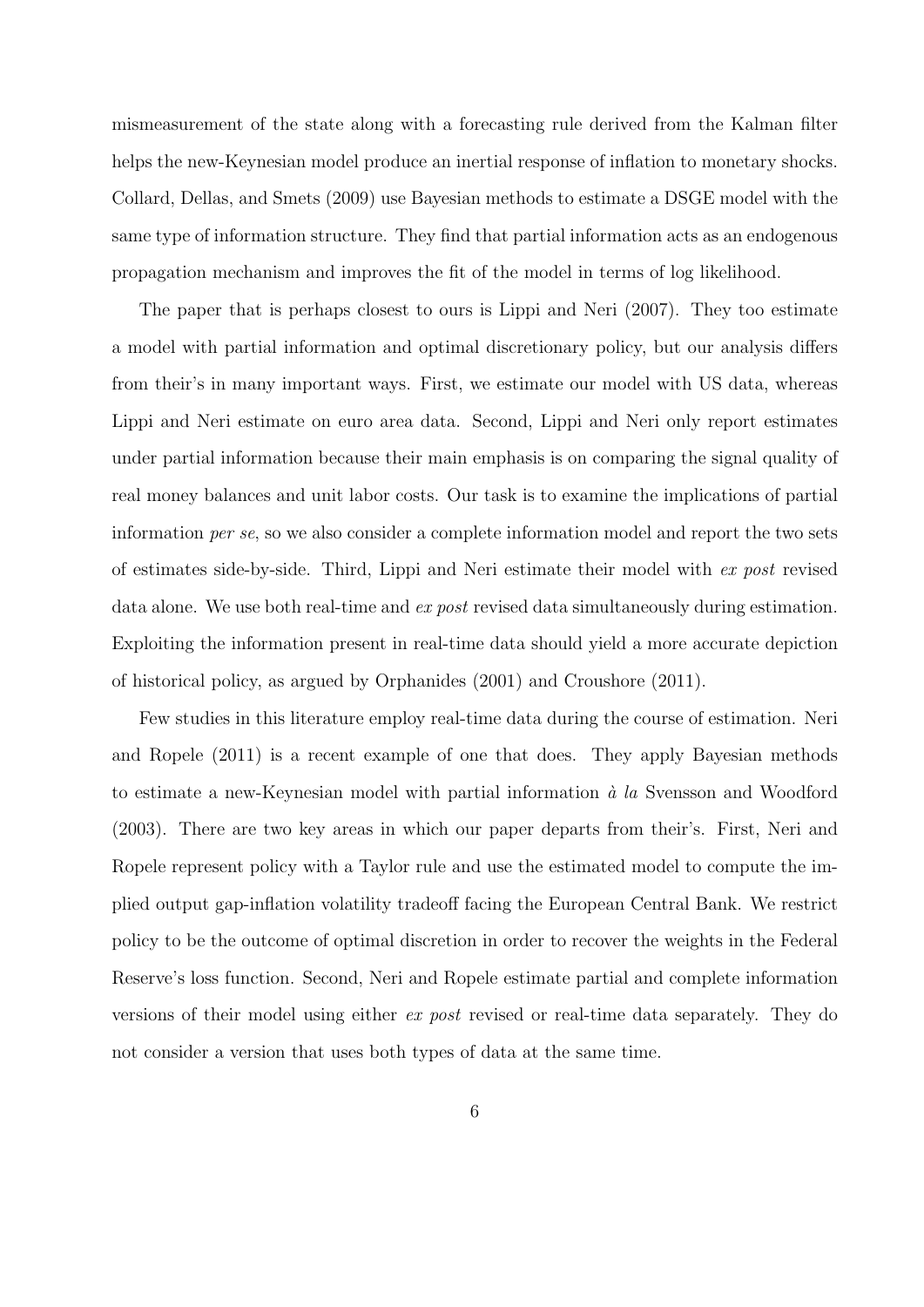mismeasurement of the state along with a forecasting rule derived from the Kalman filter helps the new-Keynesian model produce an inertial response of inflation to monetary shocks. Collard, Dellas, and Smets (2009) use Bayesian methods to estimate a DSGE model with the same type of information structure. They find that partial information acts as an endogenous propagation mechanism and improves the fit of the model in terms of log likelihood.

The paper that is perhaps closest to ours is Lippi and Neri (2007). They too estimate a model with partial information and optimal discretionary policy, but our analysis differs from their's in many important ways. First, we estimate our model with US data, whereas Lippi and Neri estimate on euro area data. Second, Lippi and Neri only report estimates under partial information because their main emphasis is on comparing the signal quality of real money balances and unit labor costs. Our task is to examine the implications of partial information *per se*, so we also consider a complete information model and report the two sets of estimates side-by-side. Third, Lippi and Neri estimate their model with *ex post* revised data alone. We use both real-time and *ex post* revised data simultaneously during estimation. Exploiting the information present in real-time data should yield a more accurate depiction of historical policy, as argued by Orphanides (2001) and Croushore (2011).

Few studies in this literature employ real-time data during the course of estimation. Neri and Ropele (2011) is a recent example of one that does. They apply Bayesian methods to estimate a new-Keynesian model with partial information *à la* Svensson and Woodford (2003). There are two key areas in which our paper departs from their's. First, Neri and Ropele represent policy with a Taylor rule and use the estimated model to compute the implied output gap-inflation volatility tradeoff facing the European Central Bank. We restrict policy to be the outcome of optimal discretion in order to recover the weights in the Federal Reserve's loss function. Second, Neri and Ropele estimate partial and complete information versions of their model using either *ex post* revised or real-time data separately. They do not consider a version that uses both types of data at the same time.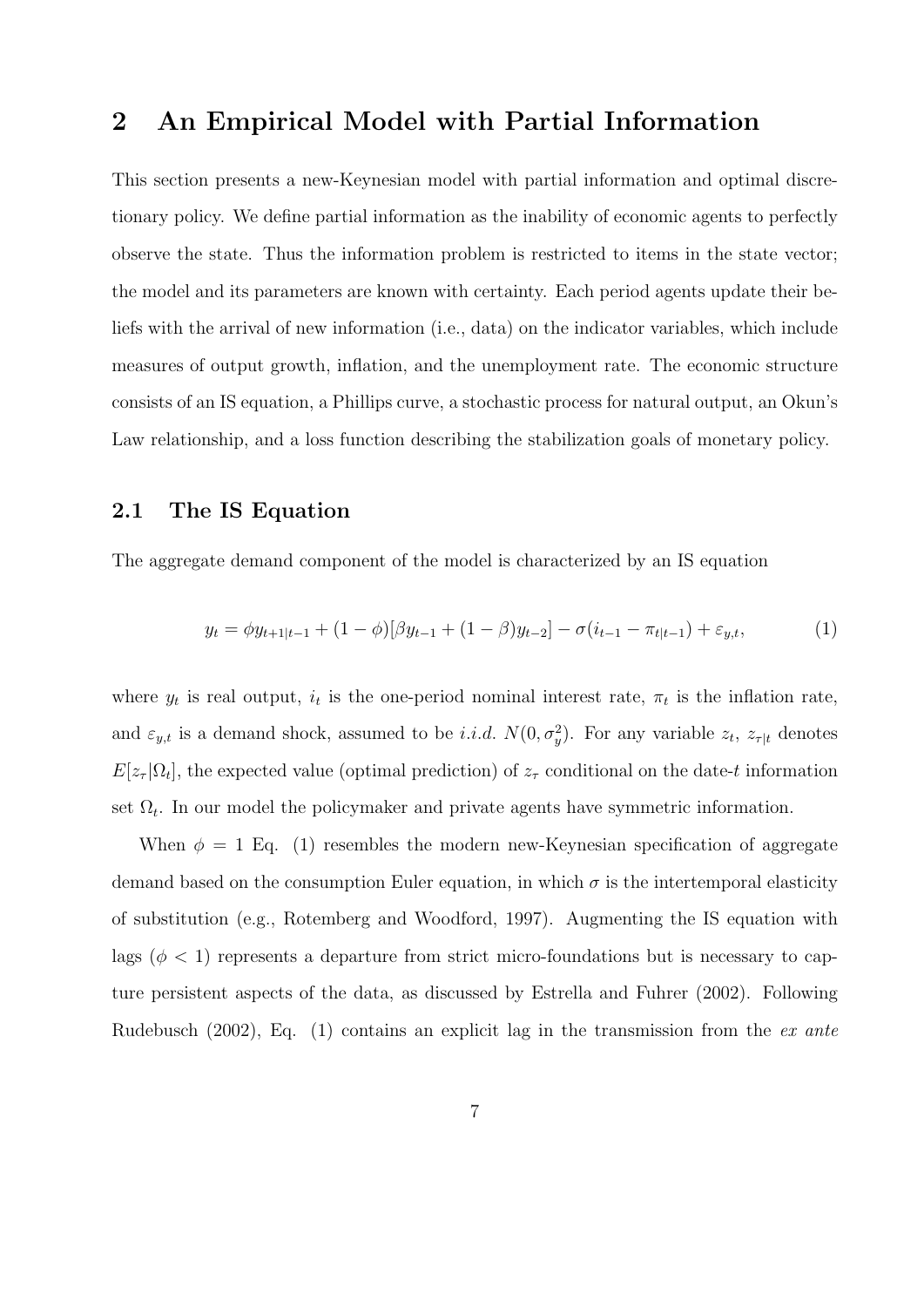## 2 An Empirical Model with Partial Information

This section presents a new-Keynesian model with partial information and optimal discretionary policy. We define partial information as the inability of economic agents to perfectly observe the state. Thus the information problem is restricted to items in the state vector; the model and its parameters are known with certainty. Each period agents update their beliefs with the arrival of new information (i.e., data) on the indicator variables, which include measures of output growth, inflation, and the unemployment rate. The economic structure consists of an IS equation, a Phillips curve, a stochastic process for natural output, an Okun's Law relationship, and a loss function describing the stabilization goals of monetary policy.

### 2.1 The IS Equation

The aggregate demand component of the model is characterized by an IS equation

$$y_t = \phi y_{t+1|t-1} + (1-\phi)[\beta y_{t-1} + (1-\beta)y_{t-2}] - \sigma(i_{t-1} - \pi_{t|t-1}) + \varepsilon_{y,t}, \tag{1}$$

where $y_t$ is real output, $i_t$ is the one-period nominal interest rate, $\pi_t$ is the inflation rate, and $\varepsilon_{y,t}$ is a demand shock, assumed to be *i.i.d.* $N(0, \sigma_y^2)$. For any variable $z_t$, $z_{\tau|t}$ denotes $E[z_\tau|\Omega_t]$, the expected value (optimal prediction) of $z_\tau$ conditional on the date-$t$ information set $\Omega_t$. In our model the policymaker and private agents have symmetric information.

When $\phi = 1$ Eq. (1) resembles the modern new-Keynesian specification of aggregate demand based on the consumption Euler equation, in which $\sigma$ is the intertemporal elasticity of substitution (e.g., Rotemberg and Woodford, 1997). Augmenting the IS equation with lags ($\phi < 1$) represents a departure from strict micro-foundations but is necessary to capture persistent aspects of the data, as discussed by Estrella and Fuhrer (2002). Following Rudebusch (2002), Eq. (1) contains an explicit lag in the transmission from the *ex ante*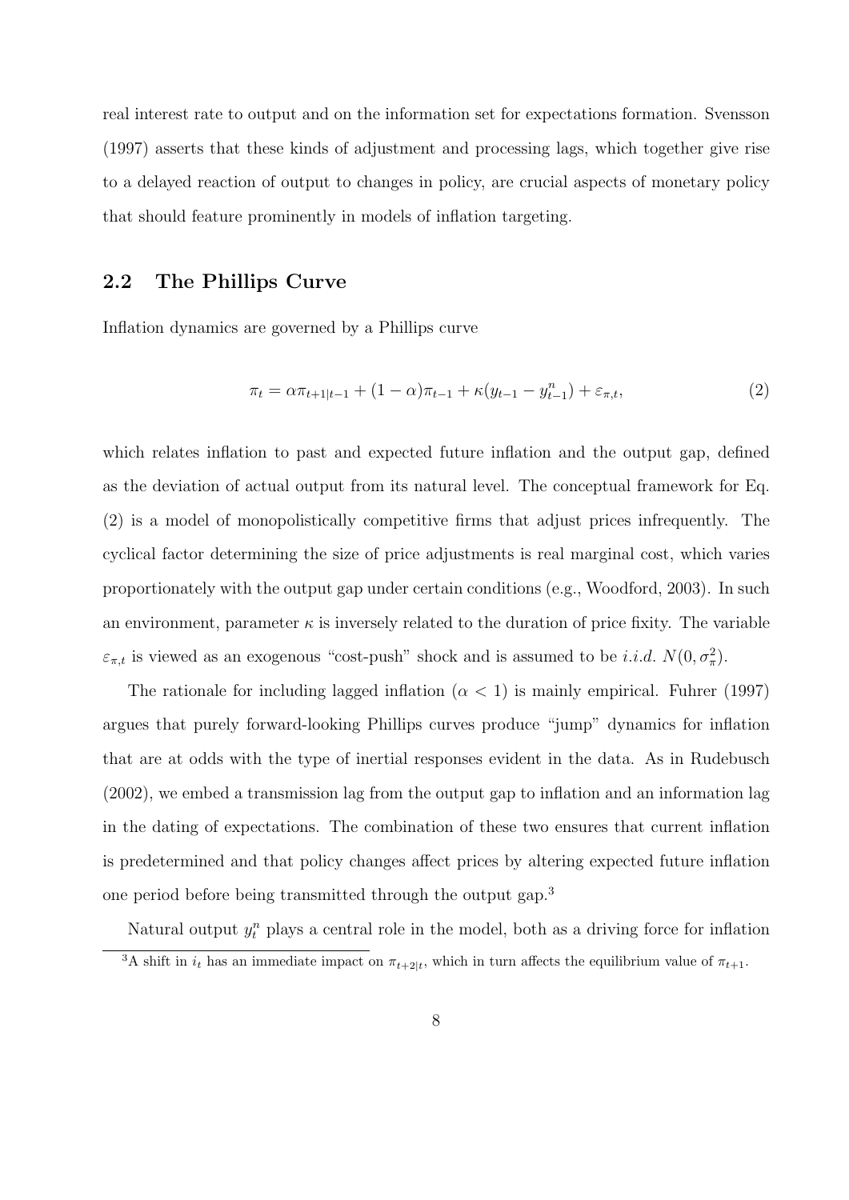real interest rate to output and on the information set for expectations formation. Svensson (1997) asserts that these kinds of adjustment and processing lags, which together give rise to a delayed reaction of output to changes in policy, are crucial aspects of monetary policy that should feature prominently in models of inflation targeting.

## 2.2 The Phillips Curve

Inflation dynamics are governed by a Phillips curve

$$\pi_t = \alpha \pi_{t+1|t-1} + (1-\alpha)\pi_{t-1} + \kappa(y_{t-1} - y^n_{t-1}) + \varepsilon_{\pi,t}, \tag{2}$$

which relates inflation to past and expected future inflation and the output gap, defined as the deviation of actual output from its natural level. The conceptual framework for Eq. (2) is a model of monopolistically competitive firms that adjust prices infrequently. The cyclical factor determining the size of price adjustments is real marginal cost, which varies proportionately with the output gap under certain conditions (e.g., Woodford, 2003). In such an environment, parameter $\kappa$ is inversely related to the duration of price fixity. The variable $\varepsilon_{\pi,t}$ is viewed as an exogenous "cost-push" shock and is assumed to be *i.i.d.* $N(0, \sigma^2_\pi)$.

The rationale for including lagged inflation ($\alpha < 1$) is mainly empirical. Fuhrer (1997) argues that purely forward-looking Phillips curves produce "jump" dynamics for inflation that are at odds with the type of inertial responses evident in the data. As in Rudebusch (2002), we embed a transmission lag from the output gap to inflation and an information lag in the dating of expectations. The combination of these two ensures that current inflation is predetermined and that policy changes affect prices by altering expected future inflation one period before being transmitted through the output gap.[3]

Natural output $y^n_t$ plays a central role in the model, both as a driving force for inflation

[3] A shift in $i_t$ has an immediate impact on $\pi_{t+2|t}$, which in turn affects the equilibrium value of $\pi_{t+1}$.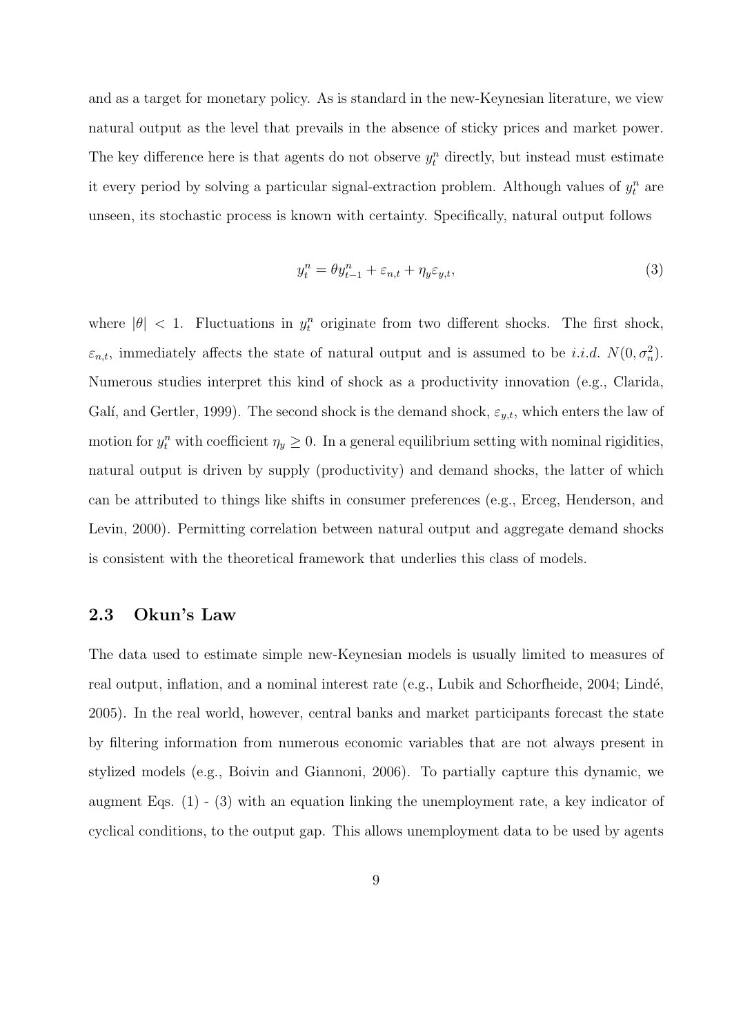and as a target for monetary policy. As is standard in the new-Keynesian literature, we view natural output as the level that prevails in the absence of sticky prices and market power. The key difference here is that agents do not observe $y_t^n$ directly, but instead must estimate it every period by solving a particular signal-extraction problem. Although values of $y_t^n$ are unseen, its stochastic process is known with certainty. Specifically, natural output follows

$$y_t^n = \theta y_{t-1}^n + \varepsilon_{n,t} + \eta_y \varepsilon_{y,t}, \tag{3}$$

where $|\theta| < 1$. Fluctuations in $y_t^n$ originate from two different shocks. The first shock, $\varepsilon_{n,t}$, immediately affects the state of natural output and is assumed to be *i.i.d.* $N(0, \sigma_n^2)$. Numerous studies interpret this kind of shock as a productivity innovation (e.g., Clarida, Galí, and Gertler, 1999). The second shock is the demand shock, $\varepsilon_{y,t}$, which enters the law of motion for $y_t^n$ with coefficient $\eta_y \geq 0$. In a general equilibrium setting with nominal rigidities, natural output is driven by supply (productivity) and demand shocks, the latter of which can be attributed to things like shifts in consumer preferences (e.g., Erceg, Henderson, and Levin, 2000). Permitting correlation between natural output and aggregate demand shocks is consistent with the theoretical framework that underlies this class of models.

## 2.3 Okun's Law

The data used to estimate simple new-Keynesian models is usually limited to measures of real output, inflation, and a nominal interest rate (e.g., Lubik and Schorfheide, 2004; Lindé, 2005). In the real world, however, central banks and market participants forecast the state by filtering information from numerous economic variables that are not always present in stylized models (e.g., Boivin and Giannoni, 2006). To partially capture this dynamic, we augment Eqs. (1) - (3) with an equation linking the unemployment rate, a key indicator of cyclical conditions, to the output gap. This allows unemployment data to be used by agents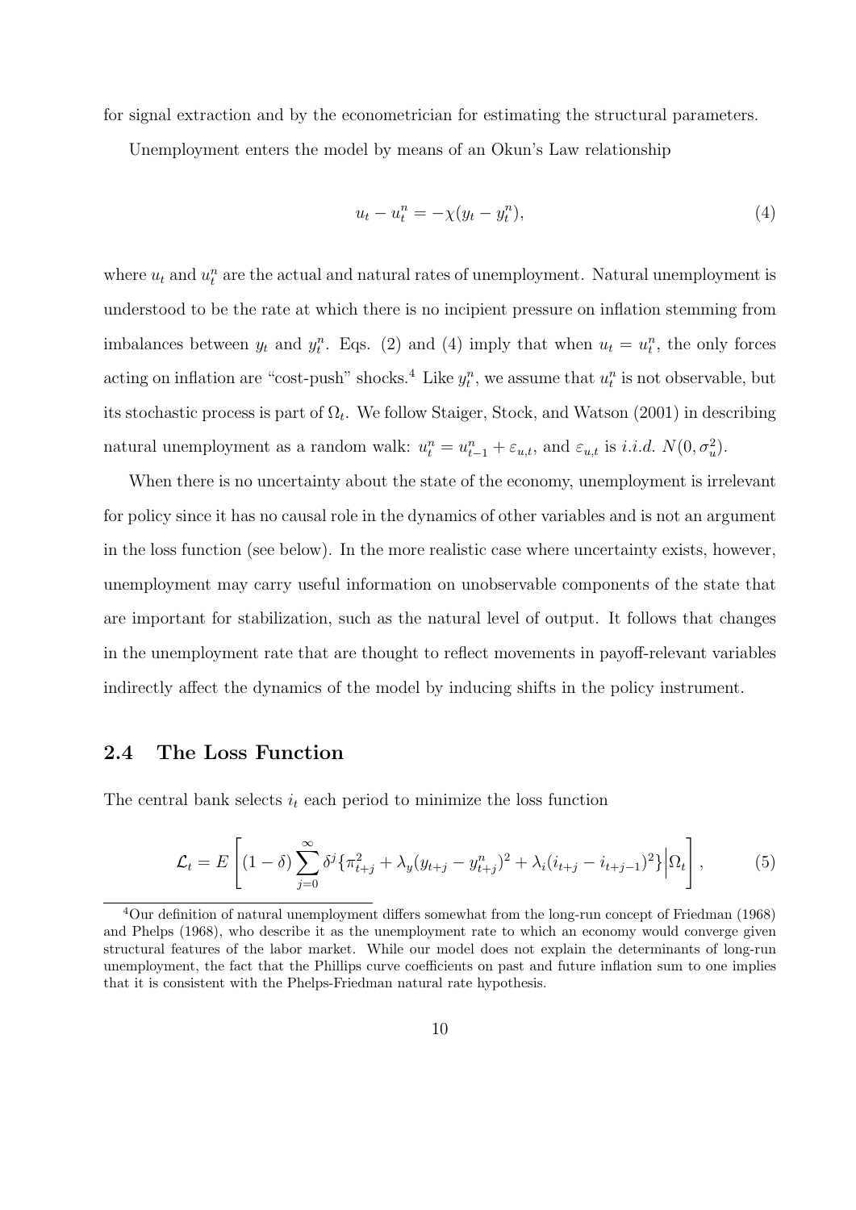for signal extraction and by the econometrician for estimating the structural parameters.

Unemployment enters the model by means of an Okun's Law relationship

$$u_t - u_t^n = -\chi(y_t - y_t^n), \tag{4}$$

where $u_t$ and $u_t^n$ are the actual and natural rates of unemployment. Natural unemployment is understood to be the rate at which there is no incipient pressure on inflation stemming from imbalances between $y_t$ and $y_t^n$. Eqs. (2) and (4) imply that when $u_t = u_t^n$, the only forces acting on inflation are "cost-push" shocks.[4] Like $y_t^n$, we assume that $u_t^n$ is not observable, but its stochastic process is part of $\Omega_t$. We follow Staiger, Stock, and Watson (2001) in describing natural unemployment as a random walk: $u_t^n = u_{t-1}^n + \varepsilon_{u,t}$, and $\varepsilon_{u,t}$ is *i.i.d.* $N(0, \sigma_u^2)$.

When there is no uncertainty about the state of the economy, unemployment is irrelevant for policy since it has no causal role in the dynamics of other variables and is not an argument in the loss function (see below). In the more realistic case where uncertainty exists, however, unemployment may carry useful information on unobservable components of the state that are important for stabilization, such as the natural level of output. It follows that changes in the unemployment rate that are thought to reflect movements in payoff-relevant variables indirectly affect the dynamics of the model by inducing shifts in the policy instrument.

## 2.4 The Loss Function

The central bank selects $i_t$ each period to minimize the loss function

$$\mathcal{L}_t = E\left[(1-\delta)\sum_{j=0}^{\infty}\delta^j\{\pi_{t+j}^2 + \lambda_y(y_{t+j} - y_{t+j}^n)^2 + \lambda_i(i_{t+j} - i_{t+j-1})^2\}\Big|\Omega_t\right], \tag{5}$$

[4] Our definition of natural unemployment differs somewhat from the long-run concept of Friedman (1968) and Phelps (1968), who describe it as the unemployment rate to which an economy would converge given structural features of the labor market. While our model does not explain the determinants of long-run unemployment, the fact that the Phillips curve coefficients on past and future inflation sum to one implies that it is consistent with the Phelps-Friedman natural rate hypothesis.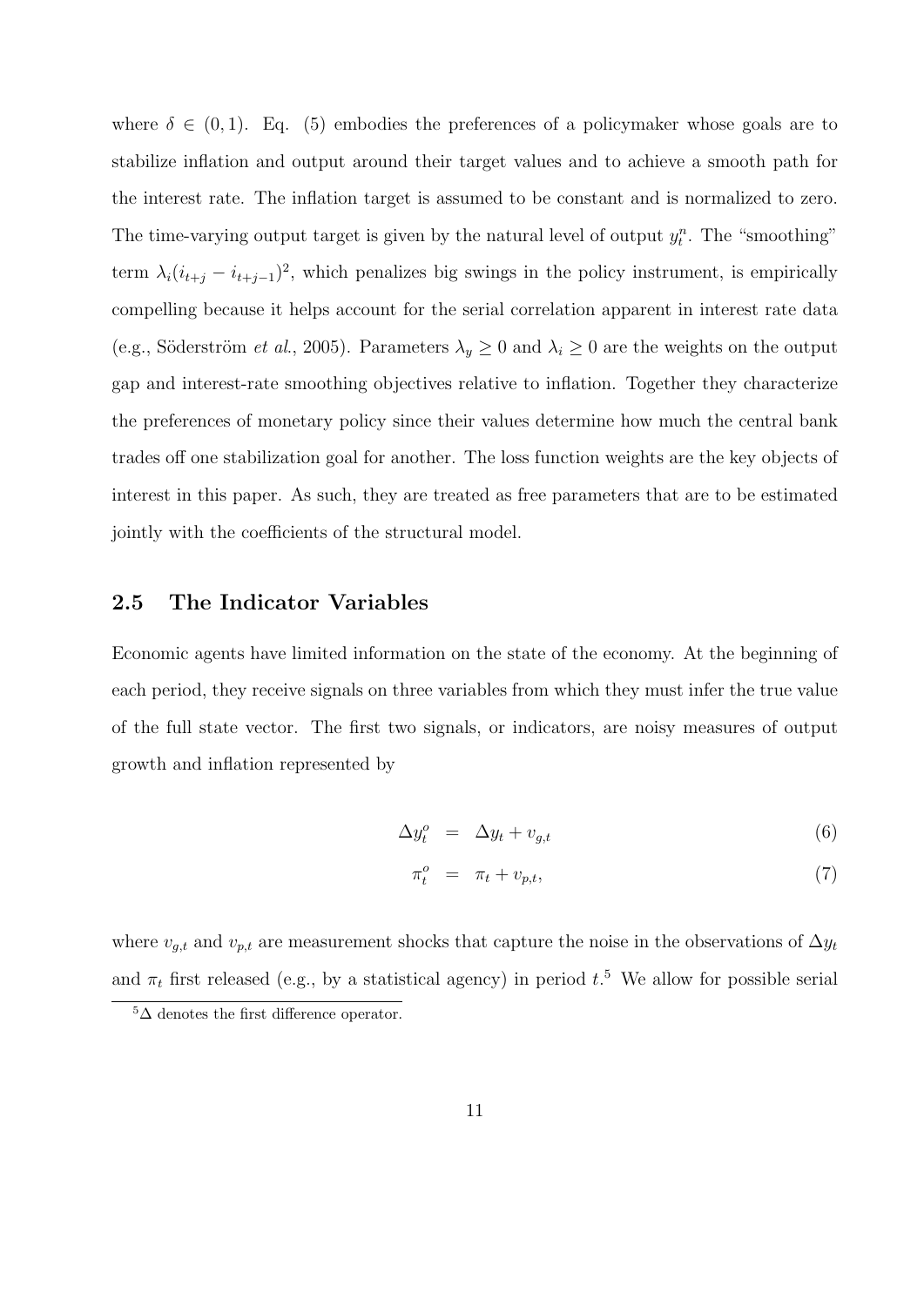where $\delta \in (0, 1)$. Eq. (5) embodies the preferences of a policymaker whose goals are to stabilize inflation and output around their target values and to achieve a smooth path for the interest rate. The inflation target is assumed to be constant and is normalized to zero. The time-varying output target is given by the natural level of output $y_t^n$. The "smoothing" term $\lambda_i(i_{t+j} - i_{t+j-1})^2$, which penalizes big swings in the policy instrument, is empirically compelling because it helps account for the serial correlation apparent in interest rate data (e.g., Söderström *et al.*, 2005). Parameters $\lambda_y \geq 0$ and $\lambda_i \geq 0$ are the weights on the output gap and interest-rate smoothing objectives relative to inflation. Together they characterize the preferences of monetary policy since their values determine how much the central bank trades off one stabilization goal for another. The loss function weights are the key objects of interest in this paper. As such, they are treated as free parameters that are to be estimated jointly with the coefficients of the structural model.

## 2.5 The Indicator Variables

Economic agents have limited information on the state of the economy. At the beginning of each period, they receive signals on three variables from which they must infer the true value of the full state vector. The first two signals, or indicators, are noisy measures of output growth and inflation represented by

$$\Delta y_t^o = \Delta y_t + v_{g,t} \tag{6}$$

$$\pi_t^o = \pi_t + v_{p,t}, \tag{7}$$

where $v_{g,t}$ and $v_{p,t}$ are measurement shocks that capture the noise in the observations of $\Delta y_t$ and $\pi_t$ first released (e.g., by a statistical agency) in period $t$.[5] We allow for possible serial

[5] $\Delta$ denotes the first difference operator.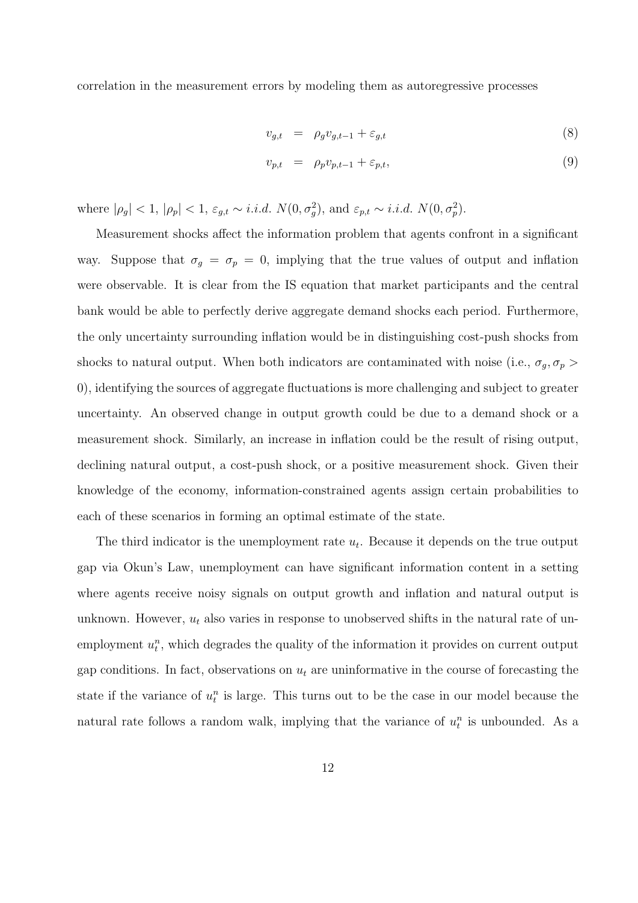correlation in the measurement errors by modeling them as autoregressive processes

$$v_{g,t} = \rho_g v_{g,t-1} + \varepsilon_{g,t} \tag{8}$$

$$v_{p,t} = \rho_p v_{p,t-1} + \varepsilon_{p,t}, \tag{9}$$

where $|\rho_g| < 1$, $|\rho_p| < 1$, $\varepsilon_{g,t} \sim i.i.d.\ N(0, \sigma_g^2)$, and $\varepsilon_{p,t} \sim i.i.d.\ N(0, \sigma_p^2)$.

Measurement shocks affect the information problem that agents confront in a significant way. Suppose that $\sigma_g = \sigma_p = 0$, implying that the true values of output and inflation were observable. It is clear from the IS equation that market participants and the central bank would be able to perfectly derive aggregate demand shocks each period. Furthermore, the only uncertainty surrounding inflation would be in distinguishing cost-push shocks from shocks to natural output. When both indicators are contaminated with noise (i.e., $\sigma_g, \sigma_p > 0$), identifying the sources of aggregate fluctuations is more challenging and subject to greater uncertainty. An observed change in output growth could be due to a demand shock or a measurement shock. Similarly, an increase in inflation could be the result of rising output, declining natural output, a cost-push shock, or a positive measurement shock. Given their knowledge of the economy, information-constrained agents assign certain probabilities to each of these scenarios in forming an optimal estimate of the state.

The third indicator is the unemployment rate $u_t$. Because it depends on the true output gap via Okun's Law, unemployment can have significant information content in a setting where agents receive noisy signals on output growth and inflation and natural output is unknown. However, $u_t$ also varies in response to unobserved shifts in the natural rate of unemployment $u_t^n$, which degrades the quality of the information it provides on current output gap conditions. In fact, observations on $u_t$ are uninformative in the course of forecasting the state if the variance of $u_t^n$ is large. This turns out to be the case in our model because the natural rate follows a random walk, implying that the variance of $u_t^n$ is unbounded. As a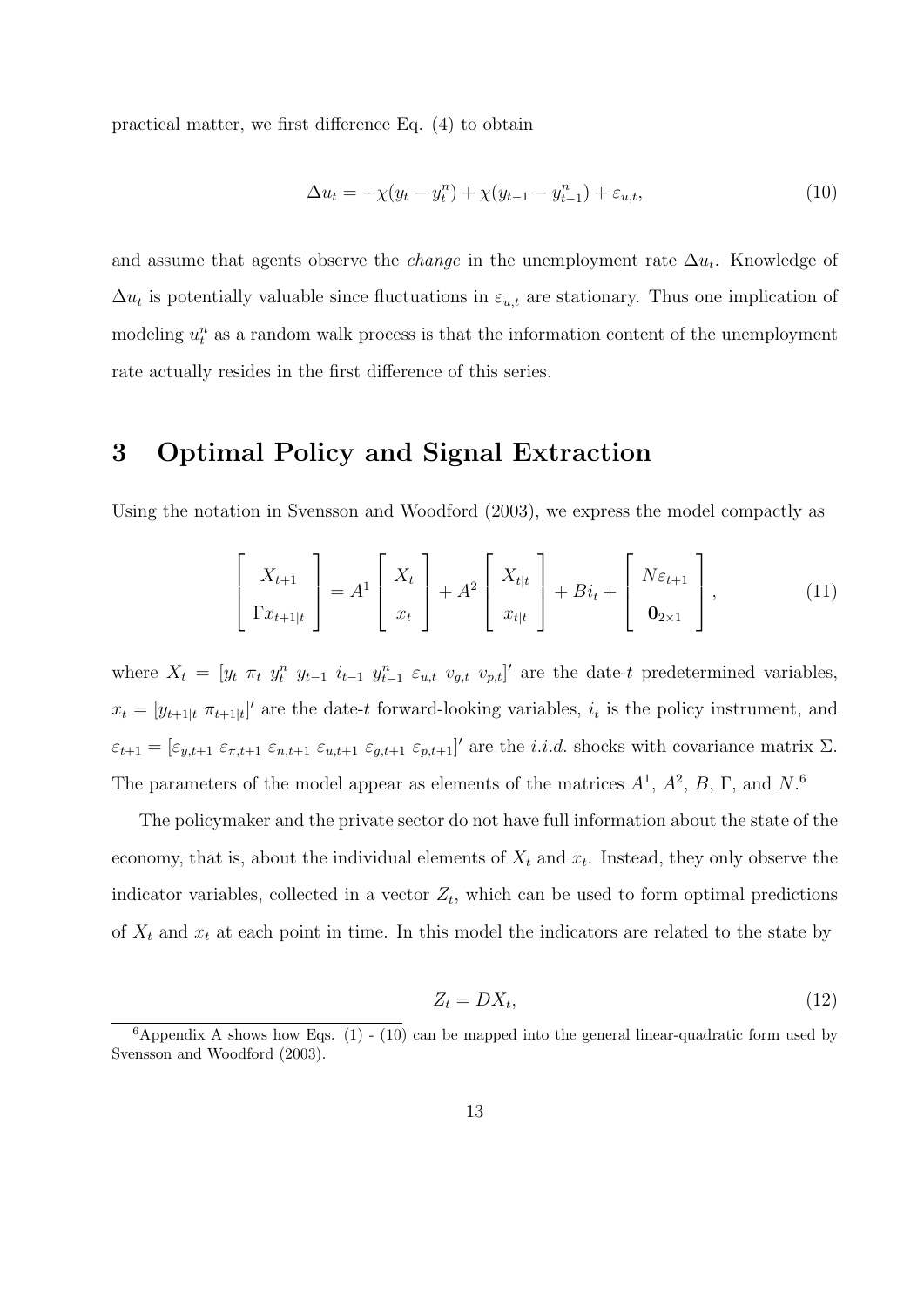practical matter, we first difference Eq. (4) to obtain

$$
\Delta u_t = -\chi(y_t - y_t^n) + \chi(y_{t-1} - y_{t-1}^n) + \varepsilon_{u,t}, \tag{10}
$$

and assume that agents observe the *change* in the unemployment rate $\Delta u_t$. Knowledge of $\Delta u_t$ is potentially valuable since fluctuations in $\varepsilon_{u,t}$ are stationary. Thus one implication of modeling $u_t^n$ as a random walk process is that the information content of the unemployment rate actually resides in the first difference of this series.

# 3 Optimal Policy and Signal Extraction

Using the notation in Svensson and Woodford (2003), we express the model compactly as

$$
\begin{bmatrix} X_{t+1} \\ \Gamma x_{t+1|t} \end{bmatrix} = A^1 \begin{bmatrix} X_t \\ x_t \end{bmatrix} + A^2 \begin{bmatrix} X_{t|t} \\ x_{t|t} \end{bmatrix} + B i_t + \begin{bmatrix} N\varepsilon_{t+1} \\ \mathbf{0}_{2\times 1} \end{bmatrix}, \tag{11}
$$

where $X_t = [y_t \ \pi_t \ y_t^n \ y_{t-1} \ i_{t-1} \ y_{t-1}^n \ \varepsilon_{u,t} \ v_{g,t} \ v_{p,t}]'$ are the date-$t$ predetermined variables, $x_t = [y_{t+1|t} \ \pi_{t+1|t}]'$ are the date-$t$ forward-looking variables, $i_t$ is the policy instrument, and $\varepsilon_{t+1} = [\varepsilon_{y,t+1} \ \varepsilon_{\pi,t+1} \ \varepsilon_{n,t+1} \ \varepsilon_{u,t+1} \ \varepsilon_{g,t+1} \ \varepsilon_{p,t+1}]'$ are the *i.i.d.* shocks with covariance matrix $\Sigma$. The parameters of the model appear as elements of the matrices $A^1$, $A^2$, $B$, $\Gamma$, and $N$.[6]

The policymaker and the private sector do not have full information about the state of the economy, that is, about the individual elements of $X_t$ and $x_t$. Instead, they only observe the indicator variables, collected in a vector $Z_t$, which can be used to form optimal predictions of $X_t$ and $x_t$ at each point in time. In this model the indicators are related to the state by

$$
Z_t = DX_t, \tag{12}
$$

[6] Appendix A shows how Eqs. (1) - (10) can be mapped into the general linear-quadratic form used by Svensson and Woodford (2003).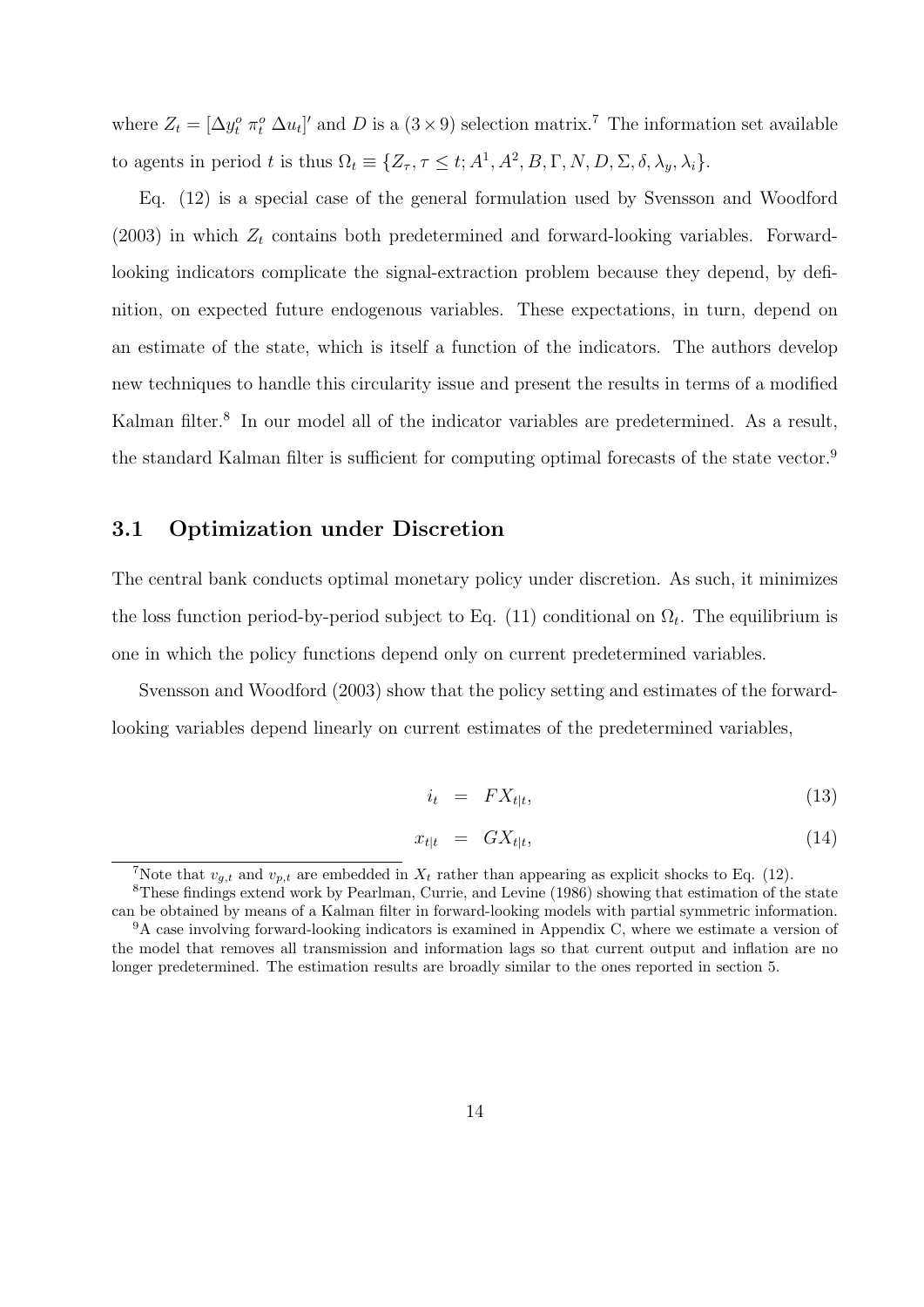where $Z_t = [\Delta y_t^o \; \pi_t^o \; \Delta u_t]'$ and $D$ is a $(3 \times 9)$ selection matrix.[7] The information set available to agents in period $t$ is thus $\Omega_t \equiv \{Z_\tau, \tau \leq t; A^1, A^2, B, \Gamma, N, D, \Sigma, \delta, \lambda_y, \lambda_i\}$.

Eq. (12) is a special case of the general formulation used by Svensson and Woodford (2003) in which $Z_t$ contains both predetermined and forward-looking variables. Forward-looking indicators complicate the signal-extraction problem because they depend, by definition, on expected future endogenous variables. These expectations, in turn, depend on an estimate of the state, which is itself a function of the indicators. The authors develop new techniques to handle this circularity issue and present the results in terms of a modified Kalman filter.[8] In our model all of the indicator variables are predetermined. As a result, the standard Kalman filter is sufficient for computing optimal forecasts of the state vector.[9]

## 3.1 Optimization under Discretion

The central bank conducts optimal monetary policy under discretion. As such, it minimizes the loss function period-by-period subject to Eq. (11) conditional on $\Omega_t$. The equilibrium is one in which the policy functions depend only on current predetermined variables.

Svensson and Woodford (2003) show that the policy setting and estimates of the forward-looking variables depend linearly on current estimates of the predetermined variables,

$$i_t = F X_{t|t}, \tag{13}$$

$$x_{t|t} = G X_{t|t}, \tag{14}$$

---

[7] Note that $v_{g,t}$ and $v_{p,t}$ are embedded in $X_t$ rather than appearing as explicit shocks to Eq. (12).

[8] These findings extend work by Pearlman, Currie, and Levine (1986) showing that estimation of the state can be obtained by means of a Kalman filter in forward-looking models with partial symmetric information.

[9] A case involving forward-looking indicators is examined in Appendix C, where we estimate a version of the model that removes all transmission and information lags so that current output and inflation are no longer predetermined. The estimation results are broadly similar to the ones reported in section 5.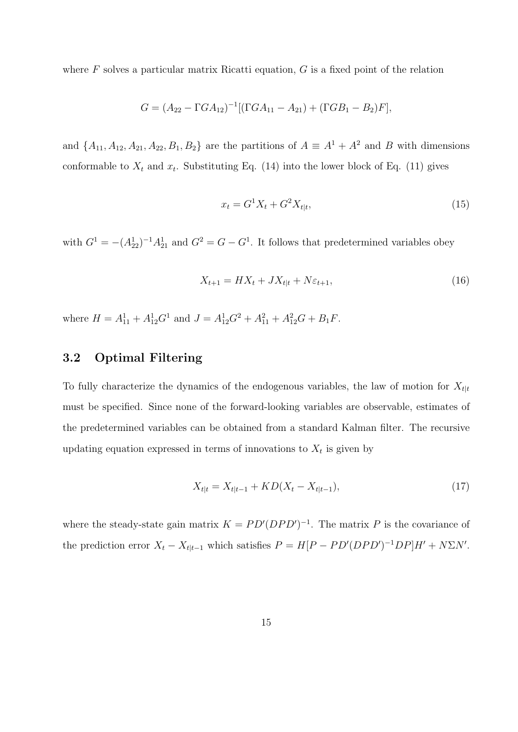where $F$ solves a particular matrix Ricatti equation, $G$ is a fixed point of the relation

$$G = (A_{22} - \Gamma G A_{12})^{-1}[(\Gamma G A_{11} - A_{21}) + (\Gamma G B_1 - B_2)F],$$

and $\{A_{11}, A_{12}, A_{21}, A_{22}, B_1, B_2\}$ are the partitions of $A \equiv A^1 + A^2$ and $B$ with dimensions conformable to $X_t$ and $x_t$. Substituting Eq. (14) into the lower block of Eq. (11) gives

$$x_t = G^1 X_t + G^2 X_{t|t}, \tag{15}$$

with $G^1 = -(A^1_{22})^{-1} A^1_{21}$ and $G^2 = G - G^1$. It follows that predetermined variables obey

$$X_{t+1} = H X_t + J X_{t|t} + N\varepsilon_{t+1}, \tag{16}$$

where $H = A^1_{11} + A^1_{12} G^1$ and $J = A^1_{12} G^2 + A^2_{11} + A^2_{12} G + B_1 F$.

## 3.2 Optimal Filtering

To fully characterize the dynamics of the endogenous variables, the law of motion for $X_{t|t}$ must be specified. Since none of the forward-looking variables are observable, estimates of the predetermined variables can be obtained from a standard Kalman filter. The recursive updating equation expressed in terms of innovations to $X_t$ is given by

$$X_{t|t} = X_{t|t-1} + KD(X_t - X_{t|t-1}), \tag{17}$$

where the steady-state gain matrix $K = PD'(DPD')^{-1}$. The matrix $P$ is the covariance of the prediction error $X_t - X_{t|t-1}$ which satisfies $P = H[P - PD'(DPD')^{-1}DP]H' + N\Sigma N'$.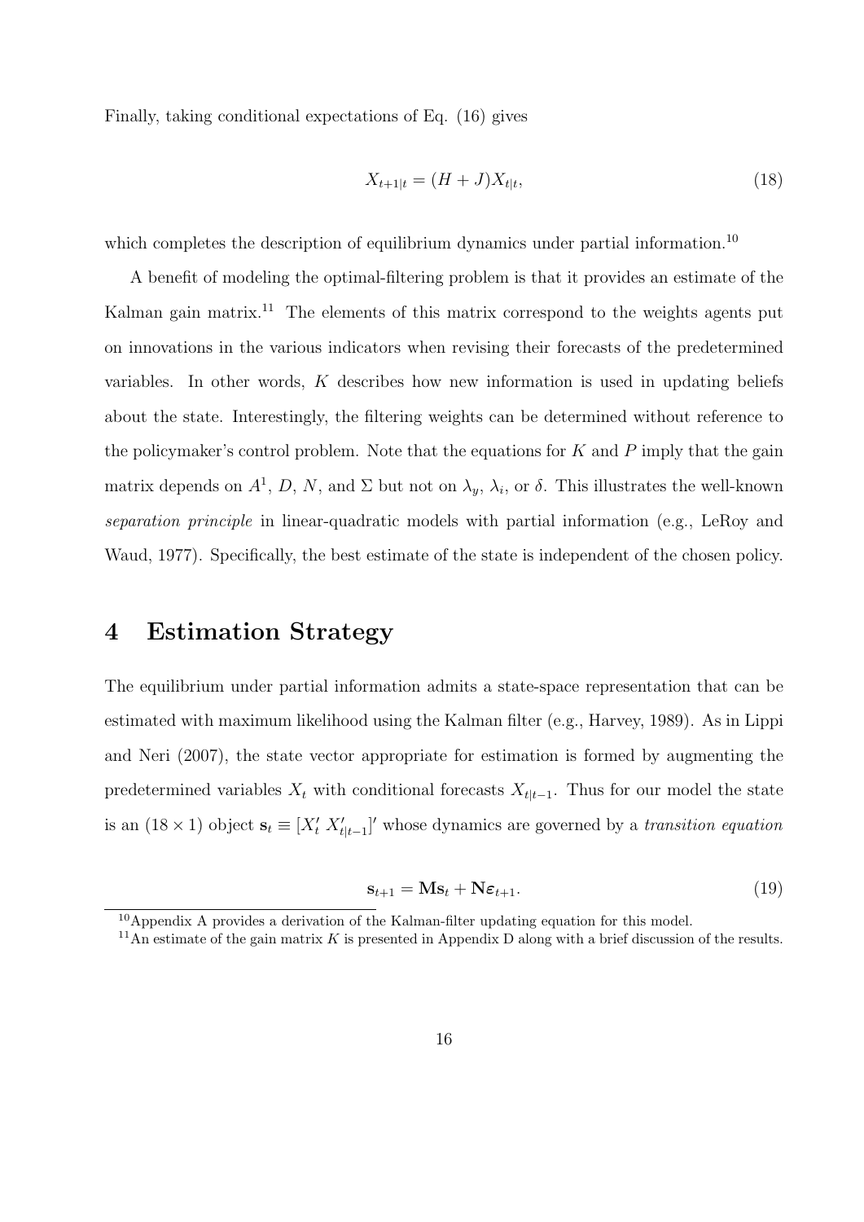Finally, taking conditional expectations of Eq. (16) gives

$$X_{t+1|t} = (H + J)X_{t|t}, \tag{18}$$

which completes the description of equilibrium dynamics under partial information.[10]

A benefit of modeling the optimal-filtering problem is that it provides an estimate of the Kalman gain matrix.[11] The elements of this matrix correspond to the weights agents put on innovations in the various indicators when revising their forecasts of the predetermined variables. In other words, $K$ describes how new information is used in updating beliefs about the state. Interestingly, the filtering weights can be determined without reference to the policymaker's control problem. Note that the equations for $K$ and $P$ imply that the gain matrix depends on $A^1$, $D$, $N$, and $\Sigma$ but not on $\lambda_y$, $\lambda_i$, or $\delta$. This illustrates the well-known *separation principle* in linear-quadratic models with partial information (e.g., LeRoy and Waud, 1977). Specifically, the best estimate of the state is independent of the chosen policy.

# 4 Estimation Strategy

The equilibrium under partial information admits a state-space representation that can be estimated with maximum likelihood using the Kalman filter (e.g., Harvey, 1989). As in Lippi and Neri (2007), the state vector appropriate for estimation is formed by augmenting the predetermined variables $X_t$ with conditional forecasts $X_{t|t-1}$. Thus for our model the state is an $(18 \times 1)$ object $\mathbf{s}_t \equiv [X_t' \; X_{t|t-1}']'$ whose dynamics are governed by a *transition equation*

$$\mathbf{s}_{t+1} = \mathbf{M}\mathbf{s}_t + \mathbf{N}\boldsymbol{\varepsilon}_{t+1}. \tag{19}$$

[10] Appendix A provides a derivation of the Kalman-filter updating equation for this model.

[11] An estimate of the gain matrix $K$ is presented in Appendix D along with a brief discussion of the results.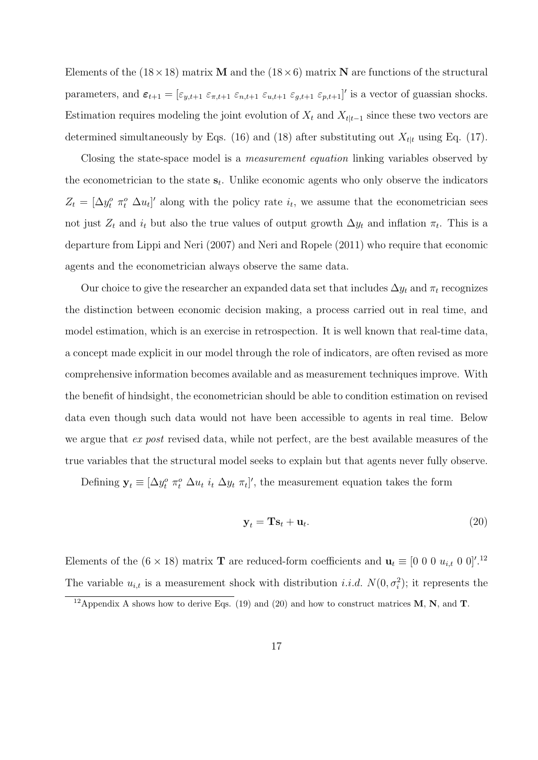Elements of the $(18 \times 18)$ matrix $\mathbf{M}$ and the $(18 \times 6)$ matrix $\mathbf{N}$ are functions of the structural parameters, and $\boldsymbol{\varepsilon}_{t+1} = [\varepsilon_{y,t+1} \; \varepsilon_{\pi,t+1} \; \varepsilon_{n,t+1} \; \varepsilon_{u,t+1} \; \varepsilon_{g,t+1} \; \varepsilon_{p,t+1}]'$ is a vector of guassian shocks. Estimation requires modeling the joint evolution of $X_t$ and $X_{t|t-1}$ since these two vectors are determined simultaneously by Eqs. (16) and (18) after substituting out $X_{t|t}$ using Eq. (17).

Closing the state-space model is a *measurement equation* linking variables observed by the econometrician to the state $\mathbf{s}_t$. Unlike economic agents who only observe the indicators $Z_t = [\Delta y_t^o \; \pi_t^o \; \Delta u_t]'$ along with the policy rate $i_t$, we assume that the econometrician sees not just $Z_t$ and $i_t$ but also the true values of output growth $\Delta y_t$ and inflation $\pi_t$. This is a departure from Lippi and Neri (2007) and Neri and Ropele (2011) who require that economic agents and the econometrician always observe the same data.

Our choice to give the researcher an expanded data set that includes $\Delta y_t$ and $\pi_t$ recognizes the distinction between economic decision making, a process carried out in real time, and model estimation, which is an exercise in retrospection. It is well known that real-time data, a concept made explicit in our model through the role of indicators, are often revised as more comprehensive information becomes available and as measurement techniques improve. With the benefit of hindsight, the econometrician should be able to condition estimation on revised data even though such data would not have been accessible to agents in real time. Below we argue that *ex post* revised data, while not perfect, are the best available measures of the true variables that the structural model seeks to explain but that agents never fully observe.

Defining $\mathbf{y}_t \equiv [\Delta y_t^o \; \pi_t^o \; \Delta u_t \; i_t \; \Delta y_t \; \pi_t]'$, the measurement equation takes the form

$$\mathbf{y}_t = \mathbf{T}\mathbf{s}_t + \mathbf{u}_t. \tag{20}$$

Elements of the $(6 \times 18)$ matrix $\mathbf{T}$ are reduced-form coefficients and $\mathbf{u}_t \equiv [0 \; 0 \; 0 \; u_{i,t} \; 0 \; 0]'$.[12] The variable $u_{i,t}$ is a measurement shock with distribution *i.i.d.* $N(0, \sigma_i^2)$; it represents the

[12] Appendix A shows how to derive Eqs. (19) and (20) and how to construct matrices $\mathbf{M}$, $\mathbf{N}$, and $\mathbf{T}$.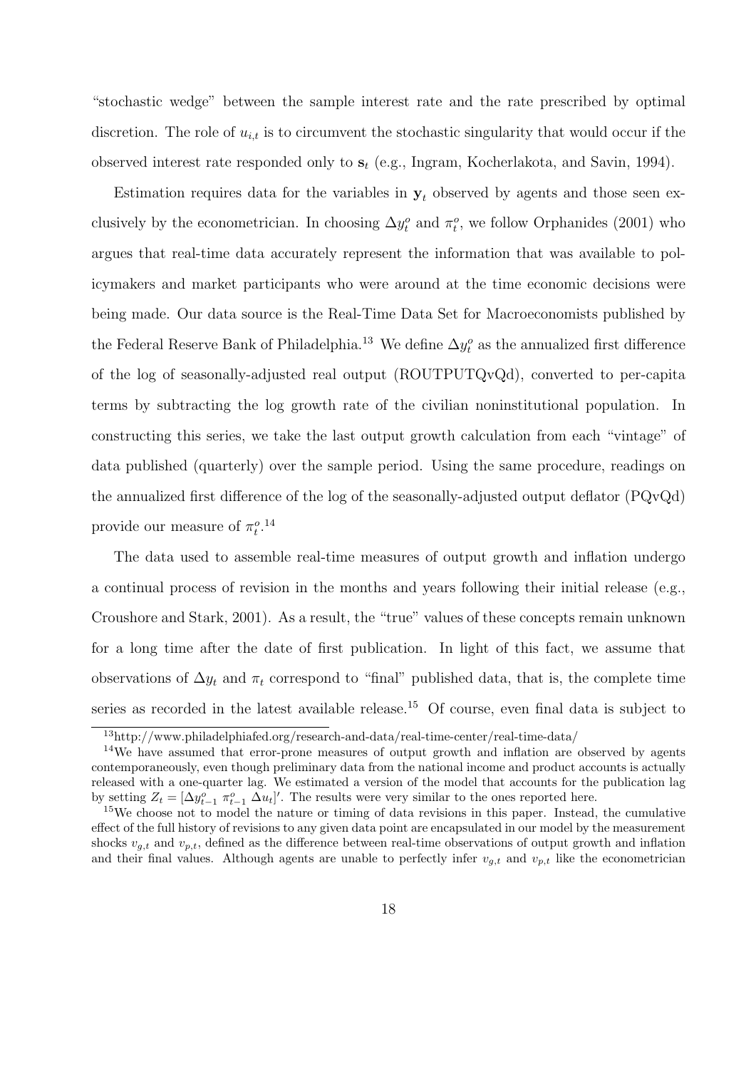"stochastic wedge" between the sample interest rate and the rate prescribed by optimal discretion. The role of $u_{i,t}$ is to circumvent the stochastic singularity that would occur if the observed interest rate responded only to $\mathbf{s}_t$ (e.g., Ingram, Kocherlakota, and Savin, 1994).

Estimation requires data for the variables in $\mathbf{y}_t$ observed by agents and those seen exclusively by the econometrician. In choosing $\Delta y_t^o$ and $\pi_t^o$, we follow Orphanides (2001) who argues that real-time data accurately represent the information that was available to policymakers and market participants who were around at the time economic decisions were being made. Our data source is the Real-Time Data Set for Macroeconomists published by the Federal Reserve Bank of Philadelphia.[13] We define $\Delta y_t^o$ as the annualized first difference of the log of seasonally-adjusted real output (ROUTPUTQvQd), converted to per-capita terms by subtracting the log growth rate of the civilian noninstitutional population. In constructing this series, we take the last output growth calculation from each "vintage" of data published (quarterly) over the sample period. Using the same procedure, readings on the annualized first difference of the log of the seasonally-adjusted output deflator (PQvQd) provide our measure of $\pi_t^o$.[14]

The data used to assemble real-time measures of output growth and inflation undergo a continual process of revision in the months and years following their initial release (e.g., Croushore and Stark, 2001). As a result, the "true" values of these concepts remain unknown for a long time after the date of first publication. In light of this fact, we assume that observations of $\Delta y_t$ and $\pi_t$ correspond to "final" published data, that is, the complete time series as recorded in the latest available release.[15] Of course, even final data is subject to

[13] http://www.philadelphiafed.org/research-and-data/real-time-center/real-time-data/

[14] We have assumed that error-prone measures of output growth and inflation are observed by agents contemporaneously, even though preliminary data from the national income and product accounts is actually released with a one-quarter lag. We estimated a version of the model that accounts for the publication lag by setting $Z_t = [\Delta y_{t-1}^o \ \pi_{t-1}^o \ \Delta u_t]'$. The results were very similar to the ones reported here.

[15] We choose not to model the nature or timing of data revisions in this paper. Instead, the cumulative effect of the full history of revisions to any given data point are encapsulated in our model by the measurement shocks $v_{g,t}$ and $v_{p,t}$, defined as the difference between real-time observations of output growth and inflation and their final values. Although agents are unable to perfectly infer $v_{g,t}$ and $v_{p,t}$ like the econometrician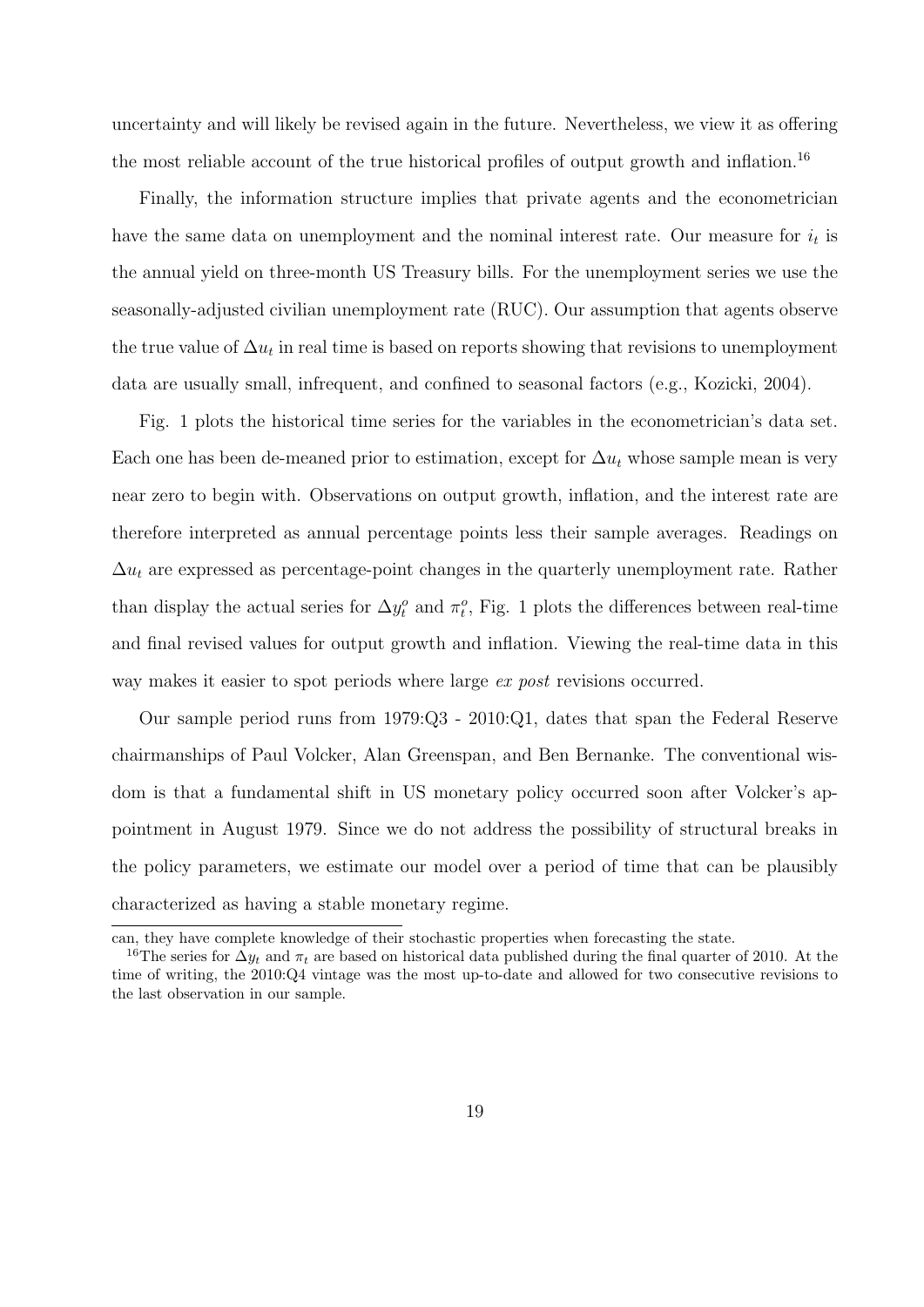uncertainty and will likely be revised again in the future. Nevertheless, we view it as offering the most reliable account of the true historical profiles of output growth and inflation.[16]

Finally, the information structure implies that private agents and the econometrician have the same data on unemployment and the nominal interest rate. Our measure for $i_t$ is the annual yield on three-month US Treasury bills. For the unemployment series we use the seasonally-adjusted civilian unemployment rate (RUC). Our assumption that agents observe the true value of $\Delta u_t$ in real time is based on reports showing that revisions to unemployment data are usually small, infrequent, and confined to seasonal factors (e.g., Kozicki, 2004).

Fig. 1 plots the historical time series for the variables in the econometrician's data set. Each one has been de-meaned prior to estimation, except for $\Delta u_t$ whose sample mean is very near zero to begin with. Observations on output growth, inflation, and the interest rate are therefore interpreted as annual percentage points less their sample averages. Readings on $\Delta u_t$ are expressed as percentage-point changes in the quarterly unemployment rate. Rather than display the actual series for $\Delta y_t^o$ and $\pi_t^o$, Fig. 1 plots the differences between real-time and final revised values for output growth and inflation. Viewing the real-time data in this way makes it easier to spot periods where large *ex post* revisions occurred.

Our sample period runs from 1979:Q3 - 2010:Q1, dates that span the Federal Reserve chairmanships of Paul Volcker, Alan Greenspan, and Ben Bernanke. The conventional wisdom is that a fundamental shift in US monetary policy occurred soon after Volcker's appointment in August 1979. Since we do not address the possibility of structural breaks in the policy parameters, we estimate our model over a period of time that can be plausibly characterized as having a stable monetary regime.

can, they have complete knowledge of their stochastic properties when forecasting the state.

[16]The series for $\Delta y_t$ and $\pi_t$ are based on historical data published during the final quarter of 2010. At the time of writing, the 2010:Q4 vintage was the most up-to-date and allowed for two consecutive revisions to the last observation in our sample.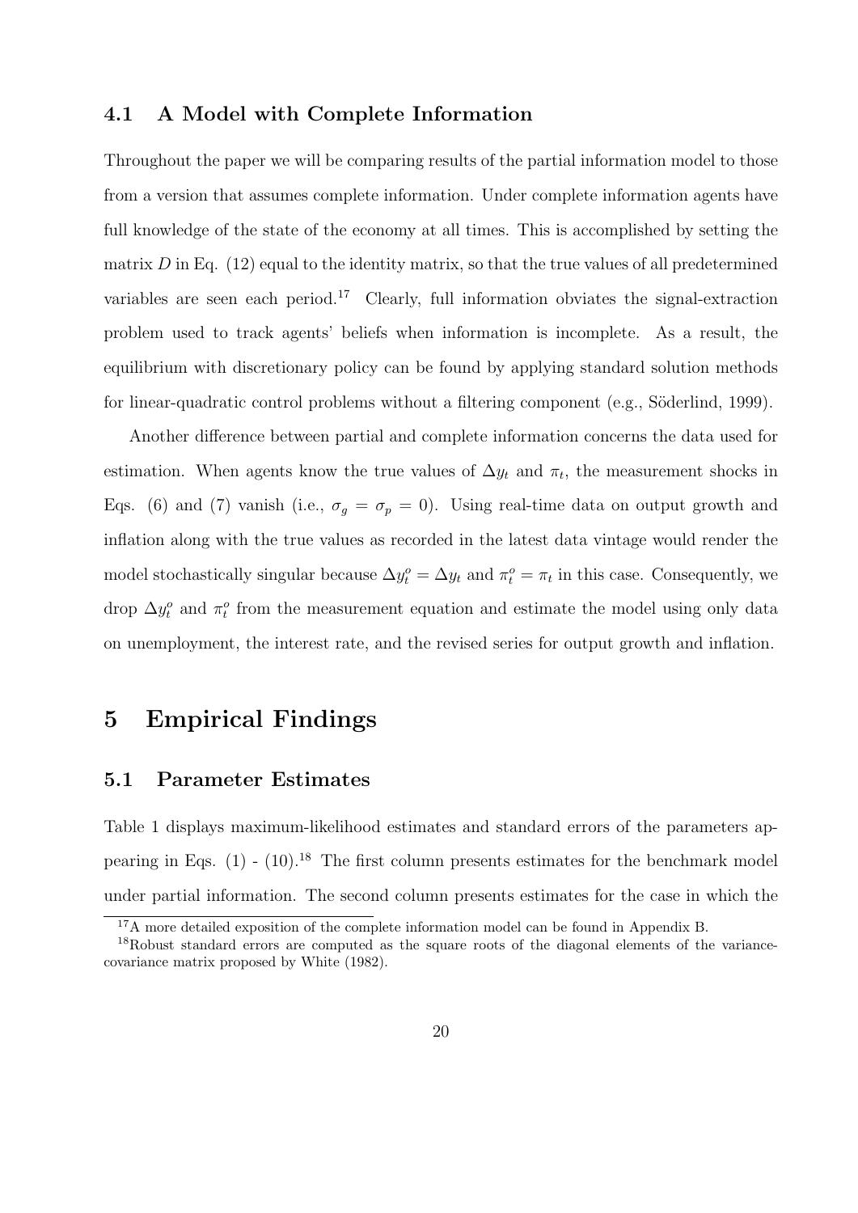### 4.1 A Model with Complete Information

Throughout the paper we will be comparing results of the partial information model to those from a version that assumes complete information. Under complete information agents have full knowledge of the state of the economy at all times. This is accomplished by setting the matrix $D$ in Eq. (12) equal to the identity matrix, so that the true values of all predetermined variables are seen each period.[17] Clearly, full information obviates the signal-extraction problem used to track agents' beliefs when information is incomplete. As a result, the equilibrium with discretionary policy can be found by applying standard solution methods for linear-quadratic control problems without a filtering component (e.g., Söderlind, 1999).

Another difference between partial and complete information concerns the data used for estimation. When agents know the true values of $\Delta y_t$ and $\pi_t$, the measurement shocks in Eqs. (6) and (7) vanish (i.e., $\sigma_g = \sigma_p = 0$). Using real-time data on output growth and inflation along with the true values as recorded in the latest data vintage would render the model stochastically singular because $\Delta y_t^o = \Delta y_t$ and $\pi_t^o = \pi_t$ in this case. Consequently, we drop $\Delta y_t^o$ and $\pi_t^o$ from the measurement equation and estimate the model using only data on unemployment, the interest rate, and the revised series for output growth and inflation.

## 5 Empirical Findings

### 5.1 Parameter Estimates

Table 1 displays maximum-likelihood estimates and standard errors of the parameters appearing in Eqs. (1) - (10).[18] The first column presents estimates for the benchmark model under partial information. The second column presents estimates for the case in which the

[17] A more detailed exposition of the complete information model can be found in Appendix B.

[18] Robust standard errors are computed as the square roots of the diagonal elements of the variance-covariance matrix proposed by White (1982).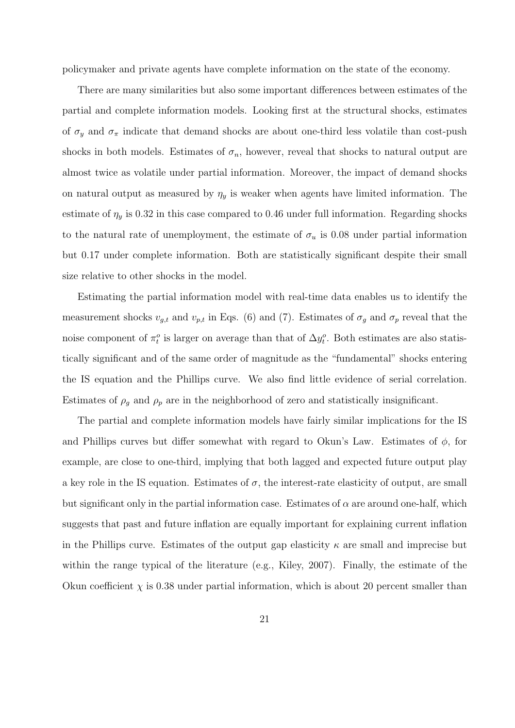policymaker and private agents have complete information on the state of the economy.

There are many similarities but also some important differences between estimates of the partial and complete information models. Looking first at the structural shocks, estimates of $\sigma_y$ and $\sigma_\pi$ indicate that demand shocks are about one-third less volatile than cost-push shocks in both models. Estimates of $\sigma_n$, however, reveal that shocks to natural output are almost twice as volatile under partial information. Moreover, the impact of demand shocks on natural output as measured by $\eta_y$ is weaker when agents have limited information. The estimate of $\eta_y$ is 0.32 in this case compared to 0.46 under full information. Regarding shocks to the natural rate of unemployment, the estimate of $\sigma_u$ is 0.08 under partial information but 0.17 under complete information. Both are statistically significant despite their small size relative to other shocks in the model.

Estimating the partial information model with real-time data enables us to identify the measurement shocks $v_{g,t}$ and $v_{p,t}$ in Eqs. (6) and (7). Estimates of $\sigma_g$ and $\sigma_p$ reveal that the noise component of $\pi_t^o$ is larger on average than that of $\Delta y_t^o$. Both estimates are also statistically significant and of the same order of magnitude as the "fundamental" shocks entering the IS equation and the Phillips curve. We also find little evidence of serial correlation. Estimates of $\rho_g$ and $\rho_p$ are in the neighborhood of zero and statistically insignificant.

The partial and complete information models have fairly similar implications for the IS and Phillips curves but differ somewhat with regard to Okun's Law. Estimates of $\phi$, for example, are close to one-third, implying that both lagged and expected future output play a key role in the IS equation. Estimates of $\sigma$, the interest-rate elasticity of output, are small but significant only in the partial information case. Estimates of $\alpha$ are around one-half, which suggests that past and future inflation are equally important for explaining current inflation in the Phillips curve. Estimates of the output gap elasticity $\kappa$ are small and imprecise but within the range typical of the literature (e.g., Kiley, 2007). Finally, the estimate of the Okun coefficient $\chi$ is 0.38 under partial information, which is about 20 percent smaller than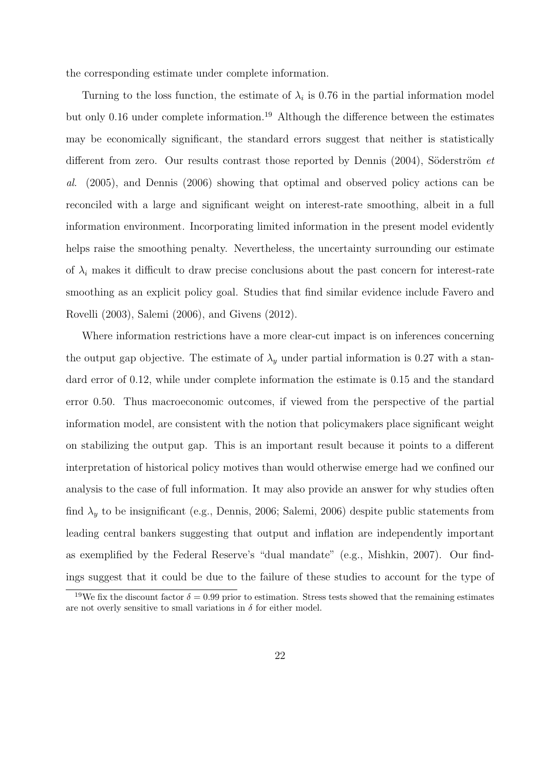the corresponding estimate under complete information.

Turning to the loss function, the estimate of $\lambda_i$ is 0.76 in the partial information model but only 0.16 under complete information.[19] Although the difference between the estimates may be economically significant, the standard errors suggest that neither is statistically different from zero. Our results contrast those reported by Dennis (2004), Söderström *et al*. (2005), and Dennis (2006) showing that optimal and observed policy actions can be reconciled with a large and significant weight on interest-rate smoothing, albeit in a full information environment. Incorporating limited information in the present model evidently helps raise the smoothing penalty. Nevertheless, the uncertainty surrounding our estimate of $\lambda_i$ makes it difficult to draw precise conclusions about the past concern for interest-rate smoothing as an explicit policy goal. Studies that find similar evidence include Favero and Rovelli (2003), Salemi (2006), and Givens (2012).

Where information restrictions have a more clear-cut impact is on inferences concerning the output gap objective. The estimate of $\lambda_y$ under partial information is 0.27 with a standard error of 0.12, while under complete information the estimate is 0.15 and the standard error 0.50. Thus macroeconomic outcomes, if viewed from the perspective of the partial information model, are consistent with the notion that policymakers place significant weight on stabilizing the output gap. This is an important result because it points to a different interpretation of historical policy motives than would otherwise emerge had we confined our analysis to the case of full information. It may also provide an answer for why studies often find $\lambda_y$ to be insignificant (e.g., Dennis, 2006; Salemi, 2006) despite public statements from leading central bankers suggesting that output and inflation are independently important as exemplified by the Federal Reserve's "dual mandate" (e.g., Mishkin, 2007). Our findings suggest that it could be due to the failure of these studies to account for the type of

[19] We fix the discount factor $\delta = 0.99$ prior to estimation. Stress tests showed that the remaining estimates are not overly sensitive to small variations in $\delta$ for either model.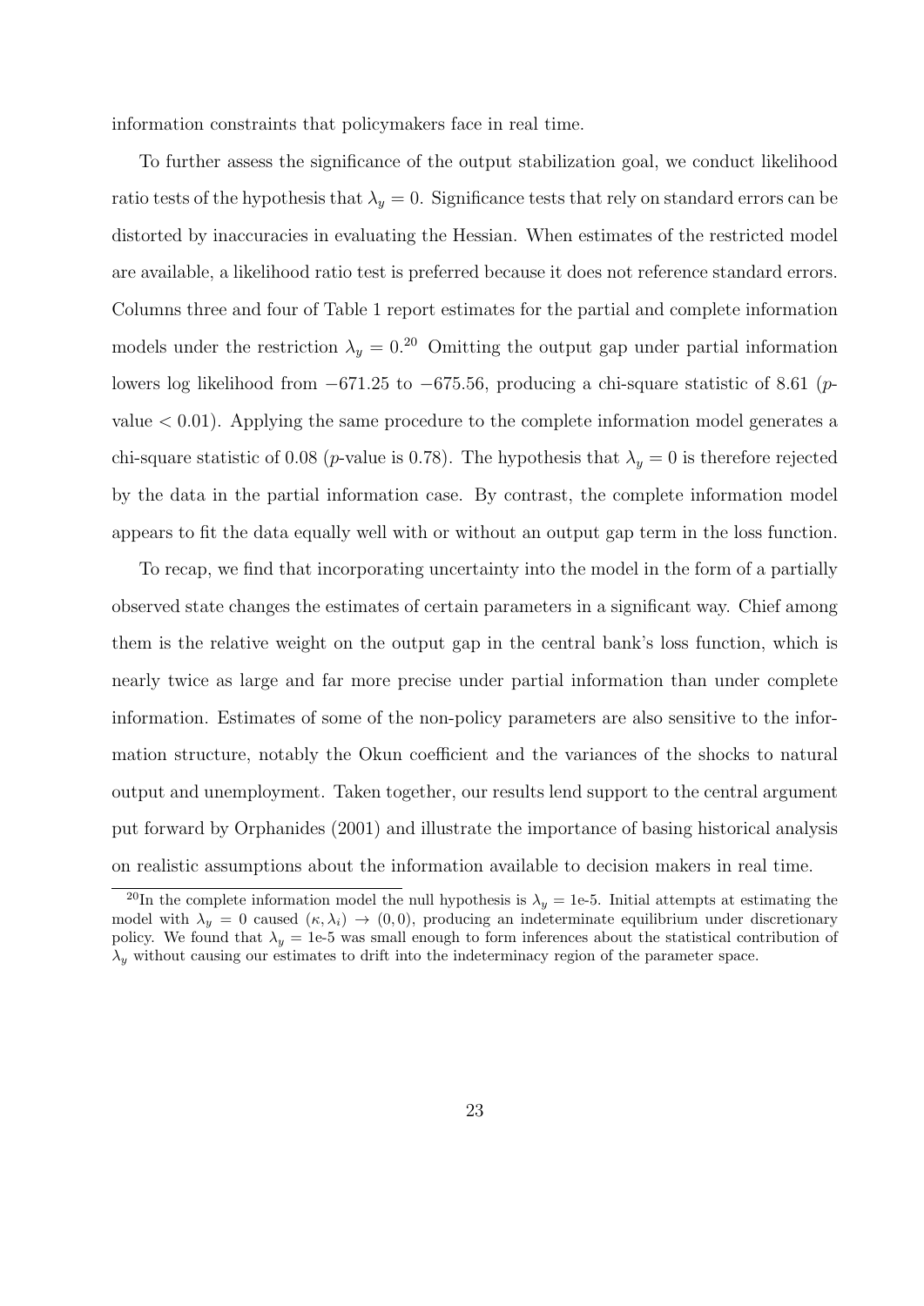information constraints that policymakers face in real time.

To further assess the significance of the output stabilization goal, we conduct likelihood ratio tests of the hypothesis that $\lambda_y = 0$. Significance tests that rely on standard errors can be distorted by inaccuracies in evaluating the Hessian. When estimates of the restricted model are available, a likelihood ratio test is preferred because it does not reference standard errors. Columns three and four of Table 1 report estimates for the partial and complete information models under the restriction $\lambda_y = 0$.[20] Omitting the output gap under partial information lowers log likelihood from $-671.25$ to $-675.56$, producing a chi-square statistic of 8.61 ($p$-value $< 0.01$). Applying the same procedure to the complete information model generates a chi-square statistic of 0.08 ($p$-value is 0.78). The hypothesis that $\lambda_y = 0$ is therefore rejected by the data in the partial information case. By contrast, the complete information model appears to fit the data equally well with or without an output gap term in the loss function.

To recap, we find that incorporating uncertainty into the model in the form of a partially observed state changes the estimates of certain parameters in a significant way. Chief among them is the relative weight on the output gap in the central bank's loss function, which is nearly twice as large and far more precise under partial information than under complete information. Estimates of some of the non-policy parameters are also sensitive to the information structure, notably the Okun coefficient and the variances of the shocks to natural output and unemployment. Taken together, our results lend support to the central argument put forward by Orphanides (2001) and illustrate the importance of basing historical analysis on realistic assumptions about the information available to decision makers in real time.

[20] In the complete information model the null hypothesis is $\lambda_y = $ 1e-5. Initial attempts at estimating the model with $\lambda_y = 0$ caused $(\kappa, \lambda_i) \to (0, 0)$, producing an indeterminate equilibrium under discretionary policy. We found that $\lambda_y = $ 1e-5 was small enough to form inferences about the statistical contribution of $\lambda_y$ without causing our estimates to drift into the indeterminacy region of the parameter space.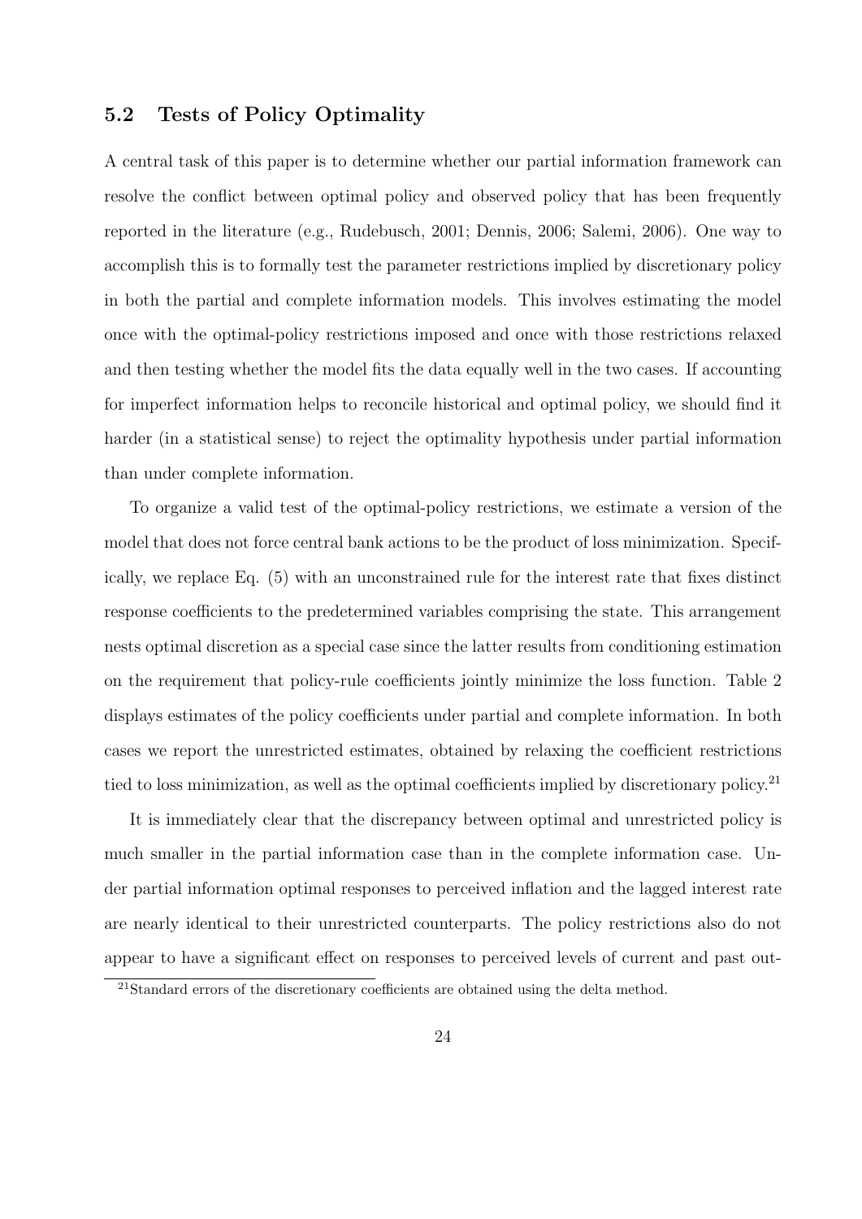## 5.2 Tests of Policy Optimality

A central task of this paper is to determine whether our partial information framework can resolve the conflict between optimal policy and observed policy that has been frequently reported in the literature (e.g., Rudebusch, 2001; Dennis, 2006; Salemi, 2006). One way to accomplish this is to formally test the parameter restrictions implied by discretionary policy in both the partial and complete information models. This involves estimating the model once with the optimal-policy restrictions imposed and once with those restrictions relaxed and then testing whether the model fits the data equally well in the two cases. If accounting for imperfect information helps to reconcile historical and optimal policy, we should find it harder (in a statistical sense) to reject the optimality hypothesis under partial information than under complete information.

To organize a valid test of the optimal-policy restrictions, we estimate a version of the model that does not force central bank actions to be the product of loss minimization. Specifically, we replace Eq. (5) with an unconstrained rule for the interest rate that fixes distinct response coefficients to the predetermined variables comprising the state. This arrangement nests optimal discretion as a special case since the latter results from conditioning estimation on the requirement that policy-rule coefficients jointly minimize the loss function. Table 2 displays estimates of the policy coefficients under partial and complete information. In both cases we report the unrestricted estimates, obtained by relaxing the coefficient restrictions tied to loss minimization, as well as the optimal coefficients implied by discretionary policy.[21]

It is immediately clear that the discrepancy between optimal and unrestricted policy is much smaller in the partial information case than in the complete information case. Under partial information optimal responses to perceived inflation and the lagged interest rate are nearly identical to their unrestricted counterparts. The policy restrictions also do not appear to have a significant effect on responses to perceived levels of current and past out-

[21] Standard errors of the discretionary coefficients are obtained using the delta method.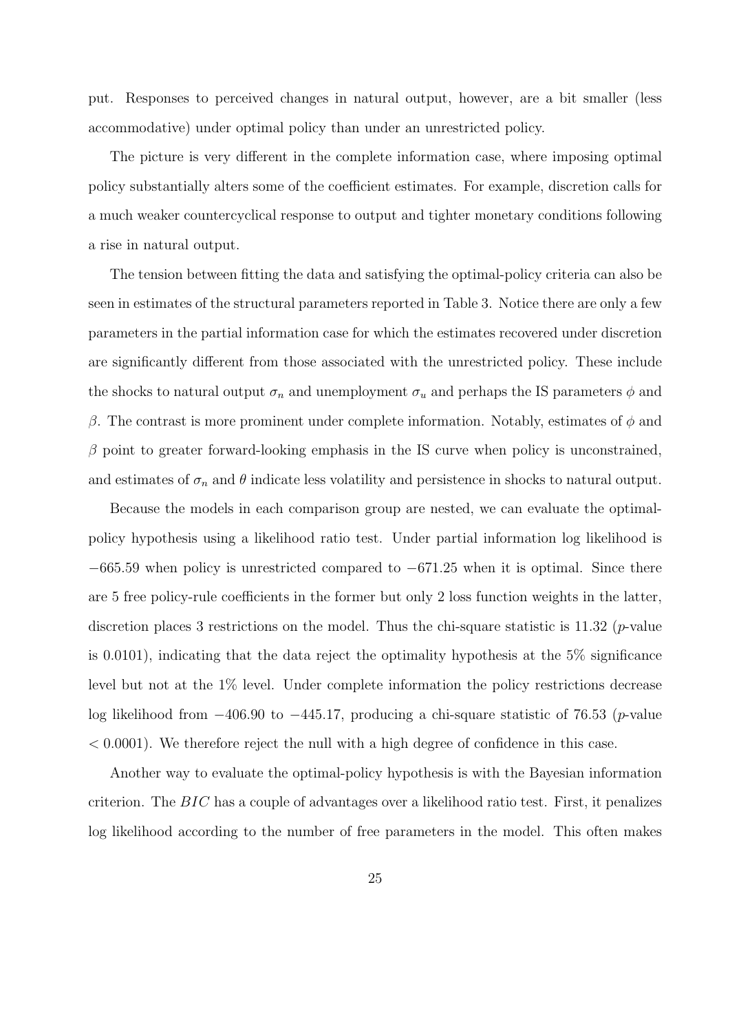put. Responses to perceived changes in natural output, however, are a bit smaller (less accommodative) under optimal policy than under an unrestricted policy.

The picture is very different in the complete information case, where imposing optimal policy substantially alters some of the coefficient estimates. For example, discretion calls for a much weaker countercyclical response to output and tighter monetary conditions following a rise in natural output.

The tension between fitting the data and satisfying the optimal-policy criteria can also be seen in estimates of the structural parameters reported in Table 3. Notice there are only a few parameters in the partial information case for which the estimates recovered under discretion are significantly different from those associated with the unrestricted policy. These include the shocks to natural output $\sigma_n$ and unemployment $\sigma_u$ and perhaps the IS parameters $\phi$ and $\beta$. The contrast is more prominent under complete information. Notably, estimates of $\phi$ and $\beta$ point to greater forward-looking emphasis in the IS curve when policy is unconstrained, and estimates of $\sigma_n$ and $\theta$ indicate less volatility and persistence in shocks to natural output.

Because the models in each comparison group are nested, we can evaluate the optimal-policy hypothesis using a likelihood ratio test. Under partial information log likelihood is $-665.59$ when policy is unrestricted compared to $-671.25$ when it is optimal. Since there are 5 free policy-rule coefficients in the former but only 2 loss function weights in the latter, discretion places 3 restrictions on the model. Thus the chi-square statistic is 11.32 ($p$-value is 0.0101), indicating that the data reject the optimality hypothesis at the 5% significance level but not at the 1% level. Under complete information the policy restrictions decrease log likelihood from $-406.90$ to $-445.17$, producing a chi-square statistic of 76.53 ($p$-value $< 0.0001$). We therefore reject the null with a high degree of confidence in this case.

Another way to evaluate the optimal-policy hypothesis is with the Bayesian information criterion. The $BIC$ has a couple of advantages over a likelihood ratio test. First, it penalizes log likelihood according to the number of free parameters in the model. This often makes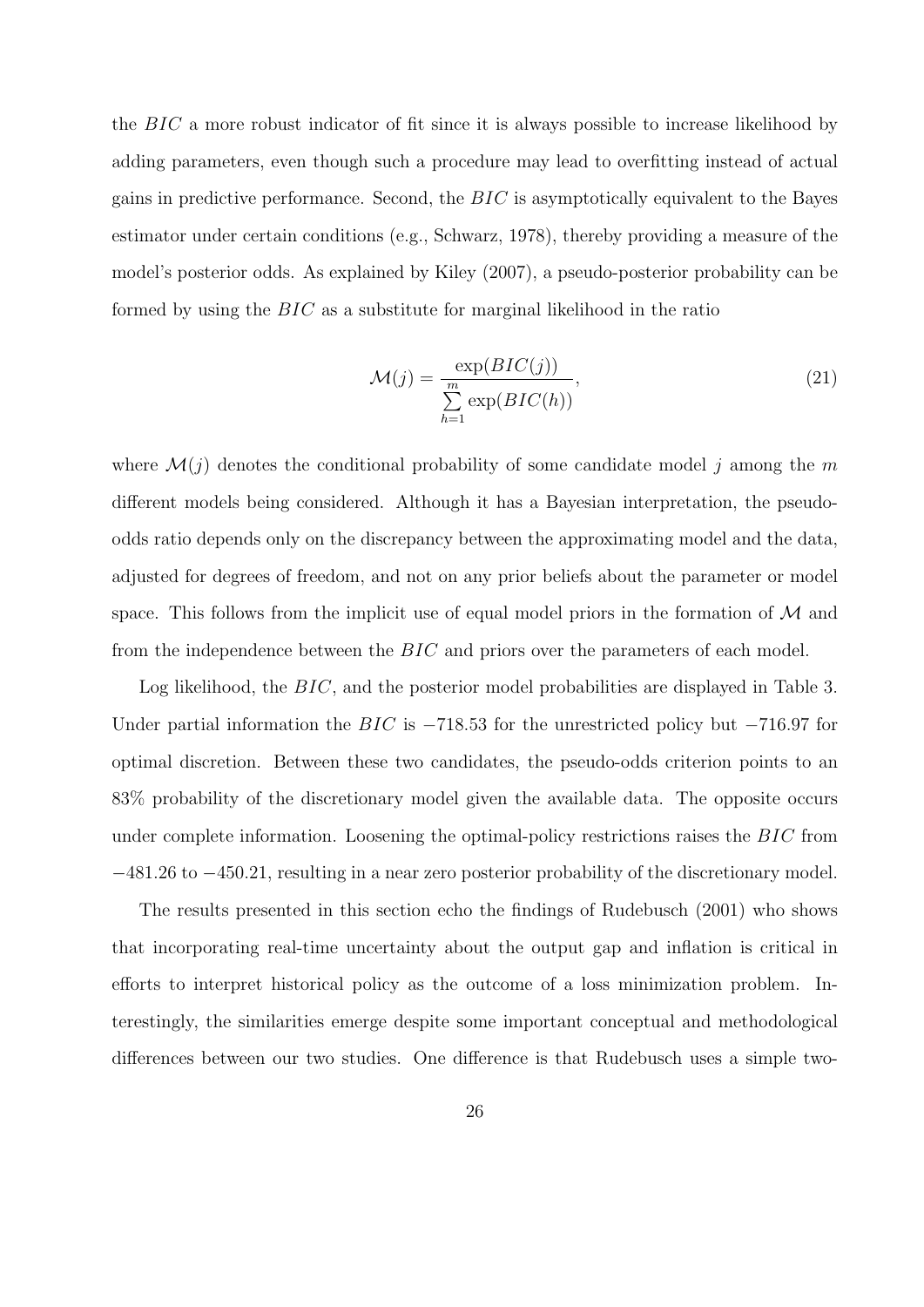the $BIC$ a more robust indicator of fit since it is always possible to increase likelihood by adding parameters, even though such a procedure may lead to overfitting instead of actual gains in predictive performance. Second, the $BIC$ is asymptotically equivalent to the Bayes estimator under certain conditions (e.g., Schwarz, 1978), thereby providing a measure of the model's posterior odds. As explained by Kiley (2007), a pseudo-posterior probability can be formed by using the $BIC$ as a substitute for marginal likelihood in the ratio

$$\mathcal{M}(j) = \frac{\exp(BIC(j))}{\sum_{h=1}^{m} \exp(BIC(h))}, \tag{21}$$

where $\mathcal{M}(j)$ denotes the conditional probability of some candidate model $j$ among the $m$ different models being considered. Although it has a Bayesian interpretation, the pseudo-odds ratio depends only on the discrepancy between the approximating model and the data, adjusted for degrees of freedom, and not on any prior beliefs about the parameter or model space. This follows from the implicit use of equal model priors in the formation of $\mathcal{M}$ and from the independence between the $BIC$ and priors over the parameters of each model.

Log likelihood, the $BIC$, and the posterior model probabilities are displayed in Table 3. Under partial information the $BIC$ is $-718.53$ for the unrestricted policy but $-716.97$ for optimal discretion. Between these two candidates, the pseudo-odds criterion points to an 83% probability of the discretionary model given the available data. The opposite occurs under complete information. Loosening the optimal-policy restrictions raises the $BIC$ from $-481.26$ to $-450.21$, resulting in a near zero posterior probability of the discretionary model.

The results presented in this section echo the findings of Rudebusch (2001) who shows that incorporating real-time uncertainty about the output gap and inflation is critical in efforts to interpret historical policy as the outcome of a loss minimization problem. Interestingly, the similarities emerge despite some important conceptual and methodological differences between our two studies. One difference is that Rudebusch uses a simple two-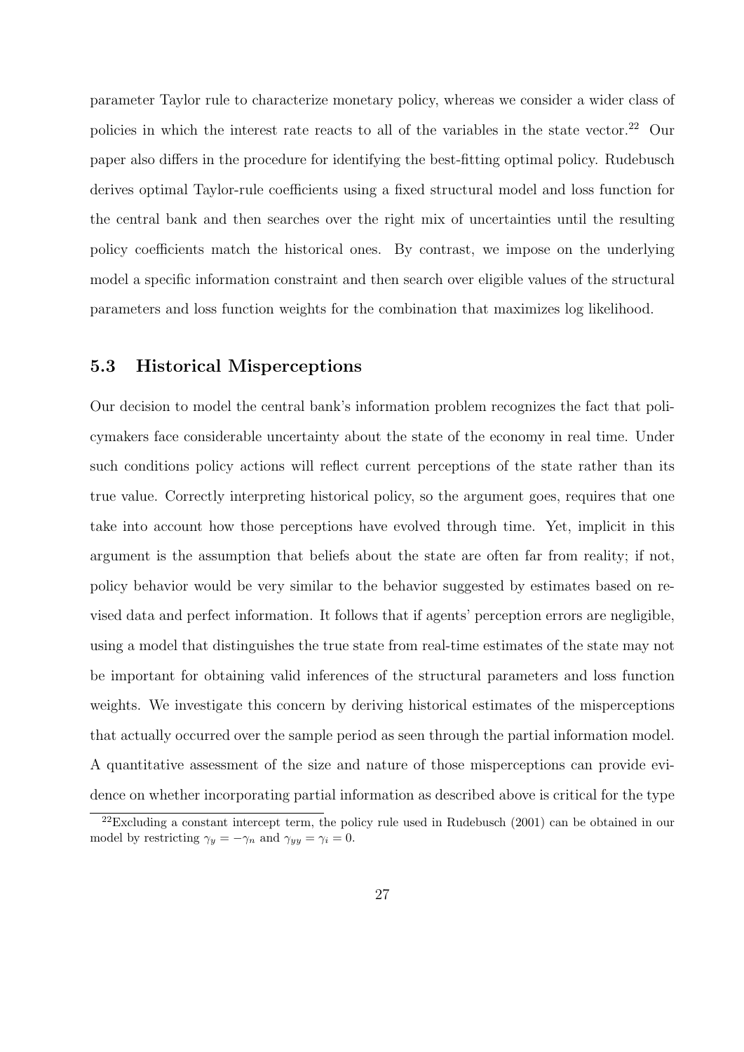parameter Taylor rule to characterize monetary policy, whereas we consider a wider class of policies in which the interest rate reacts to all of the variables in the state vector.[22] Our paper also differs in the procedure for identifying the best-fitting optimal policy. Rudebusch derives optimal Taylor-rule coefficients using a fixed structural model and loss function for the central bank and then searches over the right mix of uncertainties until the resulting policy coefficients match the historical ones. By contrast, we impose on the underlying model a specific information constraint and then search over eligible values of the structural parameters and loss function weights for the combination that maximizes log likelihood.

### 5.3 Historical Misperceptions

Our decision to model the central bank's information problem recognizes the fact that policymakers face considerable uncertainty about the state of the economy in real time. Under such conditions policy actions will reflect current perceptions of the state rather than its true value. Correctly interpreting historical policy, so the argument goes, requires that one take into account how those perceptions have evolved through time. Yet, implicit in this argument is the assumption that beliefs about the state are often far from reality; if not, policy behavior would be very similar to the behavior suggested by estimates based on revised data and perfect information. It follows that if agents' perception errors are negligible, using a model that distinguishes the true state from real-time estimates of the state may not be important for obtaining valid inferences of the structural parameters and loss function weights. We investigate this concern by deriving historical estimates of the misperceptions that actually occurred over the sample period as seen through the partial information model. A quantitative assessment of the size and nature of those misperceptions can provide evidence on whether incorporating partial information as described above is critical for the type

[22] Excluding a constant intercept term, the policy rule used in Rudebusch (2001) can be obtained in our model by restricting $\gamma_y = -\gamma_n$ and $\gamma_{yy} = \gamma_i = 0$.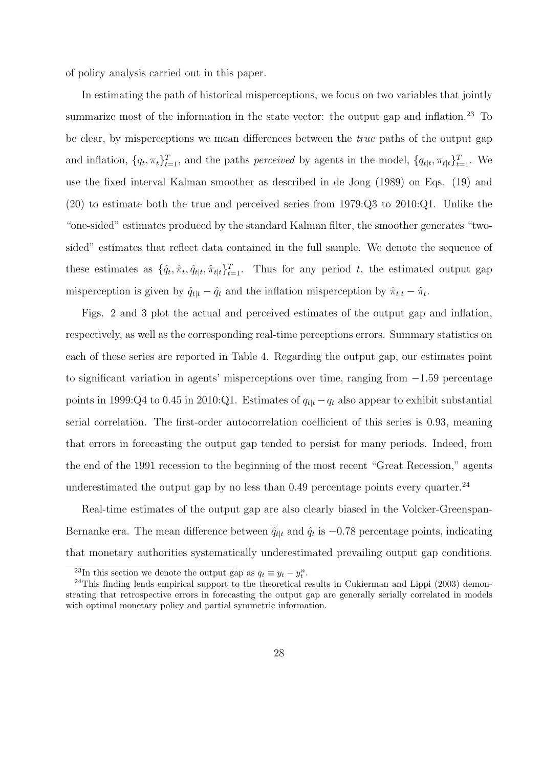of policy analysis carried out in this paper.

In estimating the path of historical misperceptions, we focus on two variables that jointly summarize most of the information in the state vector: the output gap and inflation.[23] To be clear, by misperceptions we mean differences between the *true* paths of the output gap and inflation, $\{q_t, \pi_t\}_{t=1}^T$, and the paths *perceived* by agents in the model, $\{q_{t|t}, \pi_{t|t}\}_{t=1}^T$. We use the fixed interval Kalman smoother as described in de Jong (1989) on Eqs. (19) and (20) to estimate both the true and perceived series from 1979:Q3 to 2010:Q1. Unlike the "one-sided" estimates produced by the standard Kalman filter, the smoother generates "two-sided" estimates that reflect data contained in the full sample. We denote the sequence of these estimates as $\{\hat{q}_t, \hat{\pi}_t, \hat{q}_{t|t}, \hat{\pi}_{t|t}\}_{t=1}^T$. Thus for any period $t$, the estimated output gap misperception is given by $\hat{q}_{t|t} - \hat{q}_t$ and the inflation misperception by $\hat{\pi}_{t|t} - \hat{\pi}_t$.

Figs. 2 and 3 plot the actual and perceived estimates of the output gap and inflation, respectively, as well as the corresponding real-time perceptions errors. Summary statistics on each of these series are reported in Table 4. Regarding the output gap, our estimates point to significant variation in agents' misperceptions over time, ranging from $-1.59$ percentage points in 1999:Q4 to 0.45 in 2010:Q1. Estimates of $q_{t|t} - q_t$ also appear to exhibit substantial serial correlation. The first-order autocorrelation coefficient of this series is 0.93, meaning that errors in forecasting the output gap tended to persist for many periods. Indeed, from the end of the 1991 recession to the beginning of the most recent "Great Recession," agents underestimated the output gap by no less than 0.49 percentage points every quarter.[24]

Real-time estimates of the output gap are also clearly biased in the Volcker-Greenspan-Bernanke era. The mean difference between $\hat{q}_{t|t}$ and $\hat{q}_t$ is $-0.78$ percentage points, indicating that monetary authorities systematically underestimated prevailing output gap conditions.

[23] In this section we denote the output gap as $q_t \equiv y_t - y_t^n$.

[24] This finding lends empirical support to the theoretical results in Cukierman and Lippi (2003) demonstrating that retrospective errors in forecasting the output gap are generally serially correlated in models with optimal monetary policy and partial symmetric information.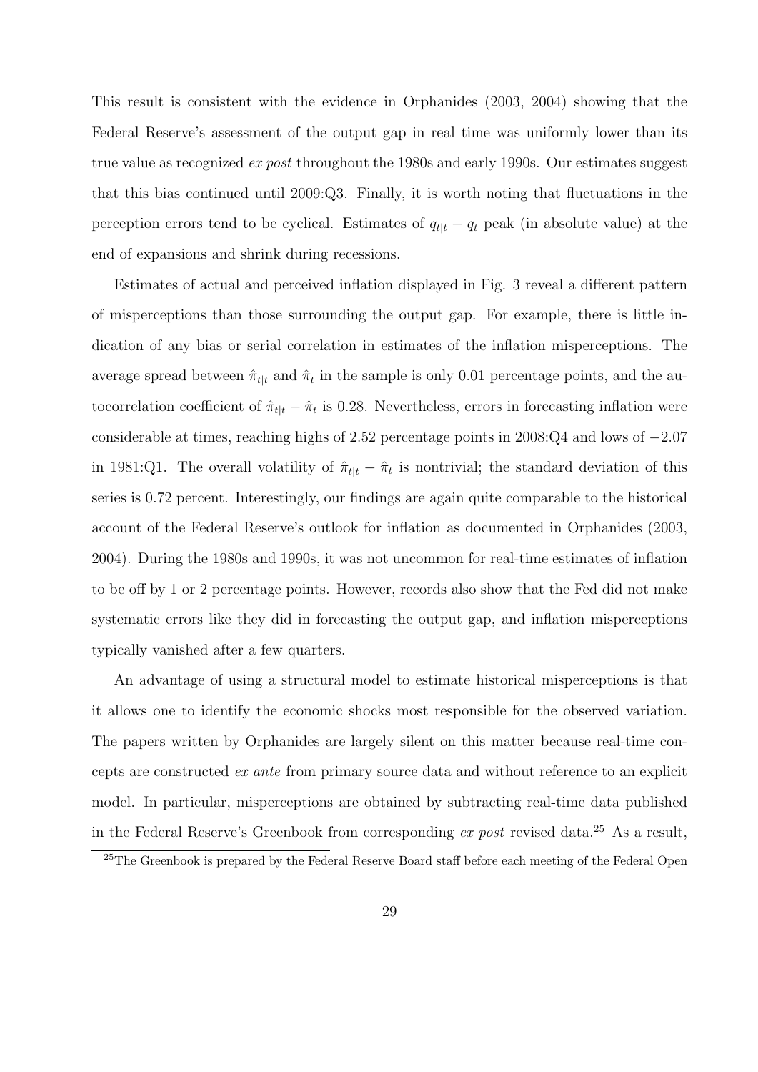This result is consistent with the evidence in Orphanides (2003, 2004) showing that the Federal Reserve's assessment of the output gap in real time was uniformly lower than its true value as recognized *ex post* throughout the 1980s and early 1990s. Our estimates suggest that this bias continued until 2009:Q3. Finally, it is worth noting that fluctuations in the perception errors tend to be cyclical. Estimates of $q_{t|t} - q_t$ peak (in absolute value) at the end of expansions and shrink during recessions.

Estimates of actual and perceived inflation displayed in Fig. 3 reveal a different pattern of misperceptions than those surrounding the output gap. For example, there is little indication of any bias or serial correlation in estimates of the inflation misperceptions. The average spread between $\hat{\pi}_{t|t}$ and $\hat{\pi}_t$ in the sample is only 0.01 percentage points, and the autocorrelation coefficient of $\hat{\pi}_{t|t} - \hat{\pi}_t$ is 0.28. Nevertheless, errors in forecasting inflation were considerable at times, reaching highs of 2.52 percentage points in 2008:Q4 and lows of $-2.07$ in 1981:Q1. The overall volatility of $\hat{\pi}_{t|t} - \hat{\pi}_t$ is nontrivial; the standard deviation of this series is 0.72 percent. Interestingly, our findings are again quite comparable to the historical account of the Federal Reserve's outlook for inflation as documented in Orphanides (2003, 2004). During the 1980s and 1990s, it was not uncommon for real-time estimates of inflation to be off by 1 or 2 percentage points. However, records also show that the Fed did not make systematic errors like they did in forecasting the output gap, and inflation misperceptions typically vanished after a few quarters.

An advantage of using a structural model to estimate historical misperceptions is that it allows one to identify the economic shocks most responsible for the observed variation. The papers written by Orphanides are largely silent on this matter because real-time concepts are constructed *ex ante* from primary source data and without reference to an explicit model. In particular, misperceptions are obtained by subtracting real-time data published in the Federal Reserve's Greenbook from corresponding *ex post* revised data.[25] As a result,

[25] The Greenbook is prepared by the Federal Reserve Board staff before each meeting of the Federal Open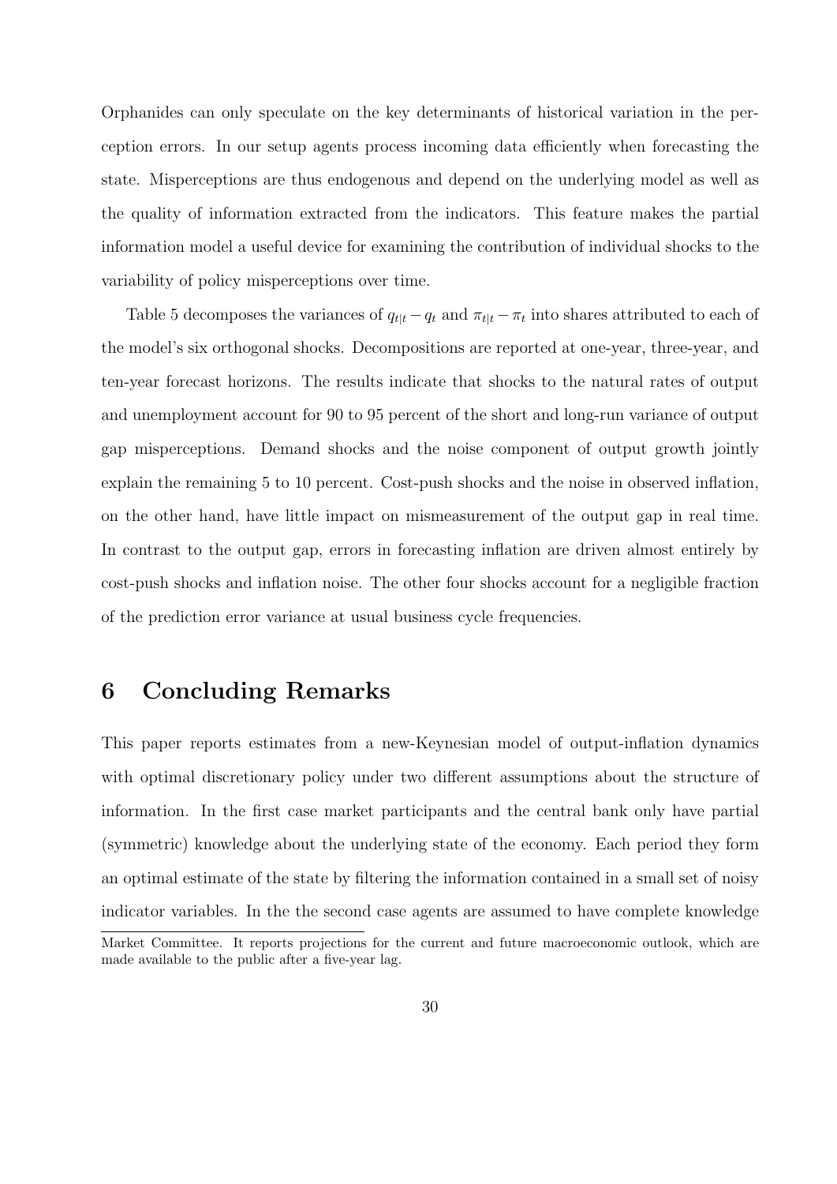Orphanides can only speculate on the key determinants of historical variation in the perception errors. In our setup agents process incoming data efficiently when forecasting the state. Misperceptions are thus endogenous and depend on the underlying model as well as the quality of information extracted from the indicators. This feature makes the partial information model a useful device for examining the contribution of individual shocks to the variability of policy misperceptions over time.

Table 5 decomposes the variances of $q_{t|t} - q_t$ and $\pi_{t|t} - \pi_t$ into shares attributed to each of the model's six orthogonal shocks. Decompositions are reported at one-year, three-year, and ten-year forecast horizons. The results indicate that shocks to the natural rates of output and unemployment account for 90 to 95 percent of the short and long-run variance of output gap misperceptions. Demand shocks and the noise component of output growth jointly explain the remaining 5 to 10 percent. Cost-push shocks and the noise in observed inflation, on the other hand, have little impact on mismeasurement of the output gap in real time. In contrast to the output gap, errors in forecasting inflation are driven almost entirely by cost-push shocks and inflation noise. The other four shocks account for a negligible fraction of the prediction error variance at usual business cycle frequencies.

# 6 Concluding Remarks

This paper reports estimates from a new-Keynesian model of output-inflation dynamics with optimal discretionary policy under two different assumptions about the structure of information. In the first case market participants and the central bank only have partial (symmetric) knowledge about the underlying state of the economy. Each period they form an optimal estimate of the state by filtering the information contained in a small set of noisy indicator variables. In the the second case agents are assumed to have complete knowledge

Market Committee. It reports projections for the current and future macroeconomic outlook, which are made available to the public after a five-year lag.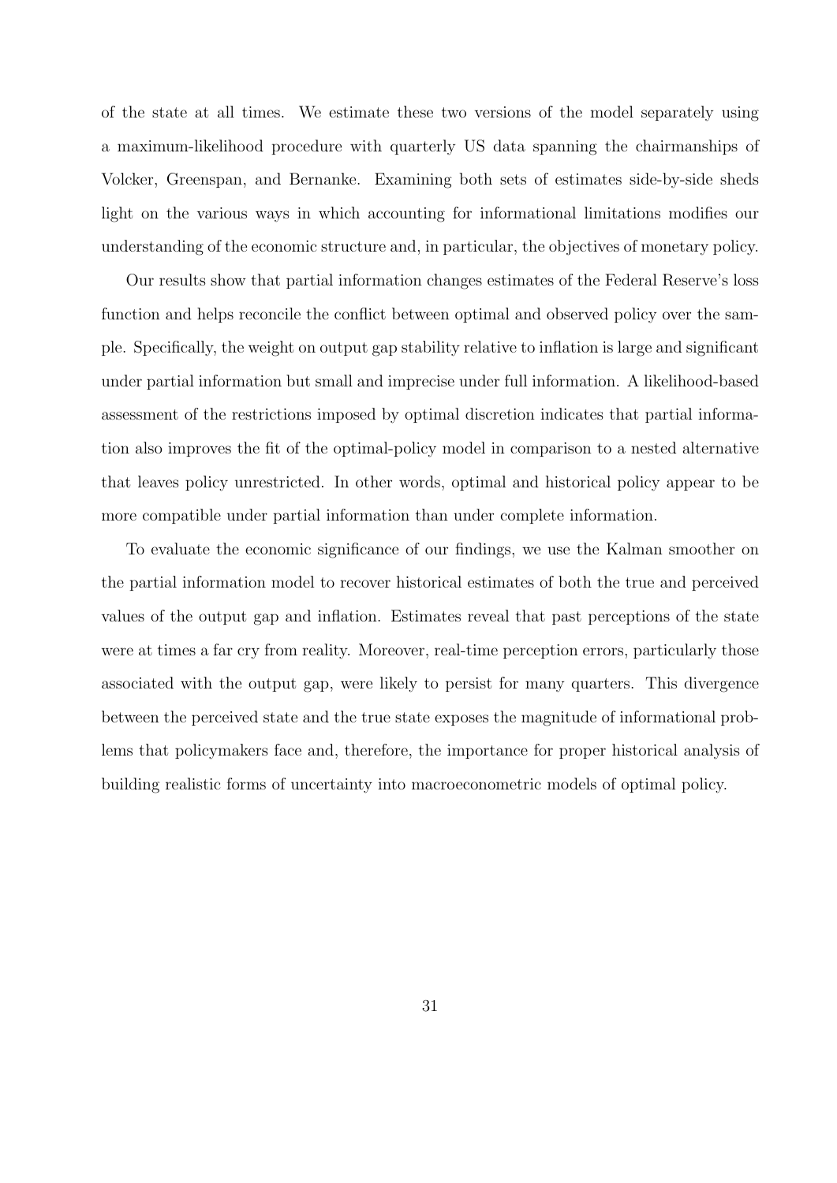of the state at all times. We estimate these two versions of the model separately using a maximum-likelihood procedure with quarterly US data spanning the chairmanships of Volcker, Greenspan, and Bernanke. Examining both sets of estimates side-by-side sheds light on the various ways in which accounting for informational limitations modifies our understanding of the economic structure and, in particular, the objectives of monetary policy.

Our results show that partial information changes estimates of the Federal Reserve's loss function and helps reconcile the conflict between optimal and observed policy over the sample. Specifically, the weight on output gap stability relative to inflation is large and significant under partial information but small and imprecise under full information. A likelihood-based assessment of the restrictions imposed by optimal discretion indicates that partial information also improves the fit of the optimal-policy model in comparison to a nested alternative that leaves policy unrestricted. In other words, optimal and historical policy appear to be more compatible under partial information than under complete information.

To evaluate the economic significance of our findings, we use the Kalman smoother on the partial information model to recover historical estimates of both the true and perceived values of the output gap and inflation. Estimates reveal that past perceptions of the state were at times a far cry from reality. Moreover, real-time perception errors, particularly those associated with the output gap, were likely to persist for many quarters. This divergence between the perceived state and the true state exposes the magnitude of informational problems that policymakers face and, therefore, the importance for proper historical analysis of building realistic forms of uncertainty into macroeconometric models of optimal policy.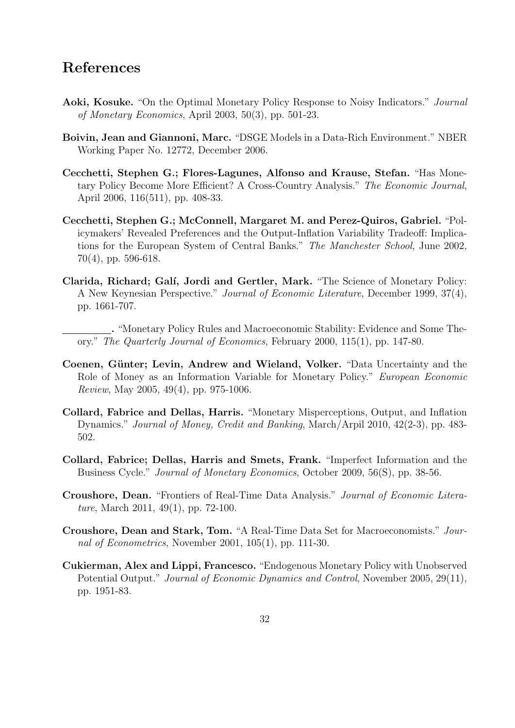# References

**Aoki, Kosuke.** "On the Optimal Monetary Policy Response to Noisy Indicators." *Journal of Monetary Economics*, April 2003, 50(3), pp. 501-23.

**Boivin, Jean and Giannoni, Marc.** "DSGE Models in a Data-Rich Environment." NBER Working Paper No. 12772, December 2006.

**Cecchetti, Stephen G.; Flores-Lagunes, Alfonso and Krause, Stefan.** "Has Monetary Policy Become More Efficient? A Cross-Country Analysis." *The Economic Journal*, April 2006, 116(511), pp. 408-33.

**Cecchetti, Stephen G.; McConnell, Margaret M. and Perez-Quiros, Gabriel.** "Policymakers' Revealed Preferences and the Output-Inflation Variability Tradeoff: Implications for the European System of Central Banks." *The Manchester School*, June 2002, 70(4), pp. 596-618.

**Clarida, Richard; Galí, Jordi and Gertler, Mark.** "The Science of Monetary Policy: A New Keynesian Perspective." *Journal of Economic Literature*, December 1999, 37(4), pp. 1661-707.

**\_\_\_\_\_\_\_\_\_.** "Monetary Policy Rules and Macroeconomic Stability: Evidence and Some Theory." *The Quarterly Journal of Economics*, February 2000, 115(1), pp. 147-80.

**Coenen, Günter; Levin, Andrew and Wieland, Volker.** "Data Uncertainty and the Role of Money as an Information Variable for Monetary Policy." *European Economic Review*, May 2005, 49(4), pp. 975-1006.

**Collard, Fabrice and Dellas, Harris.** "Monetary Misperceptions, Output, and Inflation Dynamics." *Journal of Money, Credit and Banking*, March/Arpil 2010, 42(2-3), pp. 483-502.

**Collard, Fabrice; Dellas, Harris and Smets, Frank.** "Imperfect Information and the Business Cycle." *Journal of Monetary Economics*, October 2009, 56(S), pp. 38-56.

**Croushore, Dean.** "Frontiers of Real-Time Data Analysis." *Journal of Economic Literature*, March 2011, 49(1), pp. 72-100.

**Croushore, Dean and Stark, Tom.** "A Real-Time Data Set for Macroeconomists." *Journal of Econometrics*, November 2001, 105(1), pp. 111-30.

**Cukierman, Alex and Lippi, Francesco.** "Endogenous Monetary Policy with Unobserved Potential Output." *Journal of Economic Dynamics and Control*, November 2005, 29(11), pp. 1951-83.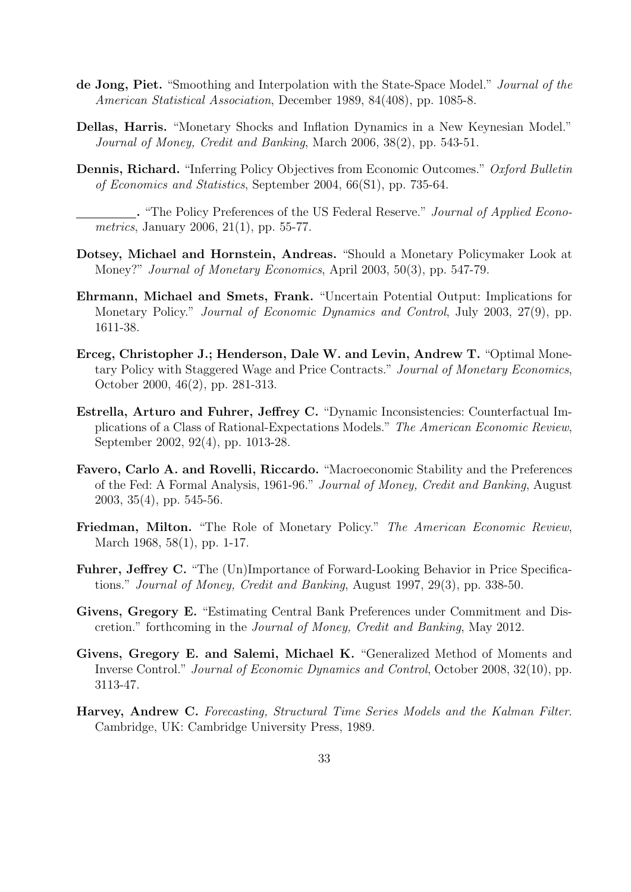**de Jong, Piet.** "Smoothing and Interpolation with the State-Space Model." *Journal of the American Statistical Association*, December 1989, 84(408), pp. 1085-8.

**Dellas, Harris.** "Monetary Shocks and Inflation Dynamics in a New Keynesian Model." *Journal of Money, Credit and Banking*, March 2006, 38(2), pp. 543-51.

**Dennis, Richard.** "Inferring Policy Objectives from Economic Outcomes." *Oxford Bulletin of Economics and Statistics*, September 2004, 66(S1), pp. 735-64.

**\_\_\_\_\_\_\_\_\_.** "The Policy Preferences of the US Federal Reserve." *Journal of Applied Econometrics*, January 2006, 21(1), pp. 55-77.

**Dotsey, Michael and Hornstein, Andreas.** "Should a Monetary Policymaker Look at Money?" *Journal of Monetary Economics*, April 2003, 50(3), pp. 547-79.

**Ehrmann, Michael and Smets, Frank.** "Uncertain Potential Output: Implications for Monetary Policy." *Journal of Economic Dynamics and Control*, July 2003, 27(9), pp. 1611-38.

**Erceg, Christopher J.; Henderson, Dale W. and Levin, Andrew T.** "Optimal Monetary Policy with Staggered Wage and Price Contracts." *Journal of Monetary Economics*, October 2000, 46(2), pp. 281-313.

**Estrella, Arturo and Fuhrer, Jeffrey C.** "Dynamic Inconsistencies: Counterfactual Implications of a Class of Rational-Expectations Models." *The American Economic Review*, September 2002, 92(4), pp. 1013-28.

**Favero, Carlo A. and Rovelli, Riccardo.** "Macroeconomic Stability and the Preferences of the Fed: A Formal Analysis, 1961-96." *Journal of Money, Credit and Banking*, August 2003, 35(4), pp. 545-56.

**Friedman, Milton.** "The Role of Monetary Policy." *The American Economic Review*, March 1968, 58(1), pp. 1-17.

**Fuhrer, Jeffrey C.** "The (Un)Importance of Forward-Looking Behavior in Price Specifications." *Journal of Money, Credit and Banking*, August 1997, 29(3), pp. 338-50.

**Givens, Gregory E.** "Estimating Central Bank Preferences under Commitment and Discretion." forthcoming in the *Journal of Money, Credit and Banking*, May 2012.

**Givens, Gregory E. and Salemi, Michael K.** "Generalized Method of Moments and Inverse Control." *Journal of Economic Dynamics and Control*, October 2008, 32(10), pp. 3113-47.

**Harvey, Andrew C.** *Forecasting, Structural Time Series Models and the Kalman Filter*. Cambridge, UK: Cambridge University Press, 1989.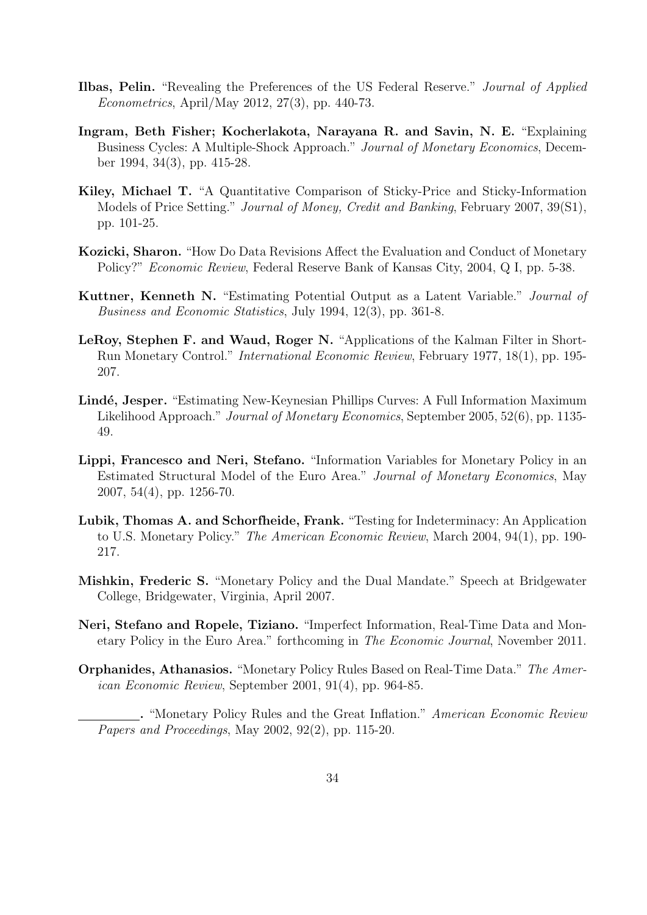**Ilbas, Pelin.** "Revealing the Preferences of the US Federal Reserve." *Journal of Applied Econometrics*, April/May 2012, 27(3), pp. 440-73.

**Ingram, Beth Fisher; Kocherlakota, Narayana R. and Savin, N. E.** "Explaining Business Cycles: A Multiple-Shock Approach." *Journal of Monetary Economics*, December 1994, 34(3), pp. 415-28.

**Kiley, Michael T.** "A Quantitative Comparison of Sticky-Price and Sticky-Information Models of Price Setting." *Journal of Money, Credit and Banking*, February 2007, 39(S1), pp. 101-25.

**Kozicki, Sharon.** "How Do Data Revisions Affect the Evaluation and Conduct of Monetary Policy?" *Economic Review*, Federal Reserve Bank of Kansas City, 2004, Q I, pp. 5-38.

**Kuttner, Kenneth N.** "Estimating Potential Output as a Latent Variable." *Journal of Business and Economic Statistics*, July 1994, 12(3), pp. 361-8.

**LeRoy, Stephen F. and Waud, Roger N.** "Applications of the Kalman Filter in Short-Run Monetary Control." *International Economic Review*, February 1977, 18(1), pp. 195-207.

**Lindé, Jesper.** "Estimating New-Keynesian Phillips Curves: A Full Information Maximum Likelihood Approach." *Journal of Monetary Economics*, September 2005, 52(6), pp. 1135-49.

**Lippi, Francesco and Neri, Stefano.** "Information Variables for Monetary Policy in an Estimated Structural Model of the Euro Area." *Journal of Monetary Economics*, May 2007, 54(4), pp. 1256-70.

**Lubik, Thomas A. and Schorfheide, Frank.** "Testing for Indeterminacy: An Application to U.S. Monetary Policy." *The American Economic Review*, March 2004, 94(1), pp. 190-217.

**Mishkin, Frederic S.** "Monetary Policy and the Dual Mandate." Speech at Bridgewater College, Bridgewater, Virginia, April 2007.

**Neri, Stefano and Ropele, Tiziano.** "Imperfect Information, Real-Time Data and Monetary Policy in the Euro Area." forthcoming in *The Economic Journal*, November 2011.

**Orphanides, Athanasios.** "Monetary Policy Rules Based on Real-Time Data." *The American Economic Review*, September 2001, 91(4), pp. 964-85.

**\_\_\_\_\_\_\_\_\_\_.** "Monetary Policy Rules and the Great Inflation." *American Economic Review Papers and Proceedings*, May 2002, 92(2), pp. 115-20.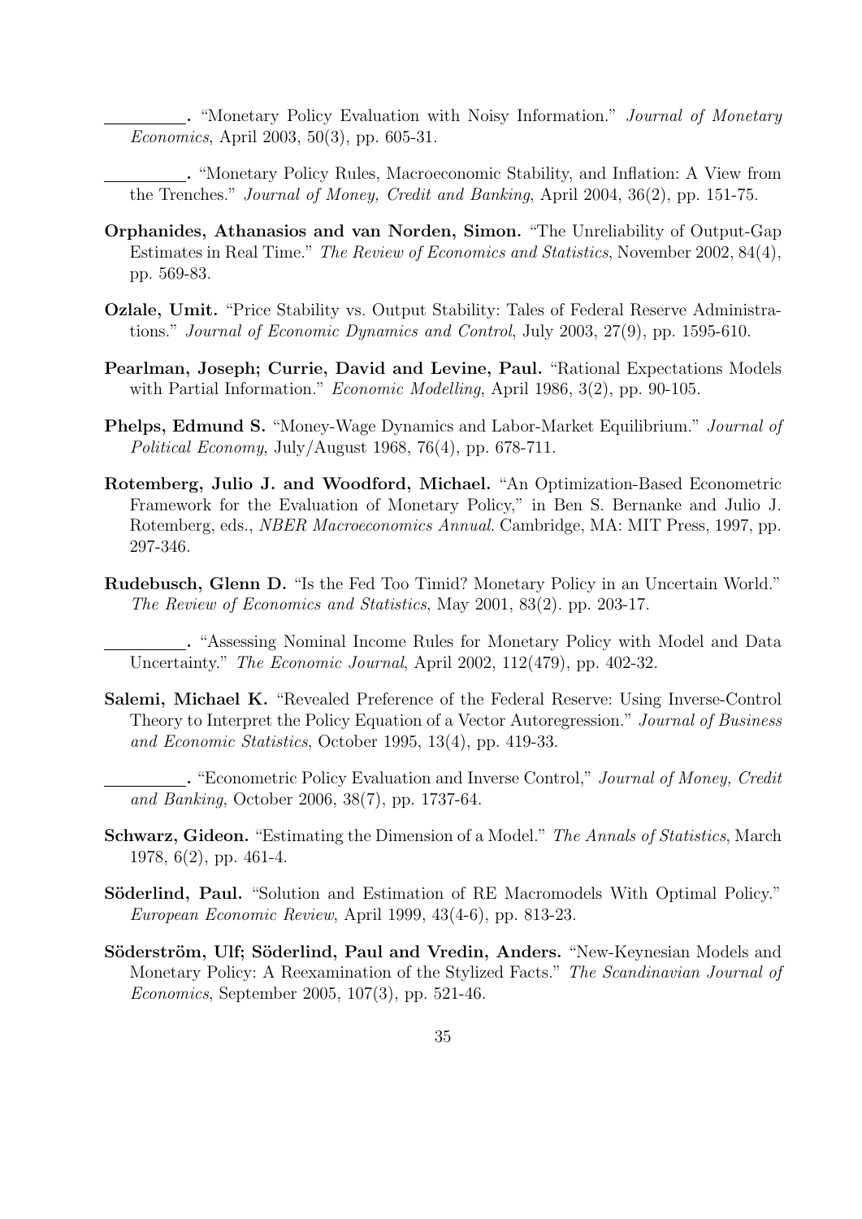\_\_\_\_\_\_\_\_\_. "Monetary Policy Evaluation with Noisy Information." *Journal of Monetary Economics*, April 2003, 50(3), pp. 605-31.

\_\_\_\_\_\_\_\_\_. "Monetary Policy Rules, Macroeconomic Stability, and Inflation: A View from the Trenches." *Journal of Money, Credit and Banking*, April 2004, 36(2), pp. 151-75.

**Orphanides, Athanasios and van Norden, Simon.** "The Unreliability of Output-Gap Estimates in Real Time." *The Review of Economics and Statistics*, November 2002, 84(4), pp. 569-83.

**Ozlale, Umit.** "Price Stability vs. Output Stability: Tales of Federal Reserve Administrations." *Journal of Economic Dynamics and Control*, July 2003, 27(9), pp. 1595-610.

**Pearlman, Joseph; Currie, David and Levine, Paul.** "Rational Expectations Models with Partial Information." *Economic Modelling*, April 1986, 3(2), pp. 90-105.

**Phelps, Edmund S.** "Money-Wage Dynamics and Labor-Market Equilibrium." *Journal of Political Economy*, July/August 1968, 76(4), pp. 678-711.

**Rotemberg, Julio J. and Woodford, Michael.** "An Optimization-Based Econometric Framework for the Evaluation of Monetary Policy," in Ben S. Bernanke and Julio J. Rotemberg, eds., *NBER Macroeconomics Annual*. Cambridge, MA: MIT Press, 1997, pp. 297-346.

**Rudebusch, Glenn D.** "Is the Fed Too Timid? Monetary Policy in an Uncertain World." *The Review of Economics and Statistics*, May 2001, 83(2). pp. 203-17.

\_\_\_\_\_\_\_\_\_. "Assessing Nominal Income Rules for Monetary Policy with Model and Data Uncertainty." *The Economic Journal*, April 2002, 112(479), pp. 402-32.

**Salemi, Michael K.** "Revealed Preference of the Federal Reserve: Using Inverse-Control Theory to Interpret the Policy Equation of a Vector Autoregression." *Journal of Business and Economic Statistics*, October 1995, 13(4), pp. 419-33.

\_\_\_\_\_\_\_\_\_. "Econometric Policy Evaluation and Inverse Control," *Journal of Money, Credit and Banking*, October 2006, 38(7), pp. 1737-64.

**Schwarz, Gideon.** "Estimating the Dimension of a Model." *The Annals of Statistics*, March 1978, 6(2), pp. 461-4.

**Söderlind, Paul.** "Solution and Estimation of RE Macromodels With Optimal Policy." *European Economic Review*, April 1999, 43(4-6), pp. 813-23.

**Söderström, Ulf; Söderlind, Paul and Vredin, Anders.** "New-Keynesian Models and Monetary Policy: A Reexamination of the Stylized Facts." *The Scandinavian Journal of Economics*, September 2005, 107(3), pp. 521-46.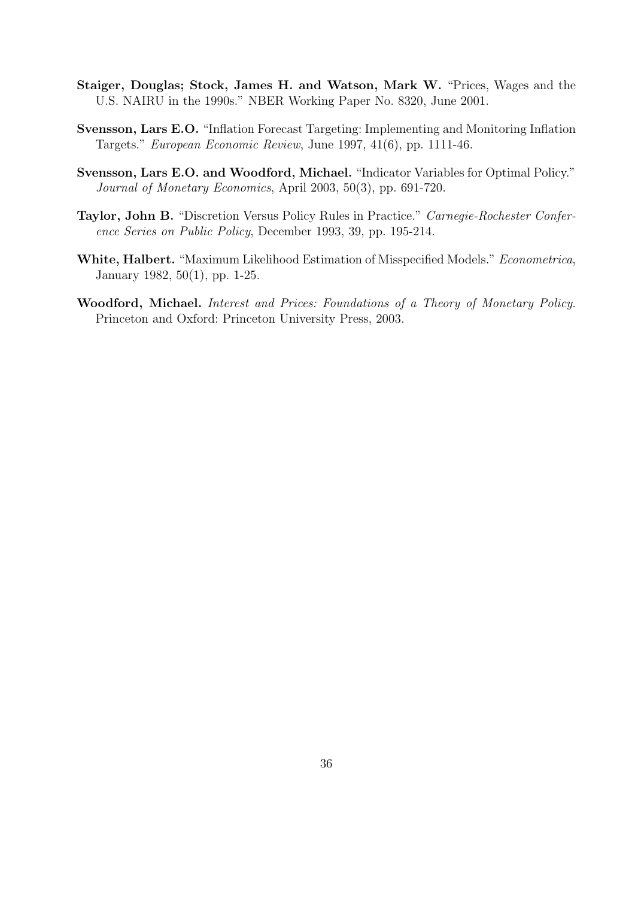**Staiger, Douglas; Stock, James H. and Watson, Mark W.** "Prices, Wages and the U.S. NAIRU in the 1990s." NBER Working Paper No. 8320, June 2001.

**Svensson, Lars E.O.** "Inflation Forecast Targeting: Implementing and Monitoring Inflation Targets." *European Economic Review*, June 1997, 41(6), pp. 1111-46.

**Svensson, Lars E.O. and Woodford, Michael.** "Indicator Variables for Optimal Policy." *Journal of Monetary Economics*, April 2003, 50(3), pp. 691-720.

**Taylor, John B.** "Discretion Versus Policy Rules in Practice." *Carnegie-Rochester Conference Series on Public Policy*, December 1993, 39, pp. 195-214.

**White, Halbert.** "Maximum Likelihood Estimation of Misspecified Models." *Econometrica*, January 1982, 50(1), pp. 1-25.

**Woodford, Michael.** *Interest and Prices: Foundations of a Theory of Monetary Policy.* Princeton and Oxford: Princeton University Press, 2003.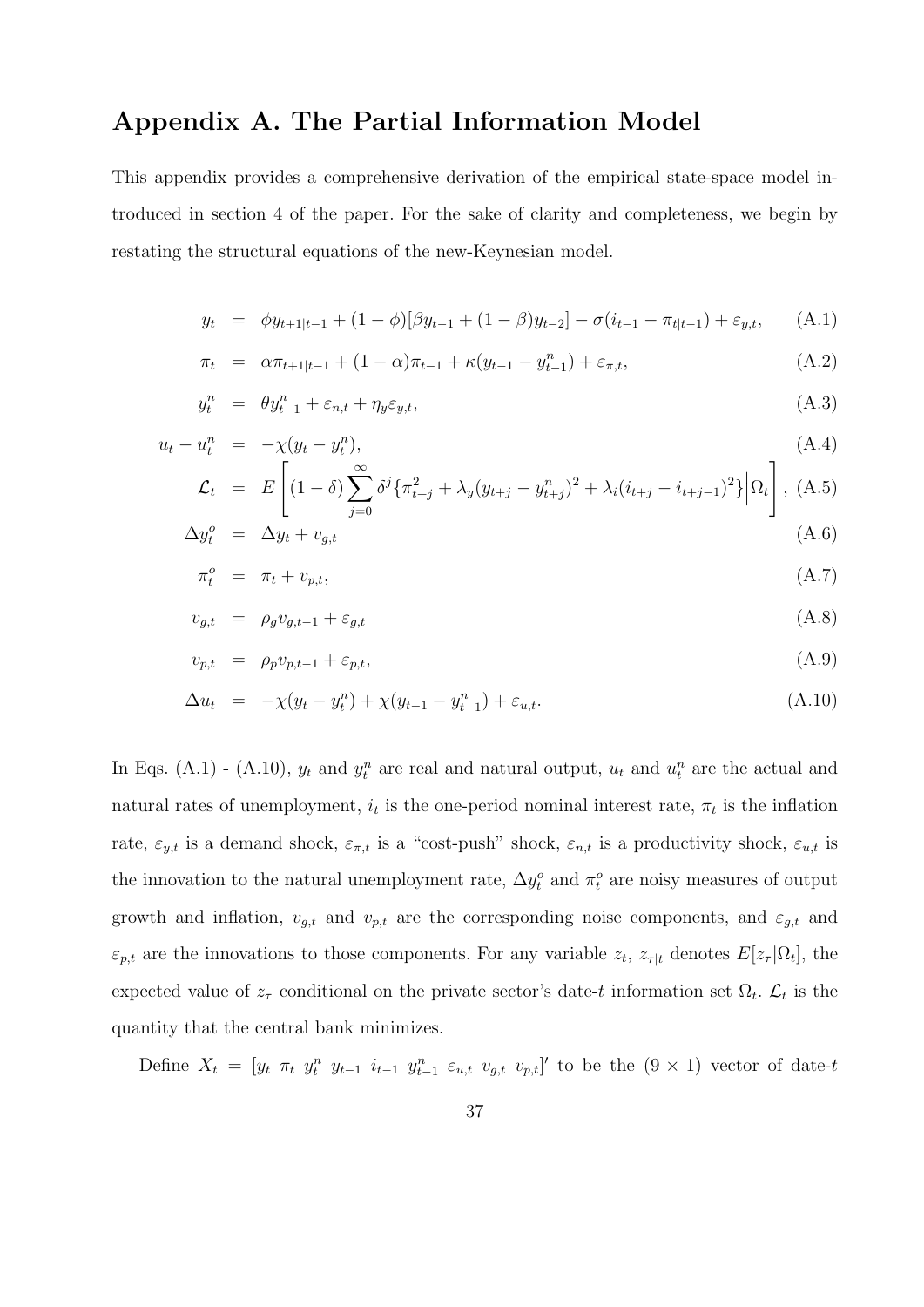# Appendix A. The Partial Information Model

This appendix provides a comprehensive derivation of the empirical state-space model introduced in section 4 of the paper. For the sake of clarity and completeness, we begin by restating the structural equations of the new-Keynesian model.

$$
\begin{aligned}
y_t &= \phi y_{t+1|t-1} + (1-\phi)[\beta y_{t-1} + (1-\beta) y_{t-2}] - \sigma(i_{t-1} - \pi_{t|t-1}) + \varepsilon_{y,t}, && \text{(A.1)} \\
\pi_t &= \alpha \pi_{t+1|t-1} + (1-\alpha)\pi_{t-1} + \kappa(y_{t-1} - y_{t-1}^n) + \varepsilon_{\pi,t}, && \text{(A.2)} \\
y_t^n &= \theta y_{t-1}^n + \varepsilon_{n,t} + \eta_y \varepsilon_{y,t}, && \text{(A.3)} \\
u_t - u_t^n &= -\chi(y_t - y_t^n), && \text{(A.4)} \\
\mathcal{L}_t &= E\left[(1-\delta)\sum_{j=0}^{\infty} \delta^j \{\pi_{t+j}^2 + \lambda_y (y_{t+j} - y_{t+j}^n)^2 + \lambda_i (i_{t+j} - i_{t+j-1})^2\} \Big| \Omega_t \right], && \text{(A.5)} \\
\Delta y_t^o &= \Delta y_t + v_{g,t} && \text{(A.6)} \\
\pi_t^o &= \pi_t + v_{p,t}, && \text{(A.7)} \\
v_{g,t} &= \rho_g v_{g,t-1} + \varepsilon_{g,t} && \text{(A.8)} \\
v_{p,t} &= \rho_p v_{p,t-1} + \varepsilon_{p,t}, && \text{(A.9)} \\
\Delta u_t &= -\chi(y_t - y_t^n) + \chi(y_{t-1} - y_{t-1}^n) + \varepsilon_{u,t}. && \text{(A.10)}
\end{aligned}
$$

In Eqs. (A.1) - (A.10), $y_t$ and $y_t^n$ are real and natural output, $u_t$ and $u_t^n$ are the actual and natural rates of unemployment, $i_t$ is the one-period nominal interest rate, $\pi_t$ is the inflation rate, $\varepsilon_{y,t}$ is a demand shock, $\varepsilon_{\pi,t}$ is a "cost-push" shock, $\varepsilon_{n,t}$ is a productivity shock, $\varepsilon_{u,t}$ is the innovation to the natural unemployment rate, $\Delta y_t^o$ and $\pi_t^o$ are noisy measures of output growth and inflation, $v_{g,t}$ and $v_{p,t}$ are the corresponding noise components, and $\varepsilon_{g,t}$ and $\varepsilon_{p,t}$ are the innovations to those components. For any variable $z_t$, $z_{\tau|t}$ denotes $E[z_\tau|\Omega_t]$, the expected value of $z_\tau$ conditional on the private sector's date-$t$ information set $\Omega_t$. $\mathcal{L}_t$ is the quantity that the central bank minimizes.

Define $X_t = [y_t \ \pi_t \ y_t^n \ y_{t-1} \ i_{t-1} \ y_{t-1}^n \ \varepsilon_{u,t} \ v_{g,t} \ v_{p,t}]'$ to be the $(9 \times 1)$ vector of date-$t$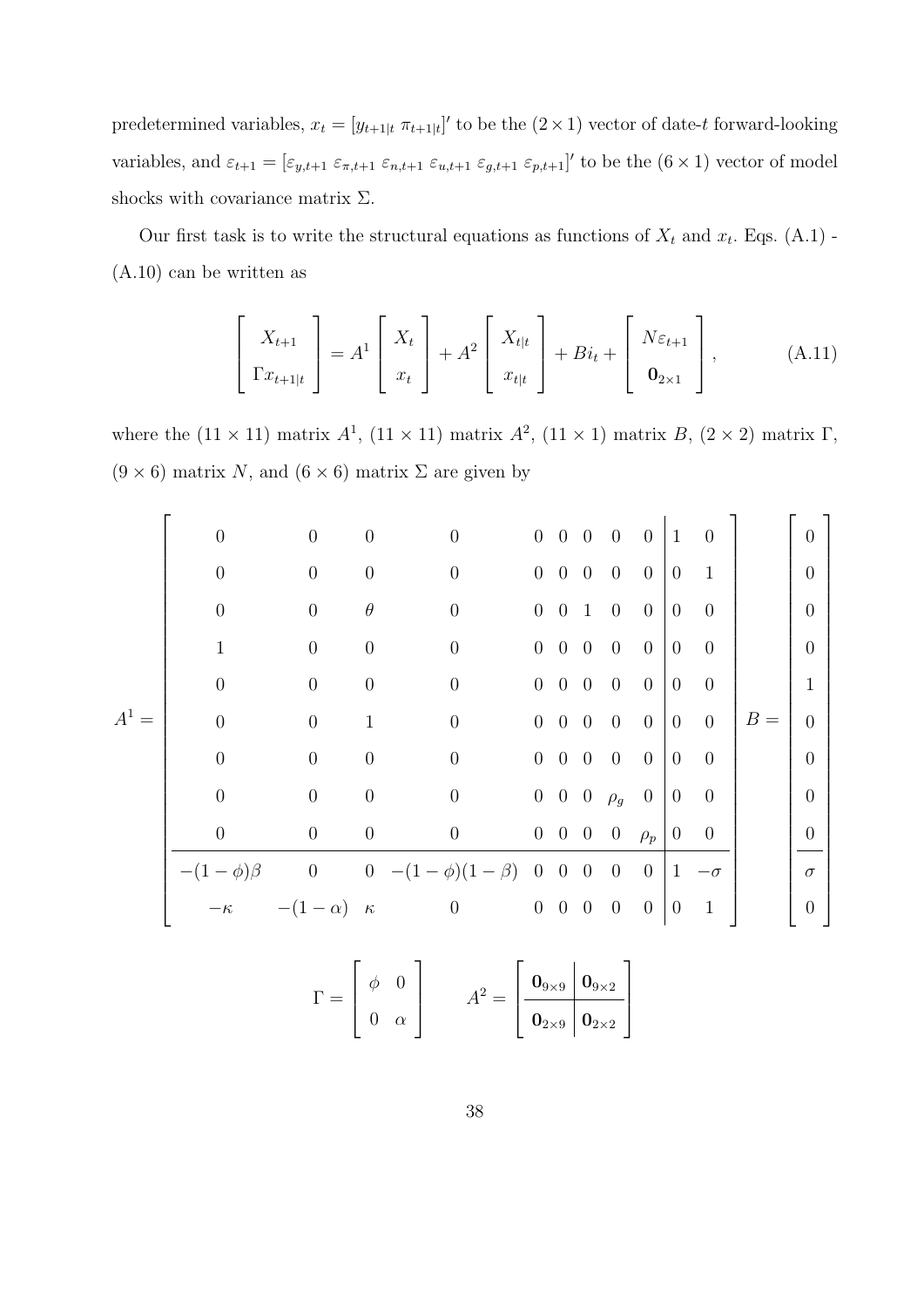predetermined variables, $x_t = [y_{t+1|t} \; \pi_{t+1|t}]'$ to be the $(2 \times 1)$ vector of date-$t$ forward-looking variables, and $\varepsilon_{t+1} = [\varepsilon_{y,t+1} \; \varepsilon_{\pi,t+1} \; \varepsilon_{n,t+1} \; \varepsilon_{u,t+1} \; \varepsilon_{g,t+1} \; \varepsilon_{p,t+1}]'$ to be the $(6 \times 1)$ vector of model shocks with covariance matrix $\Sigma$.

Our first task is to write the structural equations as functions of $X_t$ and $x_t$. Eqs. (A.1) - (A.10) can be written as

$$\begin{bmatrix} X_{t+1} \\ \Gamma x_{t+1|t} \end{bmatrix} = A^1 \begin{bmatrix} X_t \\ x_t \end{bmatrix} + A^2 \begin{bmatrix} X_{t|t} \\ x_{t|t} \end{bmatrix} + B i_t + \begin{bmatrix} N \varepsilon_{t+1} \\ \mathbf{0}_{2\times 1} \end{bmatrix}, \tag{A.11}$$

where the $(11 \times 11)$ matrix $A^1$, $(11 \times 11)$ matrix $A^2$, $(11 \times 1)$ matrix $B$, $(2 \times 2)$ matrix $\Gamma$, $(9 \times 6)$ matrix $N$, and $(6 \times 6)$ matrix $\Sigma$ are given by

$$A^1 = \left[\begin{array}{ccccccccc|cc}
0 & 0 & 0 & 0 & 0 & 0 & 0 & 0 & 0 & 1 & 0 \\
0 & 0 & 0 & 0 & 0 & 0 & 0 & 0 & 0 & 0 & 1 \\
0 & 0 & \theta & 0 & 0 & 0 & 1 & 0 & 0 & 0 & 0 \\
1 & 0 & 0 & 0 & 0 & 0 & 0 & 0 & 0 & 0 & 0 \\
0 & 0 & 0 & 0 & 0 & 0 & 0 & 0 & 0 & 0 & 0 \\
0 & 0 & 1 & 0 & 0 & 0 & 0 & 0 & 0 & 0 & 0 \\
0 & 0 & 0 & 0 & 0 & 0 & 0 & 0 & 0 & 0 & 0 \\
0 & 0 & 0 & 0 & 0 & 0 & 0 & \rho_g & 0 & 0 & 0 \\
0 & 0 & 0 & 0 & 0 & 0 & 0 & 0 & \rho_p & 0 & 0 \\
\hline
-(1-\phi)\beta & 0 & 0 & -(1-\phi)(1-\beta) & 0 & 0 & 0 & 0 & 0 & 1 & -\sigma \\
-\kappa & -(1-\alpha) & \kappa & 0 & 0 & 0 & 0 & 0 & 0 & 0 & 1
\end{array}\right] \quad B = \left[\begin{array}{c} 0 \\ 0 \\ 0 \\ 0 \\ 1 \\ 0 \\ 0 \\ 0 \\ 0 \\ \hline \sigma \\ 0 \end{array}\right]$$

$$\Gamma = \begin{bmatrix} \phi & 0 \\ 0 & \alpha \end{bmatrix} \qquad A^2 = \left[\begin{array}{c|c} \mathbf{0}_{9\times 9} & \mathbf{0}_{9\times 2} \\ \hline \mathbf{0}_{2\times 9} & \mathbf{0}_{2\times 2} \end{array}\right]$$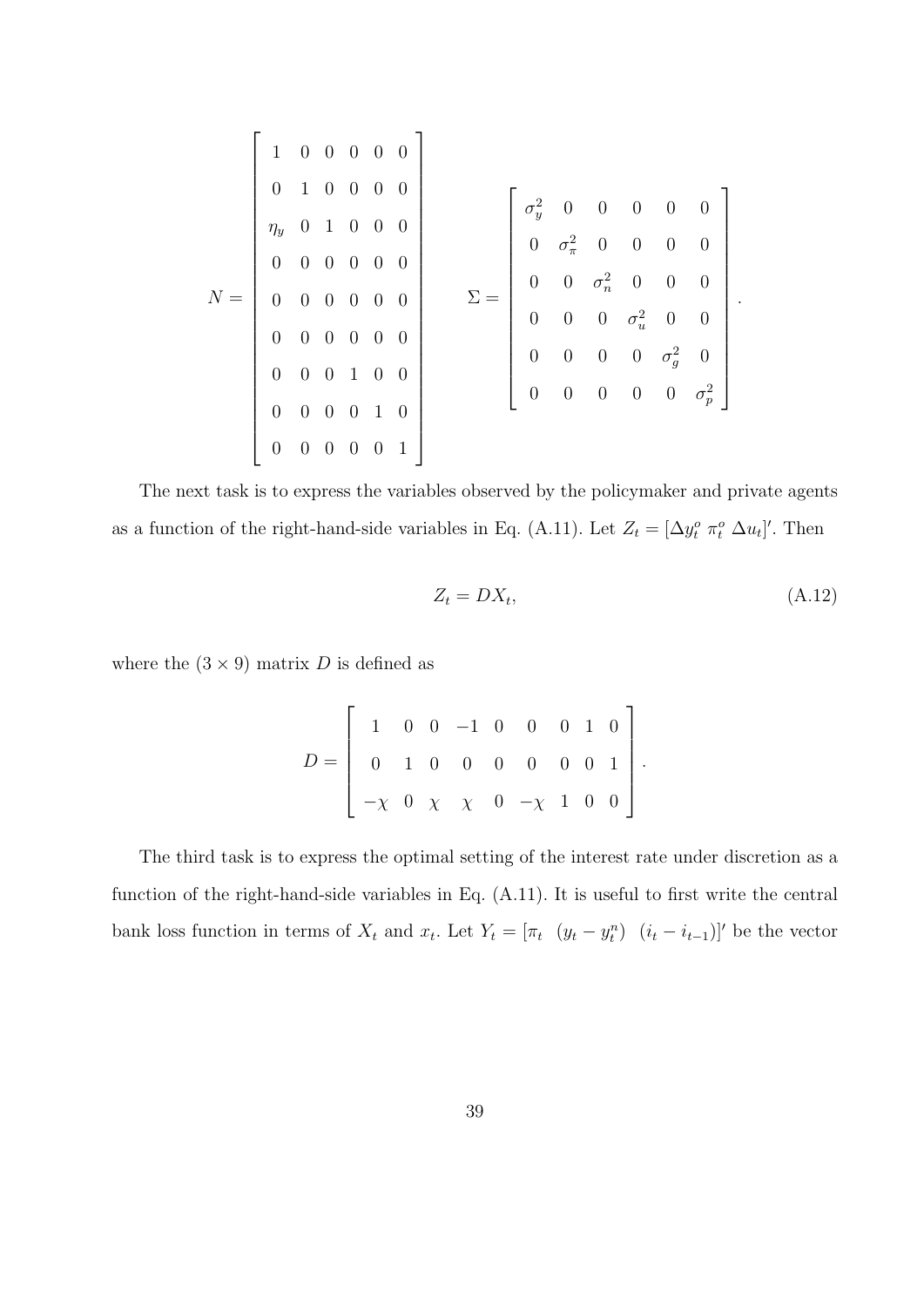$$
N = \begin{bmatrix} 1 & 0 & 0 & 0 & 0 & 0 \\ 0 & 1 & 0 & 0 & 0 & 0 \\ \eta_y & 0 & 1 & 0 & 0 & 0 \\ 0 & 0 & 0 & 0 & 0 & 0 \\ 0 & 0 & 0 & 0 & 0 & 0 \\ 0 & 0 & 0 & 0 & 0 & 0 \\ 0 & 0 & 0 & 1 & 0 & 0 \\ 0 & 0 & 0 & 0 & 1 & 0 \\ 0 & 0 & 0 & 0 & 0 & 1 \end{bmatrix} \qquad \Sigma = \begin{bmatrix} \sigma_y^2 & 0 & 0 & 0 & 0 & 0 \\ 0 & \sigma_\pi^2 & 0 & 0 & 0 & 0 \\ 0 & 0 & \sigma_n^2 & 0 & 0 & 0 \\ 0 & 0 & 0 & \sigma_u^2 & 0 & 0 \\ 0 & 0 & 0 & 0 & \sigma_g^2 & 0 \\ 0 & 0 & 0 & 0 & 0 & \sigma_p^2 \end{bmatrix}.
$$

The next task is to express the variables observed by the policymaker and private agents as a function of the right-hand-side variables in Eq. (A.11). Let $Z_t = [\Delta y_t^o \ \pi_t^o \ \Delta u_t]'$. Then

$$
Z_t = DX_t, \tag{A.12}
$$

where the $(3 \times 9)$ matrix $D$ is defined as

$$
D = \begin{bmatrix} 1 & 0 & 0 & -1 & 0 & 0 & 0 & 1 & 0 \\ 0 & 1 & 0 & 0 & 0 & 0 & 0 & 0 & 1 \\ -\chi & 0 & \chi & \chi & 0 & -\chi & 1 & 0 & 0 \end{bmatrix}.
$$

The third task is to express the optimal setting of the interest rate under discretion as a function of the right-hand-side variables in Eq. (A.11). It is useful to first write the central bank loss function in terms of $X_t$ and $x_t$. Let $Y_t = [\pi_t \ \ (y_t - y_t^n) \ \ (i_t - i_{t-1})]'$ be the vector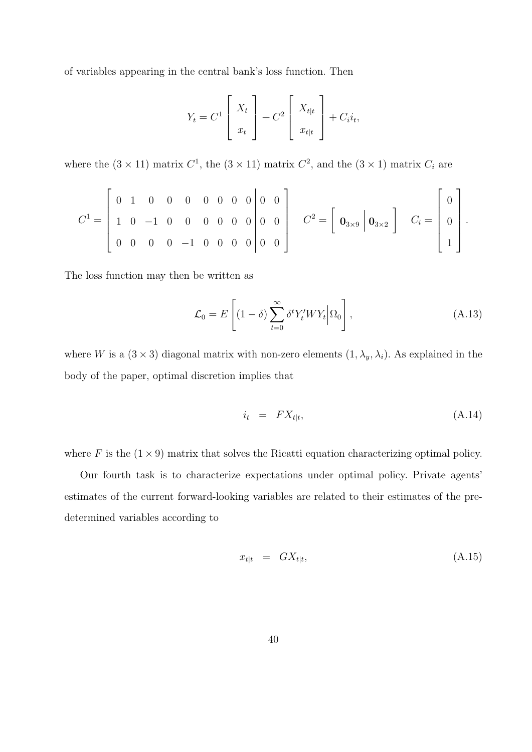of variables appearing in the central bank's loss function. Then

$$Y_t = C^1 \begin{bmatrix} X_t \\ x_t \end{bmatrix} + C^2 \begin{bmatrix} X_{t|t} \\ x_{t|t} \end{bmatrix} + C_i i_t,$$

where the $(3 \times 11)$ matrix $C^1$, the $(3 \times 11)$ matrix $C^2$, and the $(3 \times 1)$ matrix $C_i$ are

$$C^1 = \left[ \begin{array}{ccccccccc|cc} 0 & 1 & 0 & 0 & 0 & 0 & 0 & 0 & 0 & 0 & 0 \\ 1 & 0 & -1 & 0 & 0 & 0 & 0 & 0 & 0 & 0 & 0 \\ 0 & 0 & 0 & 0 & -1 & 0 & 0 & 0 & 0 & 0 & 0 \end{array} \right] \quad C^2 = \left[ \begin{array}{c|c} \mathbf{0}_{3\times 9} & \mathbf{0}_{3\times 2} \end{array} \right] \quad C_i = \begin{bmatrix} 0 \\ 0 \\ 1 \end{bmatrix}.$$

The loss function may then be written as

$$\mathcal{L}_0 = E\left[ (1-\delta) \sum_{t=0}^{\infty} \delta^t Y_t' W Y_t \Big| \Omega_0 \right], \tag{A.13}$$

where $W$ is a $(3 \times 3)$ diagonal matrix with non-zero elements $(1, \lambda_y, \lambda_i)$. As explained in the body of the paper, optimal discretion implies that

$$i_t \;\; = \;\; F X_{t|t}, \tag{A.14}$$

where $F$ is the $(1 \times 9)$ matrix that solves the Ricatti equation characterizing optimal policy.

Our fourth task is to characterize expectations under optimal policy. Private agents' estimates of the current forward-looking variables are related to their estimates of the predetermined variables according to

$$x_{t|t} \;\; = \;\; G X_{t|t}, \tag{A.15}$$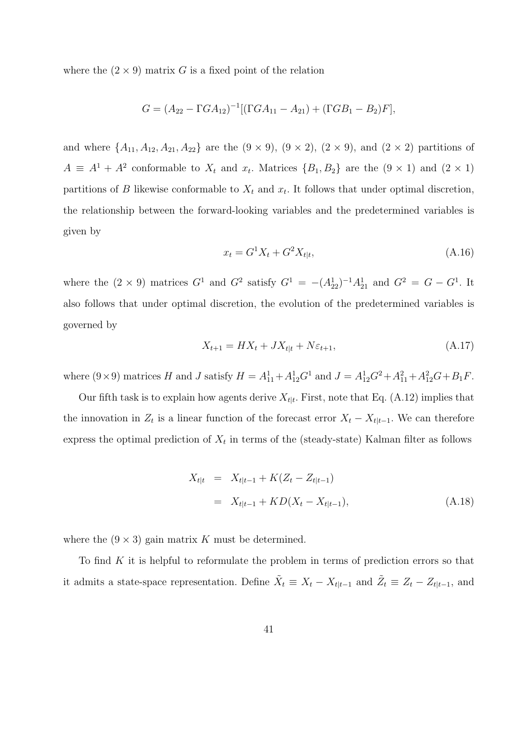where the $(2 \times 9)$ matrix $G$ is a fixed point of the relation

$$G = (A_{22} - \Gamma G A_{12})^{-1}[(\Gamma G A_{11} - A_{21}) + (\Gamma G B_1 - B_2)F],$$

and where $\{A_{11}, A_{12}, A_{21}, A_{22}\}$ are the $(9 \times 9)$, $(9 \times 2)$, $(2 \times 9)$, and $(2 \times 2)$ partitions of $A \equiv A^1 + A^2$ conformable to $X_t$ and $x_t$. Matrices $\{B_1, B_2\}$ are the $(9 \times 1)$ and $(2 \times 1)$ partitions of $B$ likewise conformable to $X_t$ and $x_t$. It follows that under optimal discretion, the relationship between the forward-looking variables and the predetermined variables is given by

$$x_t = G^1 X_t + G^2 X_{t|t}, \tag{A.16}$$

where the $(2 \times 9)$ matrices $G^1$ and $G^2$ satisfy $G^1 = -(A^1_{22})^{-1} A^1_{21}$ and $G^2 = G - G^1$. It also follows that under optimal discretion, the evolution of the predetermined variables is governed by

$$X_{t+1} = H X_t + J X_{t|t} + N \varepsilon_{t+1}, \tag{A.17}$$

where $(9 \times 9)$ matrices $H$ and $J$ satisfy $H = A^1_{11} + A^1_{12} G^1$ and $J = A^1_{12} G^2 + A^2_{11} + A^2_{12} G + B_1 F$.

Our fifth task is to explain how agents derive $X_{t|t}$. First, note that Eq. (A.12) implies that the innovation in $Z_t$ is a linear function of the forecast error $X_t - X_{t|t-1}$. We can therefore express the optimal prediction of $X_t$ in terms of the (steady-state) Kalman filter as follows

$$\begin{aligned} X_{t|t} &= X_{t|t-1} + K(Z_t - Z_{t|t-1}) \\ &= X_{t|t-1} + KD(X_t - X_{t|t-1}), \end{aligned} \tag{A.18}$$

where the $(9 \times 3)$ gain matrix $K$ must be determined.

To find $K$ it is helpful to reformulate the problem in terms of prediction errors so that it admits a state-space representation. Define $\tilde{X}_t \equiv X_t - X_{t|t-1}$ and $\tilde{Z}_t \equiv Z_t - Z_{t|t-1}$, and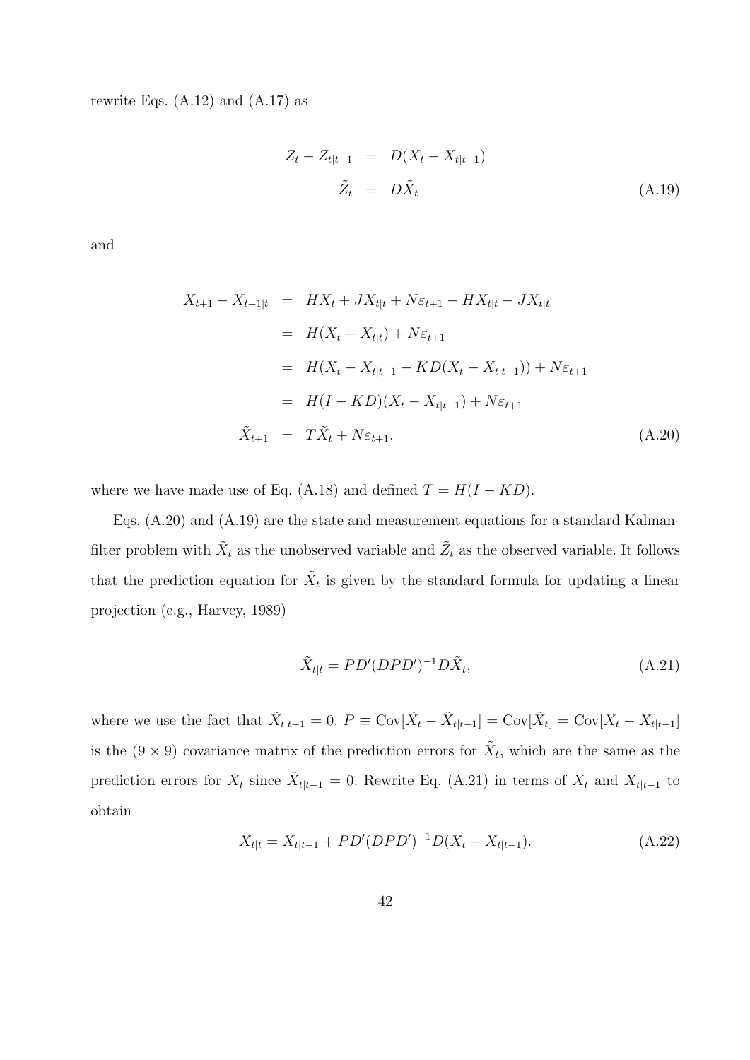rewrite Eqs. (A.12) and (A.17) as

$$
\begin{aligned}
Z_t - Z_{t|t-1} &= D(X_t - X_{t|t-1}) \\
\tilde{Z}_t &= D\tilde{X}_t
\end{aligned}
\tag{A.19}
$$

and

$$
\begin{aligned}
X_{t+1} - X_{t+1|t} &= HX_t + JX_{t|t} + N\varepsilon_{t+1} - HX_{t|t} - JX_{t|t} \\
&= H(X_t - X_{t|t}) + N\varepsilon_{t+1} \\
&= H(X_t - X_{t|t-1} - KD(X_t - X_{t|t-1})) + N\varepsilon_{t+1} \\
&= H(I - KD)(X_t - X_{t|t-1}) + N\varepsilon_{t+1} \\
\tilde{X}_{t+1} &= T\tilde{X}_t + N\varepsilon_{t+1},
\end{aligned}
\tag{A.20}
$$

where we have made use of Eq. (A.18) and defined $T = H(I - KD)$.

Eqs. (A.20) and (A.19) are the state and measurement equations for a standard Kalman-filter problem with $\tilde{X}_t$ as the unobserved variable and $\tilde{Z}_t$ as the observed variable. It follows that the prediction equation for $\tilde{X}_t$ is given by the standard formula for updating a linear projection (e.g., Harvey, 1989)

$$
\tilde{X}_{t|t} = PD'(DPD')^{-1}D\tilde{X}_t,
\tag{A.21}
$$

where we use the fact that $\tilde{X}_{t|t-1} = 0$. $P \equiv \text{Cov}[\tilde{X}_t - \tilde{X}_{t|t-1}] = \text{Cov}[\tilde{X}_t] = \text{Cov}[X_t - X_{t|t-1}]$ is the $(9 \times 9)$ covariance matrix of the prediction errors for $\tilde{X}_t$, which are the same as the prediction errors for $X_t$ since $\tilde{X}_{t|t-1} = 0$. Rewrite Eq. (A.21) in terms of $X_t$ and $X_{t|t-1}$ to obtain

$$
X_{t|t} = X_{t|t-1} + PD'(DPD')^{-1}D(X_t - X_{t|t-1}).
\tag{A.22}
$$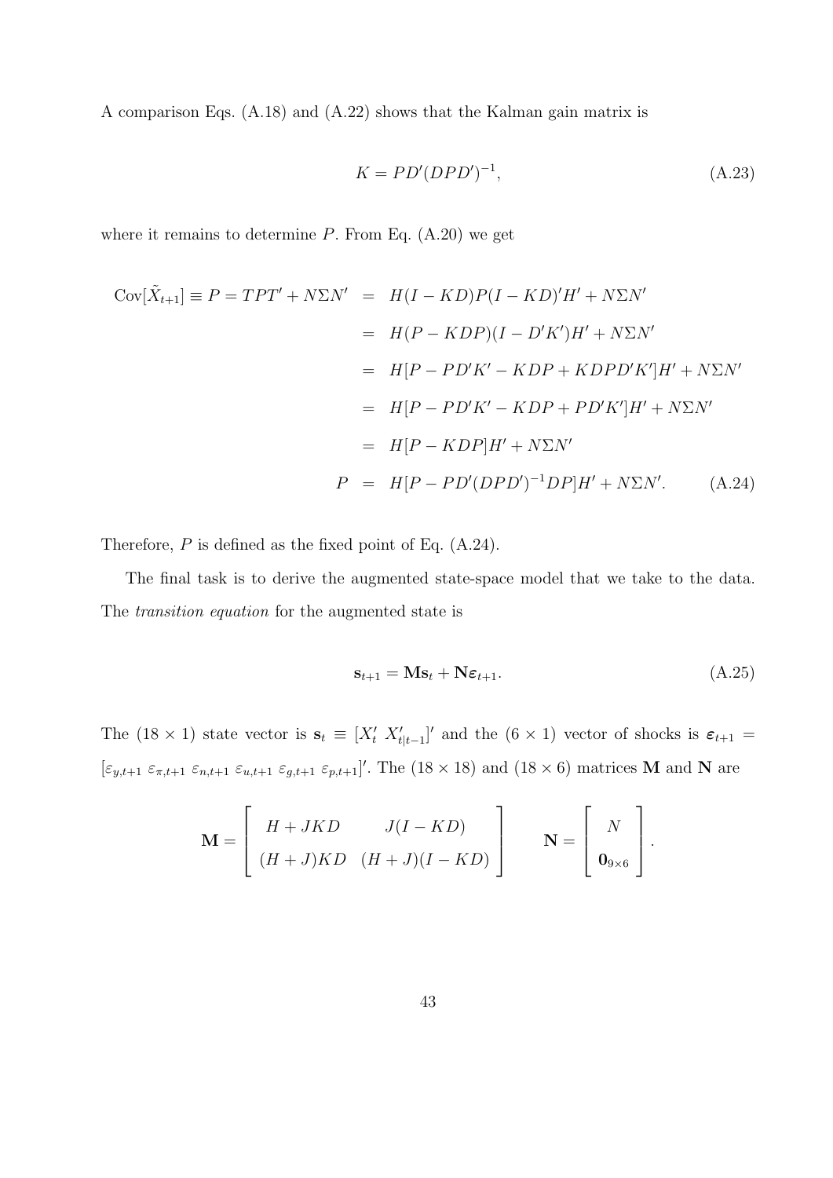A comparison Eqs. (A.18) and (A.22) shows that the Kalman gain matrix is

$$K = PD'(DPD')^{-1}, \tag{A.23}$$

where it remains to determine $P$. From Eq. (A.20) we get

$$\begin{aligned}
\text{Cov}[\tilde{X}_{t+1}] \equiv P = TPT' + N\Sigma N' &= H(I - KD)P(I - KD)'H' + N\Sigma N' \\
&= H(P - KDP)(I - D'K')H' + N\Sigma N' \\
&= H[P - PD'K' - KDP + KDPD'K']H' + N\Sigma N' \\
&= H[P - PD'K' - KDP + PD'K']H' + N\Sigma N' \\
&= H[P - KDP]H' + N\Sigma N' \\
P &= H[P - PD'(DPD')^{-1}DP]H' + N\Sigma N'. \qquad \text{(A.24)}
\end{aligned}$$

Therefore, $P$ is defined as the fixed point of Eq. (A.24).

The final task is to derive the augmented state-space model that we take to the data. The *transition equation* for the augmented state is

$$\mathbf{s}_{t+1} = \mathbf{M}\mathbf{s}_t + \mathbf{N}\boldsymbol{\varepsilon}_{t+1}. \tag{A.25}$$

The $(18 \times 1)$ state vector is $\mathbf{s}_t \equiv [X_t' \; X_{t|t-1}']'$ and the $(6 \times 1)$ vector of shocks is $\boldsymbol{\varepsilon}_{t+1} = [\varepsilon_{y,t+1} \; \varepsilon_{\pi,t+1} \; \varepsilon_{n,t+1} \; \varepsilon_{u,t+1} \; \varepsilon_{g,t+1} \; \varepsilon_{p,t+1}]'$. The $(18 \times 18)$ and $(18 \times 6)$ matrices $\mathbf{M}$ and $\mathbf{N}$ are

$$\mathbf{M} = \begin{bmatrix} H + JKD & J(I - KD) \\ (H + J)KD & (H + J)(I - KD) \end{bmatrix} \qquad \mathbf{N} = \begin{bmatrix} N \\ \mathbf{0}_{9 \times 6} \end{bmatrix}.$$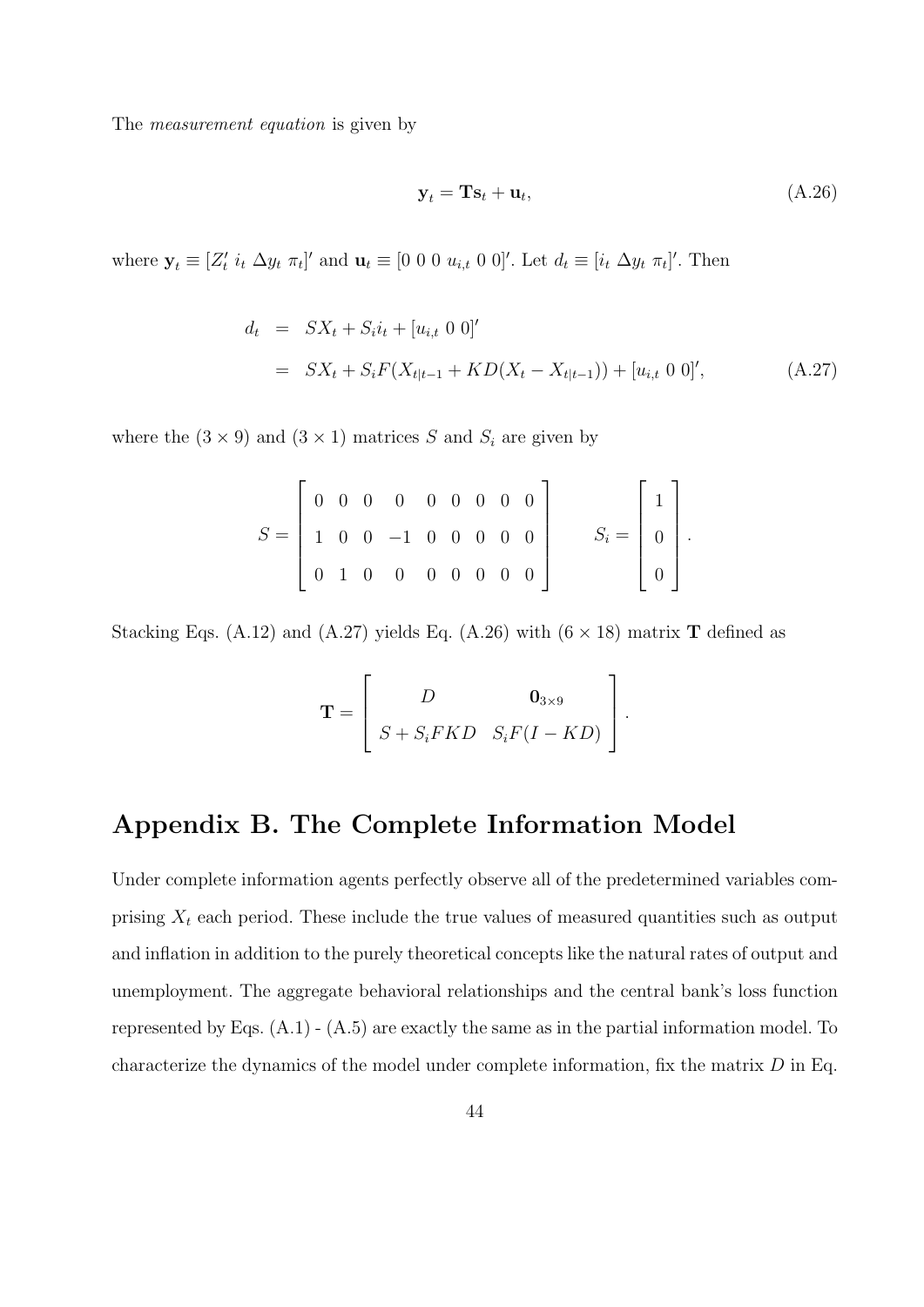The *measurement equation* is given by

$$\mathbf{y}_t = \mathbf{T}\mathbf{s}_t + \mathbf{u}_t, \tag{A.26}$$

where $\mathbf{y}_t \equiv [Z_t' \; i_t \; \Delta y_t \; \pi_t]'$ and $\mathbf{u}_t \equiv [0 \; 0 \; 0 \; u_{i,t} \; 0 \; 0]'$. Let $d_t \equiv [i_t \; \Delta y_t \; \pi_t]'$. Then

$$\begin{aligned} d_t &= SX_t + S_i i_t + [u_{i,t} \; 0 \; 0]' \\ &= SX_t + S_i F(X_{t|t-1} + KD(X_t - X_{t|t-1})) + [u_{i,t} \; 0 \; 0]', \end{aligned} \tag{A.27}$$

where the $(3 \times 9)$ and $(3 \times 1)$ matrices $S$ and $S_i$ are given by

$$S = \begin{bmatrix} 0 & 0 & 0 & 0 & 0 & 0 & 0 & 0 & 0 \\ 1 & 0 & 0 & -1 & 0 & 0 & 0 & 0 & 0 \\ 0 & 1 & 0 & 0 & 0 & 0 & 0 & 0 & 0 \end{bmatrix} \qquad S_i = \begin{bmatrix} 1 \\ 0 \\ 0 \end{bmatrix}.$$

Stacking Eqs. (A.12) and (A.27) yields Eq. (A.26) with $(6 \times 18)$ matrix $\mathbf{T}$ defined as

$$\mathbf{T} = \begin{bmatrix} D & \mathbf{0}_{3\times 9} \\ S + S_i FKD & S_i F(I - KD) \end{bmatrix}.$$

# Appendix B. The Complete Information Model

Under complete information agents perfectly observe all of the predetermined variables comprising $X_t$ each period. These include the true values of measured quantities such as output and inflation in addition to the purely theoretical concepts like the natural rates of output and unemployment. The aggregate behavioral relationships and the central bank's loss function represented by Eqs. (A.1) - (A.5) are exactly the same as in the partial information model. To characterize the dynamics of the model under complete information, fix the matrix $D$ in Eq.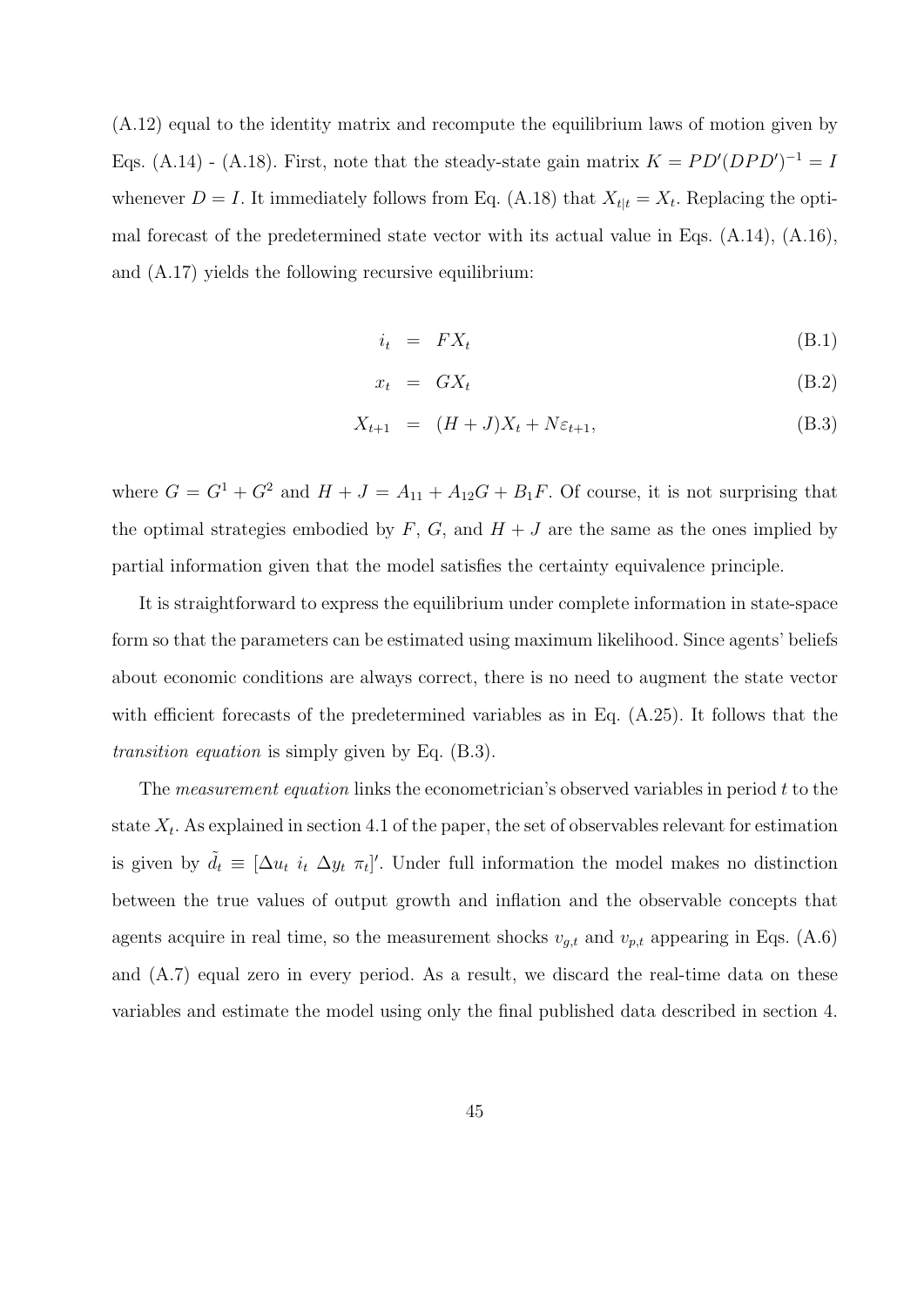(A.12) equal to the identity matrix and recompute the equilibrium laws of motion given by Eqs. (A.14) - (A.18). First, note that the steady-state gain matrix $K = PD'(DPD')^{-1} = I$ whenever $D = I$. It immediately follows from Eq. (A.18) that $X_{t|t} = X_t$. Replacing the optimal forecast of the predetermined state vector with its actual value in Eqs. (A.14), (A.16), and (A.17) yields the following recursive equilibrium:

$$i_t = FX_t \tag{B.1}$$

$$x_t = GX_t \tag{B.2}$$

$$X_{t+1} = (H+J)X_t + N\varepsilon_{t+1}, \tag{B.3}$$

where $G = G^1 + G^2$ and $H + J = A_{11} + A_{12}G + B_1F$. Of course, it is not surprising that the optimal strategies embodied by $F$, $G$, and $H + J$ are the same as the ones implied by partial information given that the model satisfies the certainty equivalence principle.

It is straightforward to express the equilibrium under complete information in state-space form so that the parameters can be estimated using maximum likelihood. Since agents' beliefs about economic conditions are always correct, there is no need to augment the state vector with efficient forecasts of the predetermined variables as in Eq. (A.25). It follows that the *transition equation* is simply given by Eq. (B.3).

The *measurement equation* links the econometrician's observed variables in period $t$ to the state $X_t$. As explained in section 4.1 of the paper, the set of observables relevant for estimation is given by $\tilde{d}_t \equiv [\Delta u_t \ i_t \ \Delta y_t \ \pi_t]'$. Under full information the model makes no distinction between the true values of output growth and inflation and the observable concepts that agents acquire in real time, so the measurement shocks $v_{g,t}$ and $v_{p,t}$ appearing in Eqs. (A.6) and (A.7) equal zero in every period. As a result, we discard the real-time data on these variables and estimate the model using only the final published data described in section 4.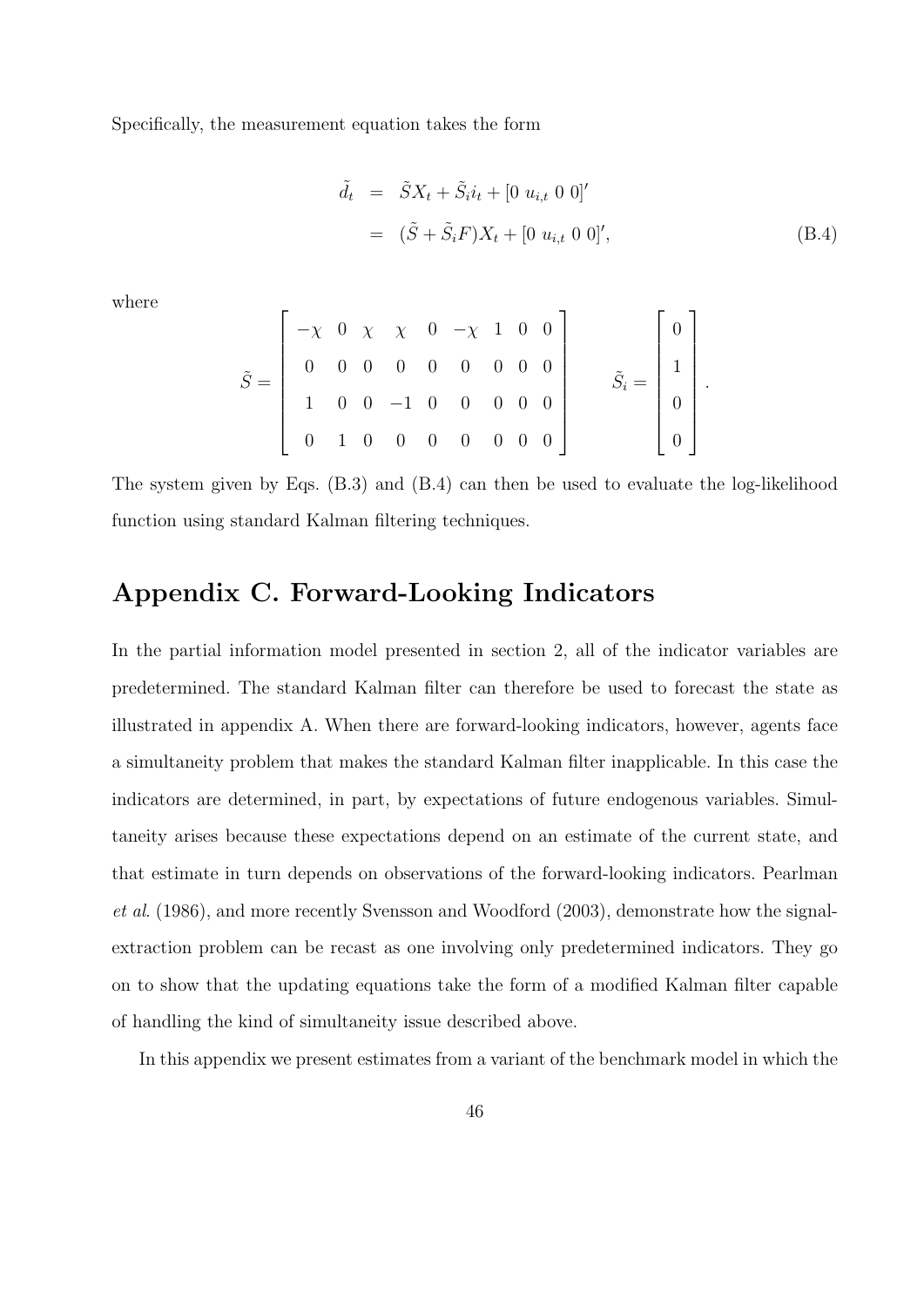Specifically, the measurement equation takes the form

$$
\begin{aligned}
\tilde{d}_t &= \tilde{S}X_t + \tilde{S}_i i_t + [0 \ u_{i,t} \ 0 \ 0]' \\
&= (\tilde{S} + \tilde{S}_i F)X_t + [0 \ u_{i,t} \ 0 \ 0]',
\end{aligned} \tag{B.4}
$$

where

$$
\tilde{S} = \begin{bmatrix} -\chi & 0 & \chi & \chi & 0 & -\chi & 1 & 0 & 0 \\ 0 & 0 & 0 & 0 & 0 & 0 & 0 & 0 & 0 \\ 1 & 0 & 0 & -1 & 0 & 0 & 0 & 0 & 0 \\ 0 & 1 & 0 & 0 & 0 & 0 & 0 & 0 & 0 \end{bmatrix} \qquad \tilde{S}_i = \begin{bmatrix} 0 \\ 1 \\ 0 \\ 0 \end{bmatrix}.
$$

The system given by Eqs. (B.3) and (B.4) can then be used to evaluate the log-likelihood function using standard Kalman filtering techniques.

# Appendix C. Forward-Looking Indicators

In the partial information model presented in section 2, all of the indicator variables are predetermined. The standard Kalman filter can therefore be used to forecast the state as illustrated in appendix A. When there are forward-looking indicators, however, agents face a simultaneity problem that makes the standard Kalman filter inapplicable. In this case the indicators are determined, in part, by expectations of future endogenous variables. Simultaneity arises because these expectations depend on an estimate of the current state, and that estimate in turn depends on observations of the forward-looking indicators. Pearlman *et al*. (1986), and more recently Svensson and Woodford (2003), demonstrate how the signal-extraction problem can be recast as one involving only predetermined indicators. They go on to show that the updating equations take the form of a modified Kalman filter capable of handling the kind of simultaneity issue described above.

In this appendix we present estimates from a variant of the benchmark model in which the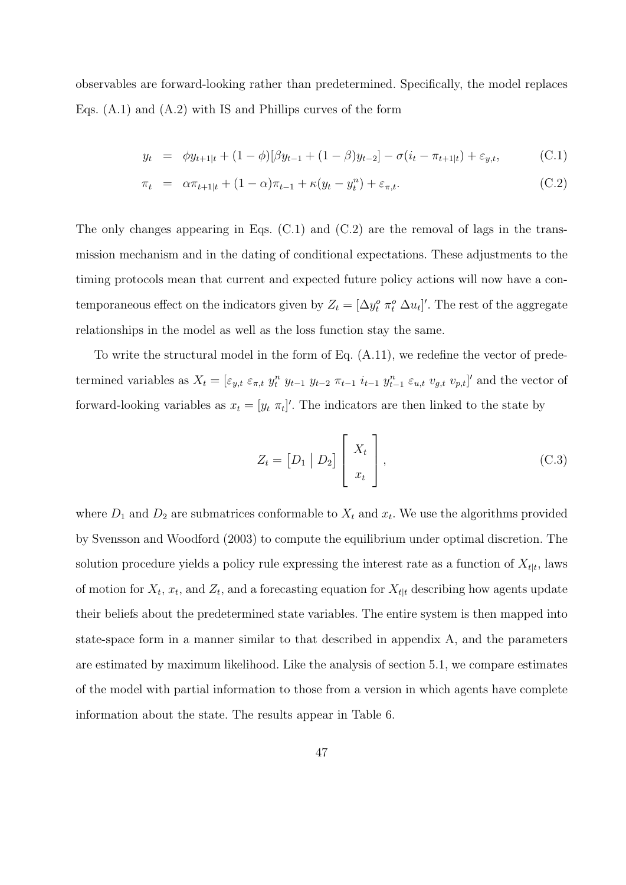observables are forward-looking rather than predetermined. Specifically, the model replaces Eqs. (A.1) and (A.2) with IS and Phillips curves of the form

$$y_t = \phi y_{t+1|t} + (1-\phi)[\beta y_{t-1} + (1-\beta) y_{t-2}] - \sigma(i_t - \pi_{t+1|t}) + \varepsilon_{y,t}, \tag{C.1}$$

$$\pi_t = \alpha \pi_{t+1|t} + (1-\alpha)\pi_{t-1} + \kappa(y_t - y_t^n) + \varepsilon_{\pi,t}. \tag{C.2}$$

The only changes appearing in Eqs. (C.1) and (C.2) are the removal of lags in the transmission mechanism and in the dating of conditional expectations. These adjustments to the timing protocols mean that current and expected future policy actions will now have a contemporaneous effect on the indicators given by $Z_t = [\Delta y_t^o \ \pi_t^o \ \Delta u_t]'$. The rest of the aggregate relationships in the model as well as the loss function stay the same.

To write the structural model in the form of Eq. (A.11), we redefine the vector of predetermined variables as $X_t = [\varepsilon_{y,t} \ \varepsilon_{\pi,t} \ y_t^n \ y_{t-1} \ y_{t-2} \ \pi_{t-1} \ i_{t-1} \ y_{t-1}^n \ \varepsilon_{u,t} \ v_{g,t} \ v_{p,t}]'$ and the vector of forward-looking variables as $x_t = [y_t \ \pi_t]'$. The indicators are then linked to the state by

$$Z_t = \begin{bmatrix} D_1 \mid D_2 \end{bmatrix} \begin{bmatrix} X_t \\ x_t \end{bmatrix}, \tag{C.3}$$

where $D_1$ and $D_2$ are submatrices conformable to $X_t$ and $x_t$. We use the algorithms provided by Svensson and Woodford (2003) to compute the equilibrium under optimal discretion. The solution procedure yields a policy rule expressing the interest rate as a function of $X_{t|t}$, laws of motion for $X_t$, $x_t$, and $Z_t$, and a forecasting equation for $X_{t|t}$ describing how agents update their beliefs about the predetermined state variables. The entire system is then mapped into state-space form in a manner similar to that described in appendix A, and the parameters are estimated by maximum likelihood. Like the analysis of section 5.1, we compare estimates of the model with partial information to those from a version in which agents have complete information about the state. The results appear in Table 6.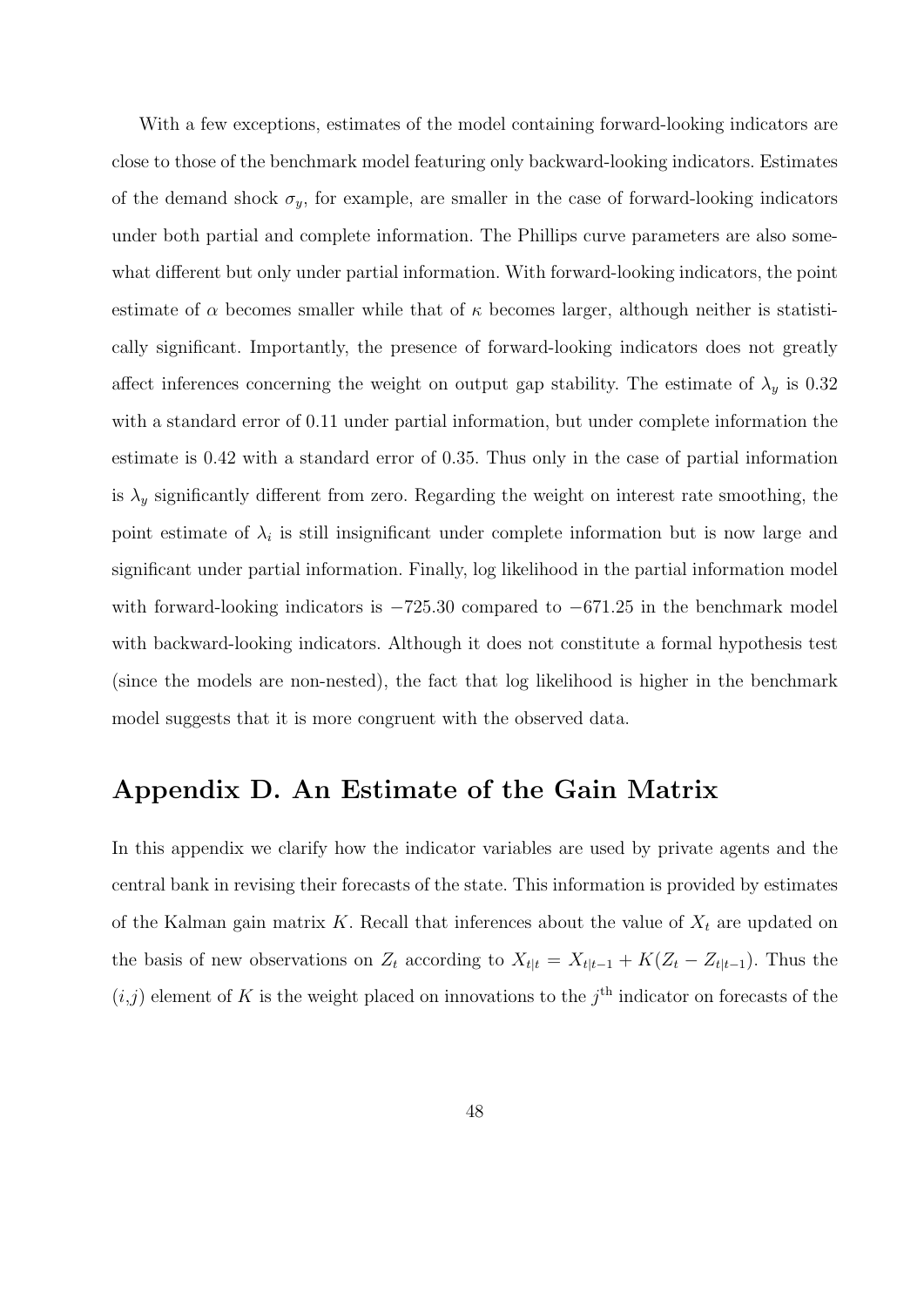With a few exceptions, estimates of the model containing forward-looking indicators are close to those of the benchmark model featuring only backward-looking indicators. Estimates of the demand shock $\sigma_y$, for example, are smaller in the case of forward-looking indicators under both partial and complete information. The Phillips curve parameters are also somewhat different but only under partial information. With forward-looking indicators, the point estimate of $\alpha$ becomes smaller while that of $\kappa$ becomes larger, although neither is statistically significant. Importantly, the presence of forward-looking indicators does not greatly affect inferences concerning the weight on output gap stability. The estimate of $\lambda_y$ is 0.32 with a standard error of 0.11 under partial information, but under complete information the estimate is 0.42 with a standard error of 0.35. Thus only in the case of partial information is $\lambda_y$ significantly different from zero. Regarding the weight on interest rate smoothing, the point estimate of $\lambda_i$ is still insignificant under complete information but is now large and significant under partial information. Finally, log likelihood in the partial information model with forward-looking indicators is $-725.30$ compared to $-671.25$ in the benchmark model with backward-looking indicators. Although it does not constitute a formal hypothesis test (since the models are non-nested), the fact that log likelihood is higher in the benchmark model suggests that it is more congruent with the observed data.

## Appendix D. An Estimate of the Gain Matrix

In this appendix we clarify how the indicator variables are used by private agents and the central bank in revising their forecasts of the state. This information is provided by estimates of the Kalman gain matrix $K$. Recall that inferences about the value of $X_t$ are updated on the basis of new observations on $Z_t$ according to $X_{t|t} = X_{t|t-1} + K(Z_t - Z_{t|t-1})$. Thus the $(i,j)$ element of $K$ is the weight placed on innovations to the $j^{\text{th}}$ indicator on forecasts of the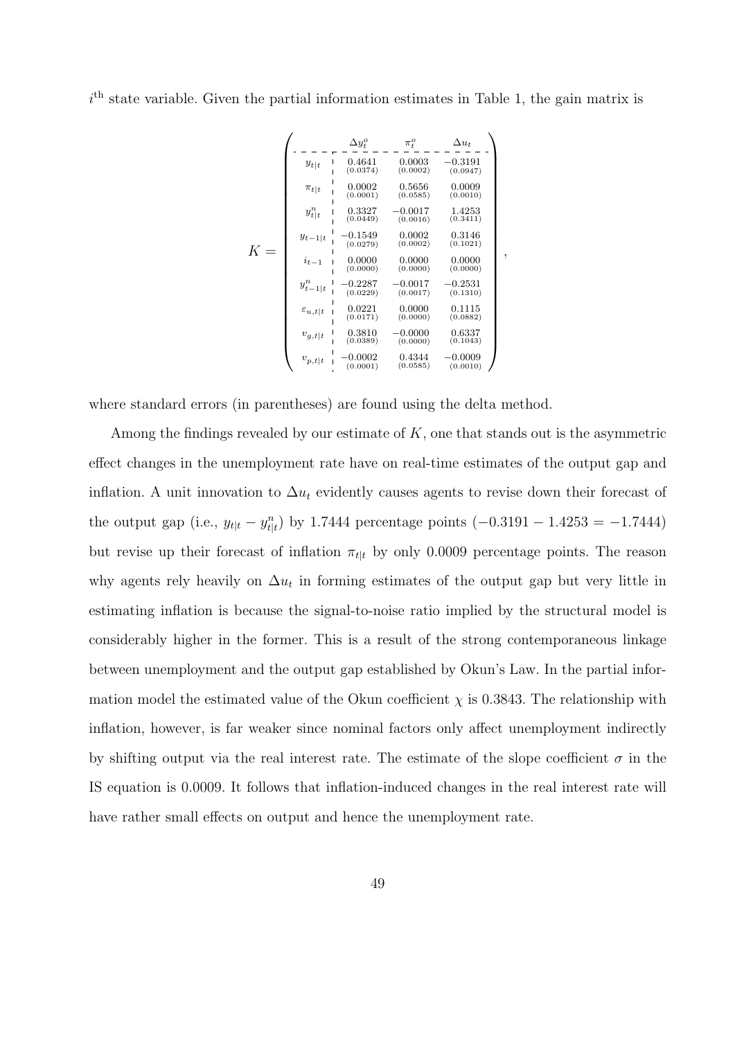$i^{\text{th}}$ state variable. Given the partial information estimates in Table 1, the gain matrix is

$$
K = \left(\begin{array}{c|ccc}
 & \Delta y_t^o & \pi_t^o & \Delta u_t \\
\hline
y_{t|t} & \underset{(0.0374)}{0.4641} & \underset{(0.0002)}{0.0003} & \underset{(0.0947)}{-0.3191} \\
\pi_{t|t} & \underset{(0.0001)}{0.0002} & \underset{(0.0585)}{0.5656} & \underset{(0.0010)}{0.0009} \\
y_{t|t}^n & \underset{(0.0449)}{0.3327} & \underset{(0.0016)}{-0.0017} & \underset{(0.3411)}{1.4253} \\
y_{t-1|t} & \underset{(0.0279)}{-0.1549} & \underset{(0.0002)}{0.0002} & \underset{(0.1021)}{0.3146} \\
i_{t-1} & \underset{(0.0000)}{0.0000} & \underset{(0.0000)}{0.0000} & \underset{(0.0000)}{0.0000} \\
y_{t-1|t}^n & \underset{(0.0229)}{-0.2287} & \underset{(0.0017)}{-0.0017} & \underset{(0.1310)}{-0.2531} \\
\varepsilon_{u,t|t} & \underset{(0.0171)}{0.0221} & \underset{(0.0000)}{0.0000} & \underset{(0.0882)}{0.1115} \\
v_{g,t|t} & \underset{(0.0389)}{0.3810} & \underset{(0.0000)}{-0.0000} & \underset{(0.1043)}{0.6337} \\
v_{p,t|t} & \underset{(0.0001)}{-0.0002} & \underset{(0.0585)}{0.4344} & \underset{(0.0010)}{-0.0009}
\end{array}\right),
$$

where standard errors (in parentheses) are found using the delta method.

Among the findings revealed by our estimate of $K$, one that stands out is the asymmetric effect changes in the unemployment rate have on real-time estimates of the output gap and inflation. A unit innovation to $\Delta u_t$ evidently causes agents to revise down their forecast of the output gap (i.e., $y_{t|t} - y_{t|t}^n$) by 1.7444 percentage points ($-0.3191 - 1.4253 = -1.7444$) but revise up their forecast of inflation $\pi_{t|t}$ by only 0.0009 percentage points. The reason why agents rely heavily on $\Delta u_t$ in forming estimates of the output gap but very little in estimating inflation is because the signal-to-noise ratio implied by the structural model is considerably higher in the former. This is a result of the strong contemporaneous linkage between unemployment and the output gap established by Okun's Law. In the partial information model the estimated value of the Okun coefficient $\chi$ is 0.3843. The relationship with inflation, however, is far weaker since nominal factors only affect unemployment indirectly by shifting output via the real interest rate. The estimate of the slope coefficient $\sigma$ in the IS equation is 0.0009. It follows that inflation-induced changes in the real interest rate will have rather small effects on output and hence the unemployment rate.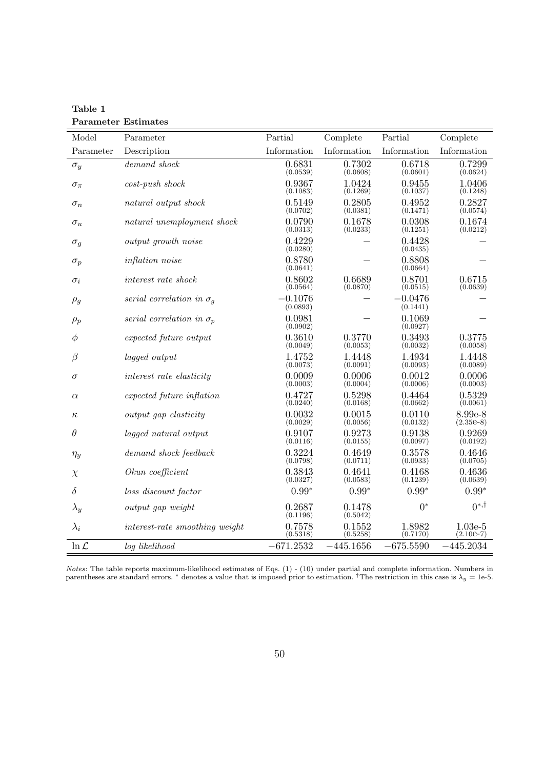**Table 1**
**Parameter Estimates**

| Model Parameter | Parameter Description | Partial Information | Complete Information | Partial Information | Complete Information |
|---|---|---|---|---|---|
| $\sigma_y$ | *demand shock* | 0.6831 (0.0539) | 0.7302 (0.0608) | 0.6718 (0.0601) | 0.7299 (0.0624) |
| $\sigma_\pi$ | *cost-push shock* | 0.9367 (0.1083) | 1.0424 (0.1269) | 0.9455 (0.1037) | 1.0406 (0.1248) |
| $\sigma_n$ | *natural output shock* | 0.5149 (0.0702) | 0.2805 (0.0381) | 0.4952 (0.1471) | 0.2827 (0.0574) |
| $\sigma_u$ | *natural unemployment shock* | 0.0790 (0.0313) | 0.1678 (0.0233) | 0.0308 (0.1251) | 0.1674 (0.0212) |
| $\sigma_g$ | *output growth noise* | 0.4229 (0.0280) | — | 0.4428 (0.0435) | — |
| $\sigma_p$ | *inflation noise* | 0.8780 (0.0641) | — | 0.8808 (0.0664) | — |
| $\sigma_i$ | *interest rate shock* | 0.8602 (0.0564) | 0.6689 (0.0870) | 0.8701 (0.0515) | 0.6715 (0.0639) |
| $\rho_g$ | *serial correlation in* $\sigma_g$ | −0.1076 (0.0893) | — | −0.0476 (0.1441) | — |
| $\rho_p$ | *serial correlation in* $\sigma_p$ | 0.0981 (0.0902) | — | 0.1069 (0.0927) | — |
| $\phi$ | *expected future output* | 0.3610 (0.0049) | 0.3770 (0.0053) | 0.3493 (0.0032) | 0.3775 (0.0058) |
| $\beta$ | *lagged output* | 1.4752 (0.0073) | 1.4448 (0.0091) | 1.4934 (0.0093) | 1.4448 (0.0089) |
| $\sigma$ | *interest rate elasticity* | 0.0009 (0.0003) | 0.0006 (0.0004) | 0.0012 (0.0006) | 0.0006 (0.0003) |
| $\alpha$ | *expected future inflation* | 0.4727 (0.0240) | 0.5298 (0.0168) | 0.4464 (0.0662) | 0.5329 (0.0061) |
| $\kappa$ | *output gap elasticity* | 0.0032 (0.0029) | 0.0015 (0.0056) | 0.0110 (0.0132) | 8.99e-8 (2.35e-8) |
| $\theta$ | *lagged natural output* | 0.9107 (0.0116) | 0.9273 (0.0155) | 0.9138 (0.0097) | 0.9269 (0.0192) |
| $\eta_y$ | *demand shock feedback* | 0.3224 (0.0798) | 0.4649 (0.0711) | 0.3578 (0.0933) | 0.4646 (0.0705) |
| $\chi$ | *Okun coefficient* | 0.3843 (0.0327) | 0.4641 (0.0583) | 0.4168 (0.1239) | 0.4636 (0.0639) |
| $\delta$ | *loss discount factor* | $0.99^*$ | $0.99^*$ | $0.99^*$ | $0.99^*$ |
| $\lambda_y$ | *output gap weight* | 0.2687 (0.1196) | 0.1478 (0.5042) | $0^*$ | $0^{*,\dagger}$ |
| $\lambda_i$ | *interest-rate smoothing weight* | 0.7578 (0.5318) | 0.1552 (0.5258) | 1.8982 (0.7170) | 1.03e-5 (2.10e-7) |
| $\ln \mathcal{L}$ | *log likelihood* | −671.2532 | −445.1656 | −675.5590 | −445.2034 |

*Notes*: The table reports maximum-likelihood estimates of Eqs. (1) - (10) under partial and complete information. Numbers in parentheses are standard errors. $^*$ denotes a value that is imposed prior to estimation. $^\dagger$The restriction in this case is $\lambda_y$ = 1e-5.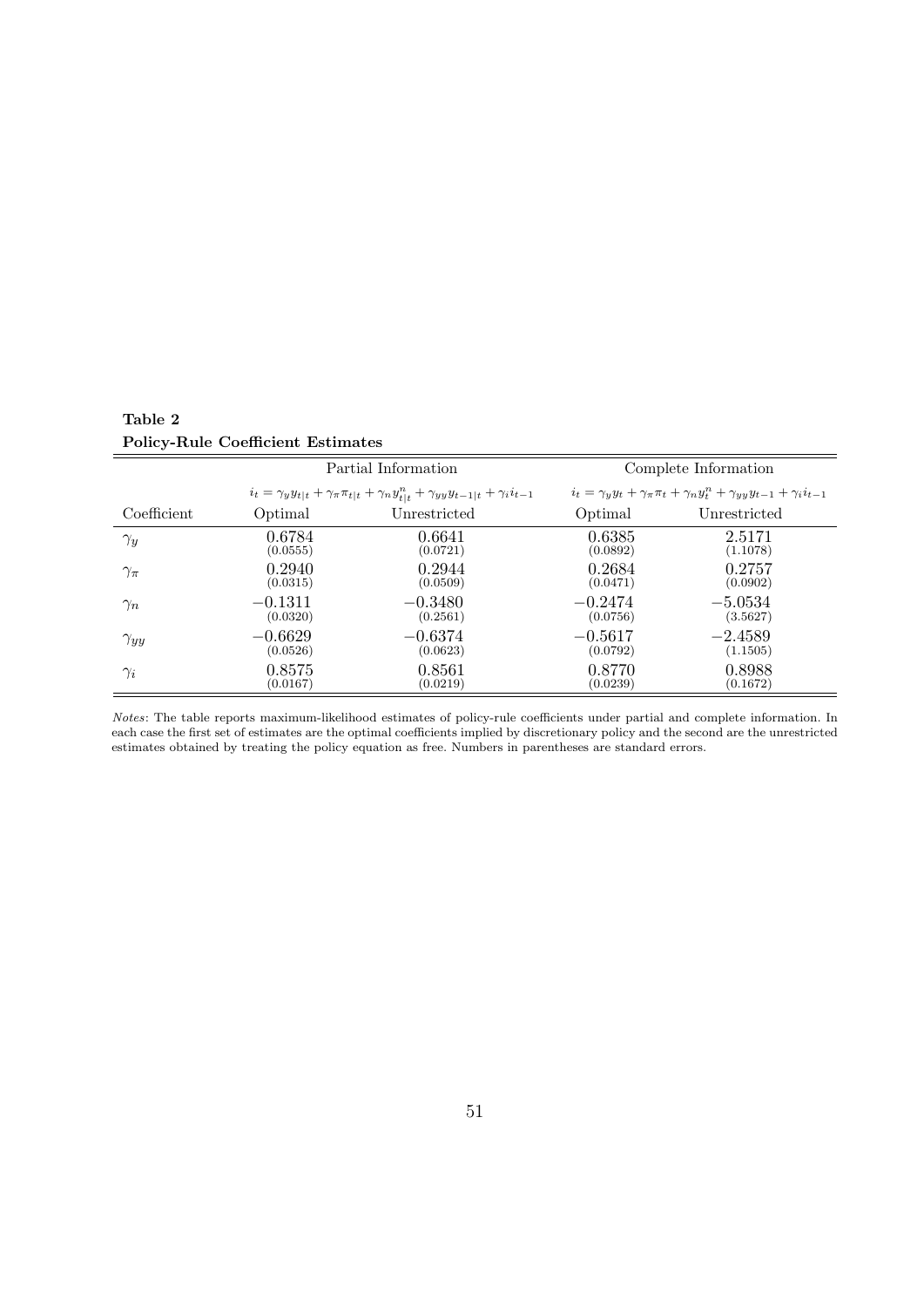**Table 2**

**Policy-Rule Coefficient Estimates**

| | Partial Information | | Complete Information | |
|---|---|---|---|---|
| | $i_t = \gamma_y y_{t\|t} + \gamma_\pi \pi_{t\|t} + \gamma_n y^n_{t\|t} + \gamma_{yy} y_{t-1\|t} + \gamma_i i_{t-1}$ | | $i_t = \gamma_y y_t + \gamma_\pi \pi_t + \gamma_n y^n_t + \gamma_{yy} y_{t-1} + \gamma_i i_{t-1}$ | |
| Coefficient | Optimal | Unrestricted | Optimal | Unrestricted |
| $\gamma_y$ | 0.6784 (0.0555) | 0.6641 (0.0721) | 0.6385 (0.0892) | 2.5171 (1.1078) |
| $\gamma_\pi$ | 0.2940 (0.0315) | 0.2944 (0.0509) | 0.2684 (0.0471) | 0.2757 (0.0902) |
| $\gamma_n$ | −0.1311 (0.0320) | −0.3480 (0.2561) | −0.2474 (0.0756) | −5.0534 (3.5627) |
| $\gamma_{yy}$ | −0.6629 (0.0526) | −0.6374 (0.0623) | −0.5617 (0.0792) | −2.4589 (1.1505) |
| $\gamma_i$ | 0.8575 (0.0167) | 0.8561 (0.0219) | 0.8770 (0.0239) | 0.8988 (0.1672) |

*Notes*: The table reports maximum-likelihood estimates of policy-rule coefficients under partial and complete information. In each case the first set of estimates are the optimal coefficients implied by discretionary policy and the second are the unrestricted estimates obtained by treating the policy equation as free. Numbers in parentheses are standard errors.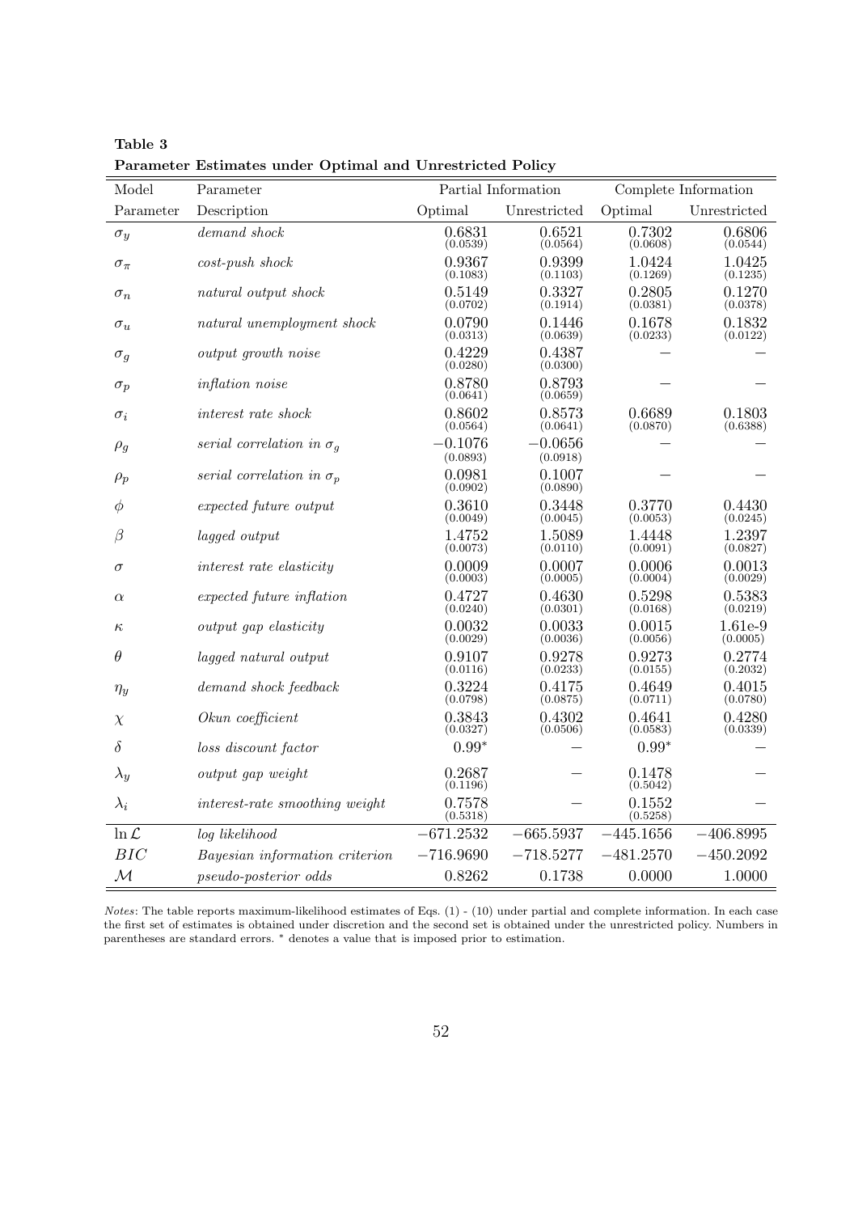**Table 3**
**Parameter Estimates under Optimal and Unrestricted Policy**

| Model | Parameter | Partial Information | | Complete Information | |
|---|---|---|---|---|---|
| Parameter | Description | Optimal | Unrestricted | Optimal | Unrestricted |
| $\sigma_y$ | *demand shock* | 0.6831 (0.0539) | 0.6521 (0.0564) | 0.7302 (0.0608) | 0.6806 (0.0544) |
| $\sigma_\pi$ | *cost-push shock* | 0.9367 (0.1083) | 0.9399 (0.1103) | 1.0424 (0.1269) | 1.0425 (0.1235) |
| $\sigma_n$ | *natural output shock* | 0.5149 (0.0702) | 0.3327 (0.1914) | 0.2805 (0.0381) | 0.1270 (0.0378) |
| $\sigma_u$ | *natural unemployment shock* | 0.0790 (0.0313) | 0.1446 (0.0639) | 0.1678 (0.0233) | 0.1832 (0.0122) |
| $\sigma_g$ | *output growth noise* | 0.4229 (0.0280) | 0.4387 (0.0300) | — | — |
| $\sigma_p$ | *inflation noise* | 0.8780 (0.0641) | 0.8793 (0.0659) | — | — |
| $\sigma_i$ | *interest rate shock* | 0.8602 (0.0564) | 0.8573 (0.0641) | 0.6689 (0.0870) | 0.1803 (0.6388) |
| $\rho_g$ | *serial correlation in* $\sigma_g$ | −0.1076 (0.0893) | −0.0656 (0.0918) | — | — |
| $\rho_p$ | *serial correlation in* $\sigma_p$ | 0.0981 (0.0902) | 0.1007 (0.0890) | — | — |
| $\phi$ | *expected future output* | 0.3610 (0.0049) | 0.3448 (0.0045) | 0.3770 (0.0053) | 0.4430 (0.0245) |
| $\beta$ | *lagged output* | 1.4752 (0.0073) | 1.5089 (0.0110) | 1.4448 (0.0091) | 1.2397 (0.0827) |
| $\sigma$ | *interest rate elasticity* | 0.0009 (0.0003) | 0.0007 (0.0005) | 0.0006 (0.0004) | 0.0013 (0.0029) |
| $\alpha$ | *expected future inflation* | 0.4727 (0.0240) | 0.4630 (0.0301) | 0.5298 (0.0168) | 0.5383 (0.0219) |
| $\kappa$ | *output gap elasticity* | 0.0032 (0.0029) | 0.0033 (0.0036) | 0.0015 (0.0056) | 1.61e-9 (0.0005) |
| $\theta$ | *lagged natural output* | 0.9107 (0.0116) | 0.9278 (0.0233) | 0.9273 (0.0155) | 0.2774 (0.2032) |
| $\eta_y$ | *demand shock feedback* | 0.3224 (0.0798) | 0.4175 (0.0875) | 0.4649 (0.0711) | 0.4015 (0.0780) |
| $\chi$ | *Okun coefficient* | 0.3843 (0.0327) | 0.4302 (0.0506) | 0.4641 (0.0583) | 0.4280 (0.0339) |
| $\delta$ | *loss discount factor* | 0.99* | — | 0.99* | — |
| $\lambda_y$ | *output gap weight* | 0.2687 (0.1196) | — | 0.1478 (0.5042) | — |
| $\lambda_i$ | *interest-rate smoothing weight* | 0.7578 (0.5318) | — | 0.1552 (0.5258) | — |
| $\ln \mathcal{L}$ | *log likelihood* | −671.2532 | −665.5937 | −445.1656 | −406.8995 |
| $BIC$ | *Bayesian information criterion* | −716.9690 | −718.5277 | −481.2570 | −450.2092 |
| $\mathcal{M}$ | *pseudo-posterior odds* | 0.8262 | 0.1738 | 0.0000 | 1.0000 |

*Notes*: The table reports maximum-likelihood estimates of Eqs. (1) - (10) under partial and complete information. In each case the first set of estimates is obtained under discretion and the second set is obtained under the unrestricted policy. Numbers in parentheses are standard errors. * denotes a value that is imposed prior to estimation.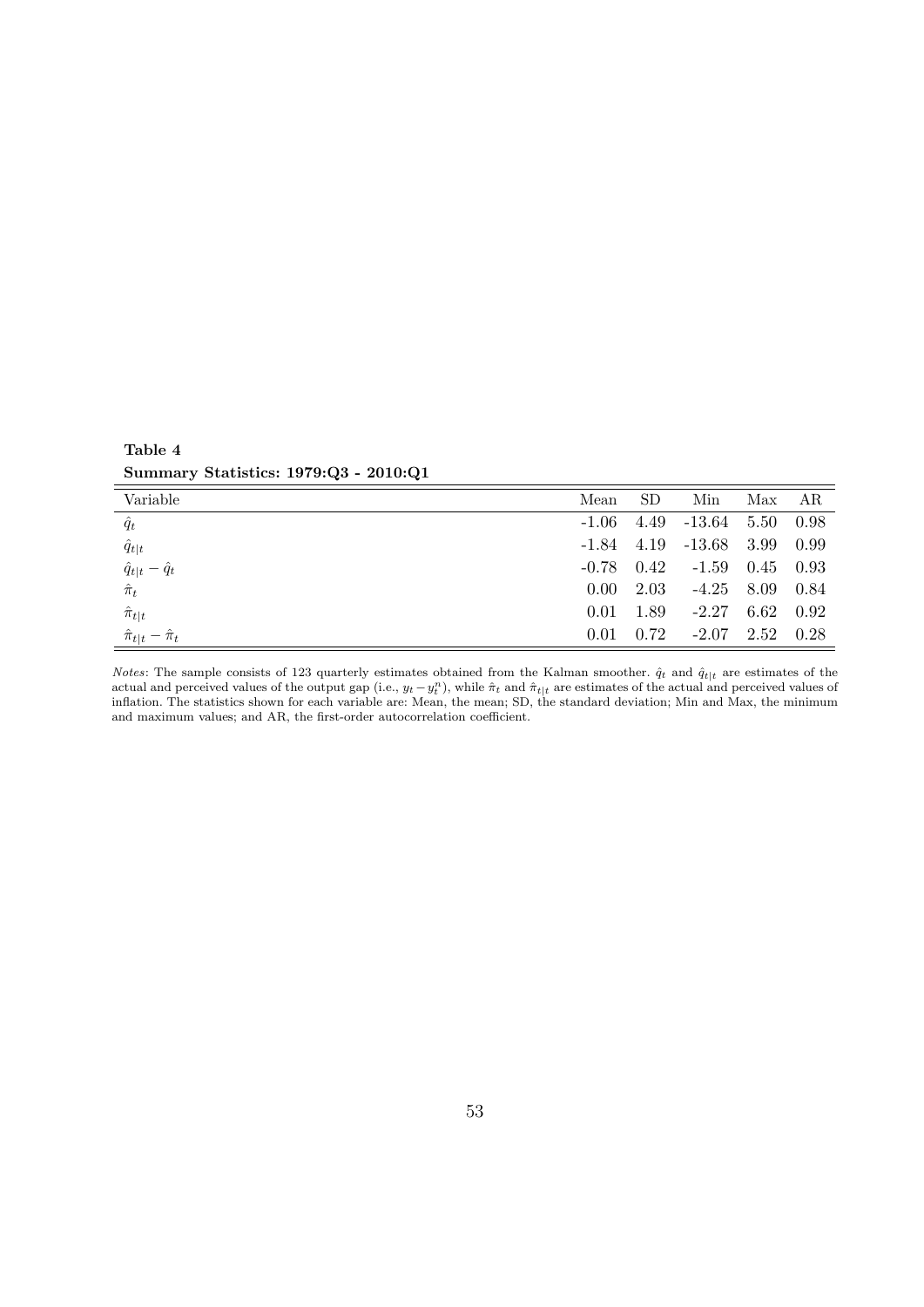**Table 4**

**Summary Statistics: 1979:Q3 - 2010:Q1**

| Variable | Mean | SD | Min | Max | AR |
|---|---|---|---|---|---|
| $\hat{q}_t$ | -1.06 | 4.49 | -13.64 | 5.50 | 0.98 |
| $\hat{q}_{t\|t}$ | -1.84 | 4.19 | -13.68 | 3.99 | 0.99 |
| $\hat{q}_{t\|t} - \hat{q}_t$ | -0.78 | 0.42 | -1.59 | 0.45 | 0.93 |
| $\hat{\pi}_t$ | 0.00 | 2.03 | -4.25 | 8.09 | 0.84 |
| $\hat{\pi}_{t\|t}$ | 0.01 | 1.89 | -2.27 | 6.62 | 0.92 |
| $\hat{\pi}_{t\|t} - \hat{\pi}_t$ | 0.01 | 0.72 | -2.07 | 2.52 | 0.28 |

*Notes*: The sample consists of 123 quarterly estimates obtained from the Kalman smoother. $\hat{q}_t$ and $\hat{q}_{t|t}$ are estimates of the actual and perceived values of the output gap (i.e., $y_t - y_t^n$), while $\hat{\pi}_t$ and $\hat{\pi}_{t|t}$ are estimates of the actual and perceived values of inflation. The statistics shown for each variable are: Mean, the mean; SD, the standard deviation; Min and Max, the minimum and maximum values; and AR, the first-order autocorrelation coefficient.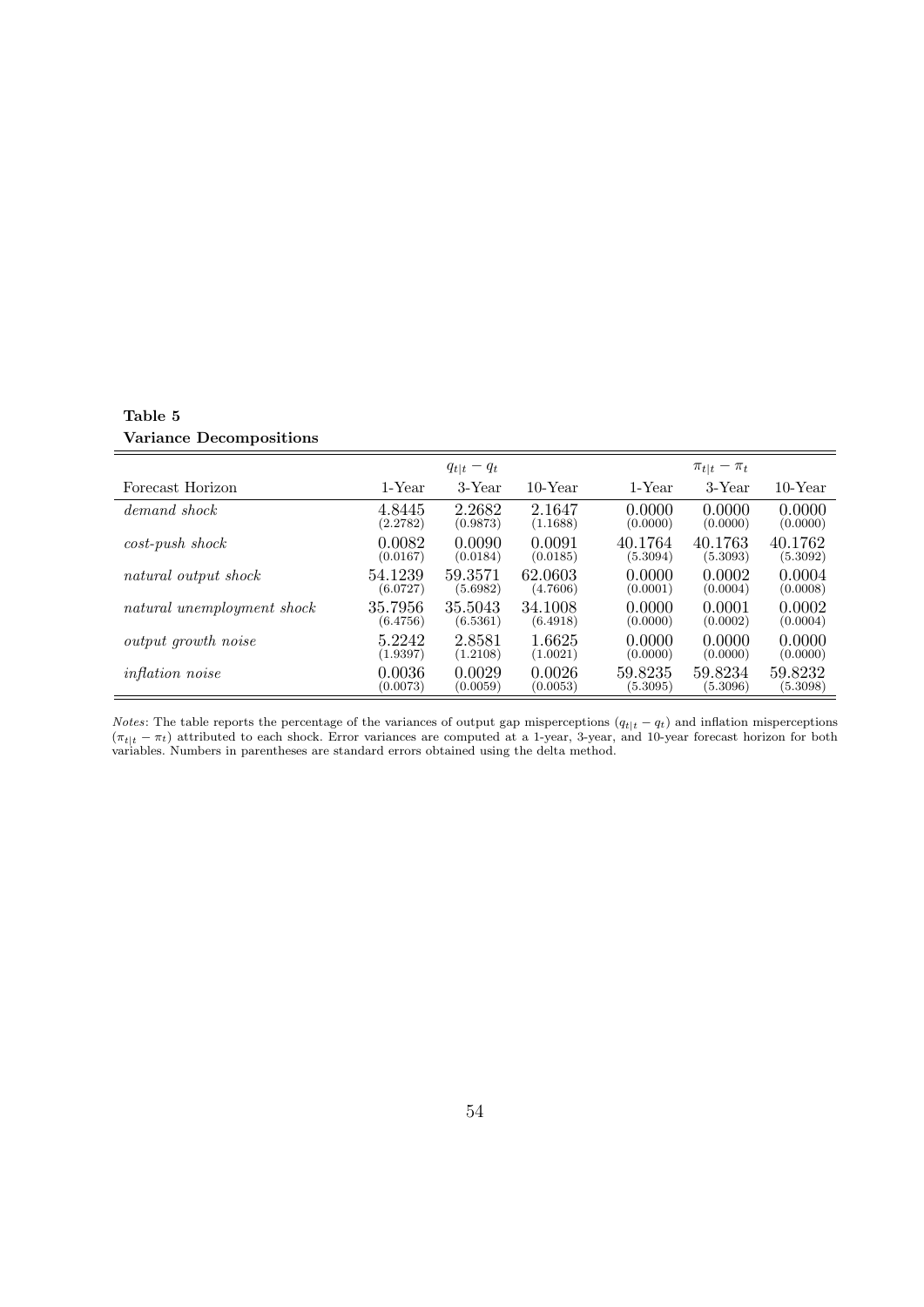**Table 5**
**Variance Decompositions**

| | $q_{t\|t} - q_t$ | | | $\pi_{t\|t} - \pi_t$ | | |
|---|---|---|---|---|---|---|
| Forecast Horizon | 1-Year | 3-Year | 10-Year | 1-Year | 3-Year | 10-Year |
| *demand shock* | 4.8445 | 2.2682 | 2.1647 | 0.0000 | 0.0000 | 0.0000 |
| | (2.2782) | (0.9873) | (1.1688) | (0.0000) | (0.0000) | (0.0000) |
| *cost-push shock* | 0.0082 | 0.0090 | 0.0091 | 40.1764 | 40.1763 | 40.1762 |
| | (0.0167) | (0.0184) | (0.0185) | (5.3094) | (5.3093) | (5.3092) |
| *natural output shock* | 54.1239 | 59.3571 | 62.0603 | 0.0000 | 0.0002 | 0.0004 |
| | (6.0727) | (5.6982) | (4.7606) | (0.0001) | (0.0004) | (0.0008) |
| *natural unemployment shock* | 35.7956 | 35.5043 | 34.1008 | 0.0000 | 0.0001 | 0.0002 |
| | (6.4756) | (6.5361) | (6.4918) | (0.0000) | (0.0002) | (0.0004) |
| *output growth noise* | 5.2242 | 2.8581 | 1.6625 | 0.0000 | 0.0000 | 0.0000 |
| | (1.9397) | (1.2108) | (1.0021) | (0.0000) | (0.0000) | (0.0000) |
| *inflation noise* | 0.0036 | 0.0029 | 0.0026 | 59.8235 | 59.8234 | 59.8232 |
| | (0.0073) | (0.0059) | (0.0053) | (5.3095) | (5.3096) | (5.3098) |

*Notes*: The table reports the percentage of the variances of output gap misperceptions ($q_{t|t} - q_t$) and inflation misperceptions ($\pi_{t|t} - \pi_t$) attributed to each shock. Error variances are computed at a 1-year, 3-year, and 10-year forecast horizon for both variables. Numbers in parentheses are standard errors obtained using the delta method.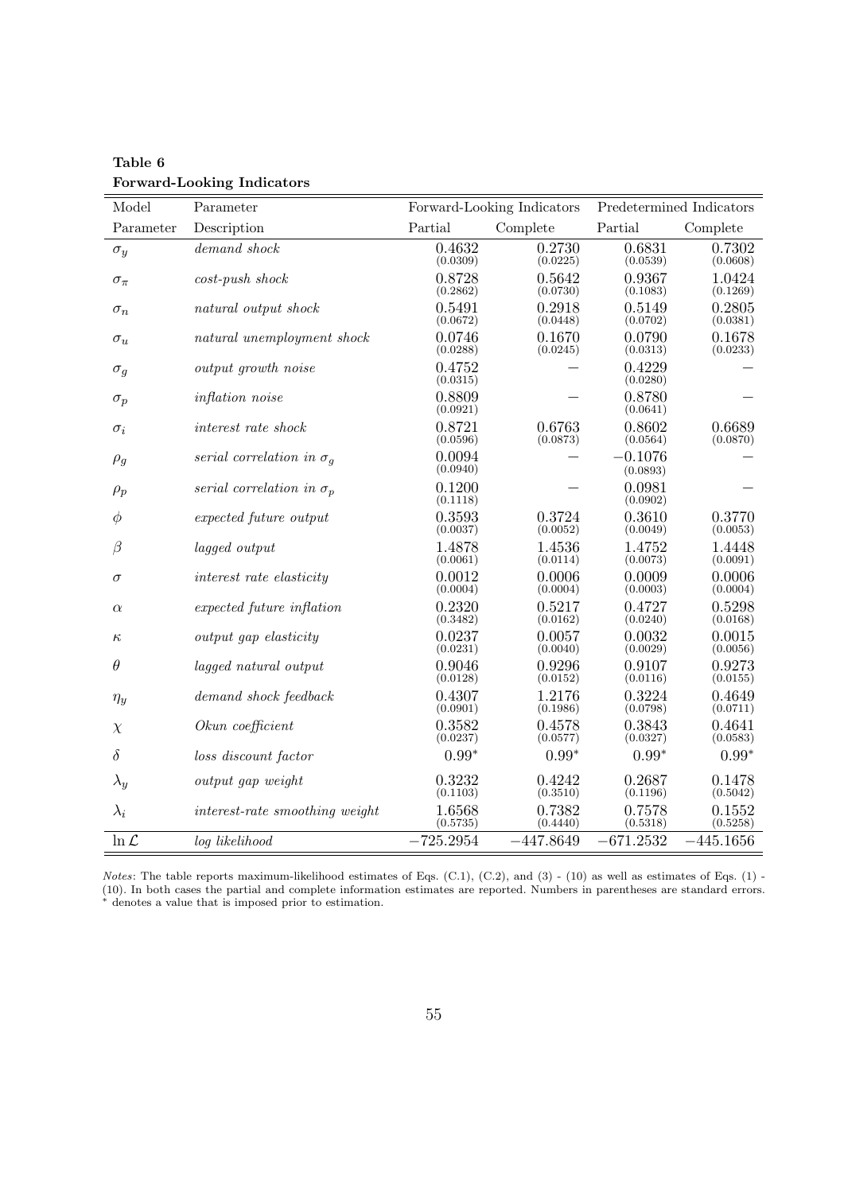**Table 6**
**Forward-Looking Indicators**

| Model | Parameter | Forward-Looking Indicators | | Predetermined Indicators | |
|---|---|---|---|---|---|
| Parameter | Description | Partial | Complete | Partial | Complete |
| $\sigma_y$ | *demand shock* | 0.4632 (0.0309) | 0.2730 (0.0225) | 0.6831 (0.0539) | 0.7302 (0.0608) |
| $\sigma_\pi$ | *cost-push shock* | 0.8728 (0.2862) | 0.5642 (0.0730) | 0.9367 (0.1083) | 1.0424 (0.1269) |
| $\sigma_n$ | *natural output shock* | 0.5491 (0.0672) | 0.2918 (0.0448) | 0.5149 (0.0702) | 0.2805 (0.0381) |
| $\sigma_u$ | *natural unemployment shock* | 0.0746 (0.0288) | 0.1670 (0.0245) | 0.0790 (0.0313) | 0.1678 (0.0233) |
| $\sigma_g$ | *output growth noise* | 0.4752 (0.0315) | — | 0.4229 (0.0280) | — |
| $\sigma_p$ | *inflation noise* | 0.8809 (0.0921) | — | 0.8780 (0.0641) | — |
| $\sigma_i$ | *interest rate shock* | 0.8721 (0.0596) | 0.6763 (0.0873) | 0.8602 (0.0564) | 0.6689 (0.0870) |
| $\rho_g$ | *serial correlation in* $\sigma_g$ | 0.0094 (0.0940) | — | −0.1076 (0.0893) | — |
| $\rho_p$ | *serial correlation in* $\sigma_p$ | 0.1200 (0.1118) | — | 0.0981 (0.0902) | — |
| $\phi$ | *expected future output* | 0.3593 (0.0037) | 0.3724 (0.0052) | 0.3610 (0.0049) | 0.3770 (0.0053) |
| $\beta$ | *lagged output* | 1.4878 (0.0061) | 1.4536 (0.0114) | 1.4752 (0.0073) | 1.4448 (0.0091) |
| $\sigma$ | *interest rate elasticity* | 0.0012 (0.0004) | 0.0006 (0.0004) | 0.0009 (0.0003) | 0.0006 (0.0004) |
| $\alpha$ | *expected future inflation* | 0.2320 (0.3482) | 0.5217 (0.0162) | 0.4727 (0.0240) | 0.5298 (0.0168) |
| $\kappa$ | *output gap elasticity* | 0.0237 (0.0231) | 0.0057 (0.0040) | 0.0032 (0.0029) | 0.0015 (0.0056) |
| $\theta$ | *lagged natural output* | 0.9046 (0.0128) | 0.9296 (0.0152) | 0.9107 (0.0116) | 0.9273 (0.0155) |
| $\eta_y$ | *demand shock feedback* | 0.4307 (0.0901) | 1.2176 (0.1986) | 0.3224 (0.0798) | 0.4649 (0.0711) |
| $\chi$ | *Okun coefficient* | 0.3582 (0.0237) | 0.4578 (0.0577) | 0.3843 (0.0327) | 0.4641 (0.0583) |
| $\delta$ | *loss discount factor* | 0.99* | 0.99* | 0.99* | 0.99* |
| $\lambda_y$ | *output gap weight* | 0.3232 (0.1103) | 0.4242 (0.3510) | 0.2687 (0.1196) | 0.1478 (0.5042) |
| $\lambda_i$ | *interest-rate smoothing weight* | 1.6568 (0.5735) | 0.7382 (0.4440) | 0.7578 (0.5318) | 0.1552 (0.5258) |
| $\ln \mathcal{L}$ | *log likelihood* | −725.2954 | −447.8649 | −671.2532 | −445.1656 |

*Notes*: The table reports maximum-likelihood estimates of Eqs. (C.1), (C.2), and (3) - (10) as well as estimates of Eqs. (1) - (10). In both cases the partial and complete information estimates are reported. Numbers in parentheses are standard errors.
* denotes a value that is imposed prior to estimation.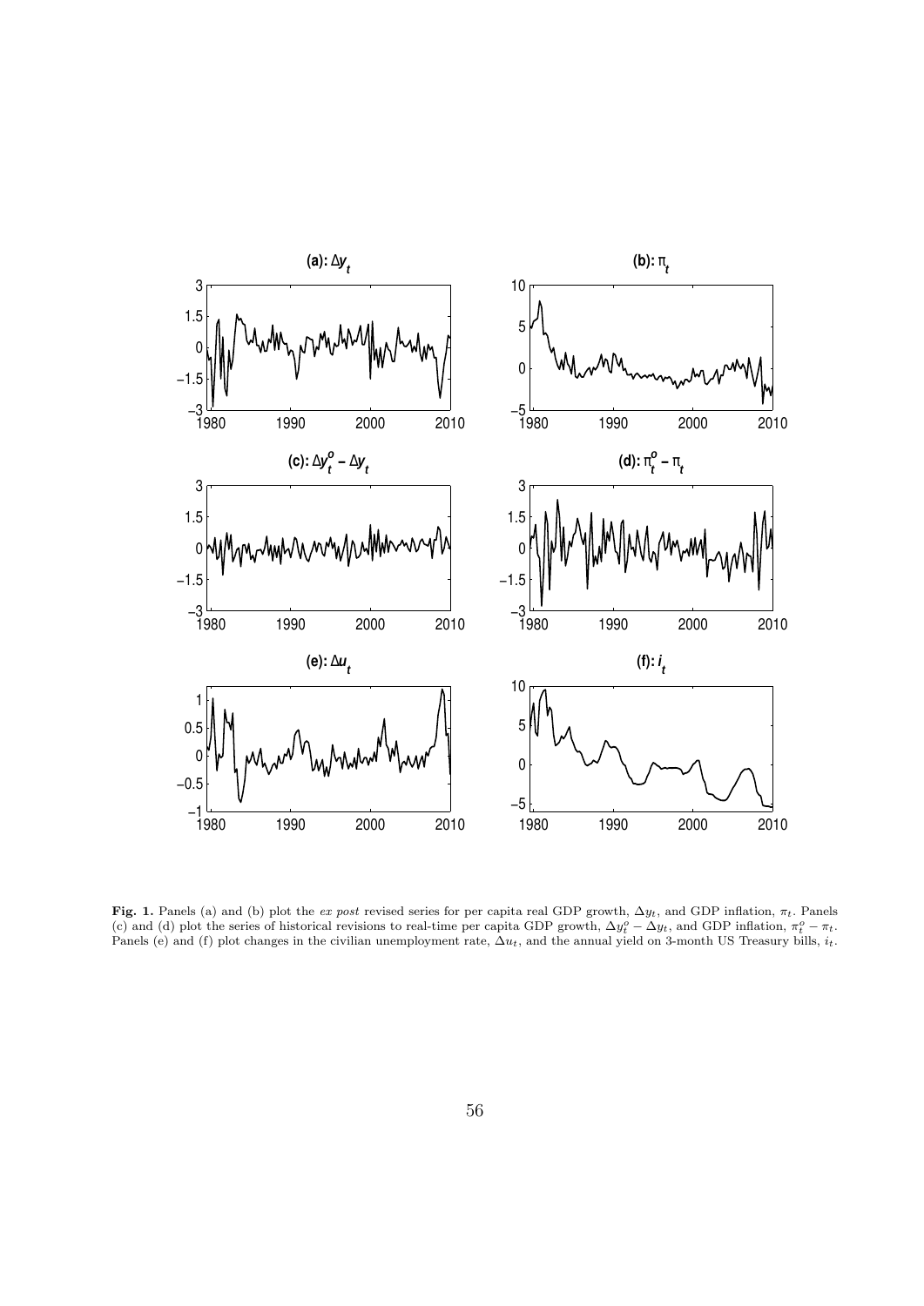**Fig. 1.** Panels (a) and (b) plot the *ex post* revised series for per capita real GDP growth, $\Delta y_t$, and GDP inflation, $\pi_t$. Panels (c) and (d) plot the series of historical revisions to real-time per capita GDP growth, $\Delta y_t^o - \Delta y_t$, and GDP inflation, $\pi_t^o - \pi_t$. Panels (e) and (f) plot changes in the civilian unemployment rate, $\Delta u_t$, and the annual yield on 3-month US Treasury bills, $i_t$.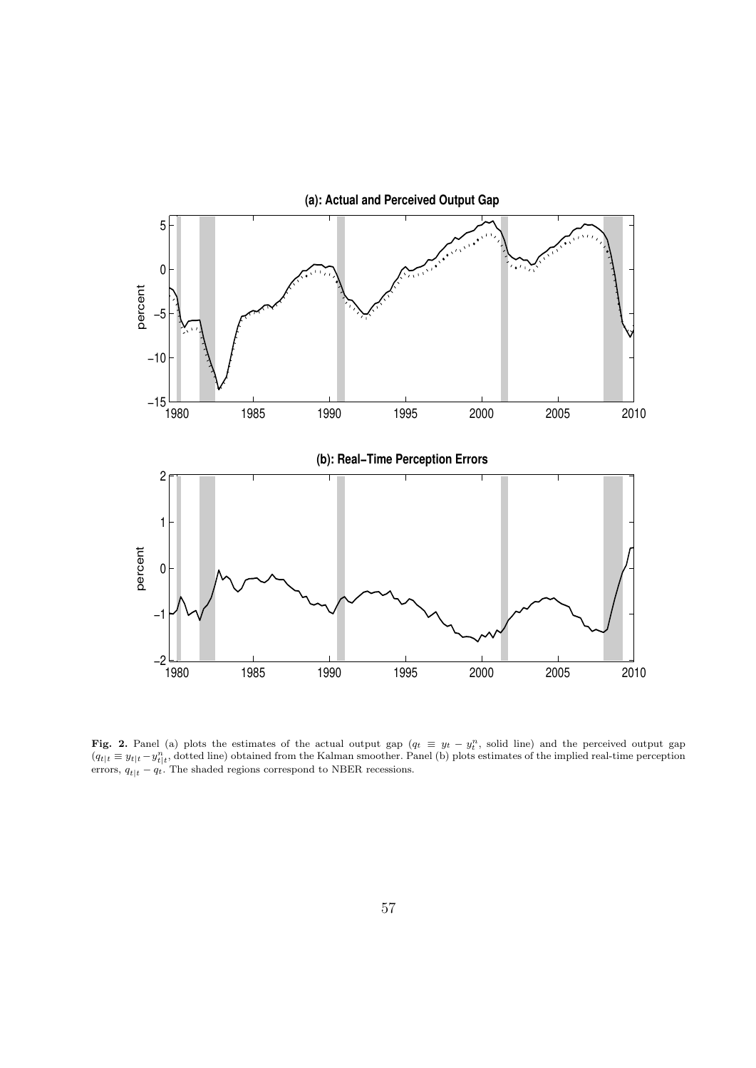**Fig. 2.** Panel (a) plots the estimates of the actual output gap ($q_t \equiv y_t - y_t^n$, solid line) and the perceived output gap ($q_{t|t} \equiv y_{t|t} - y_{t|t}^n$, dotted line) obtained from the Kalman smoother. Panel (b) plots estimates of the implied real-time perception errors, $q_{t|t} - q_t$. The shaded regions correspond to NBER recessions.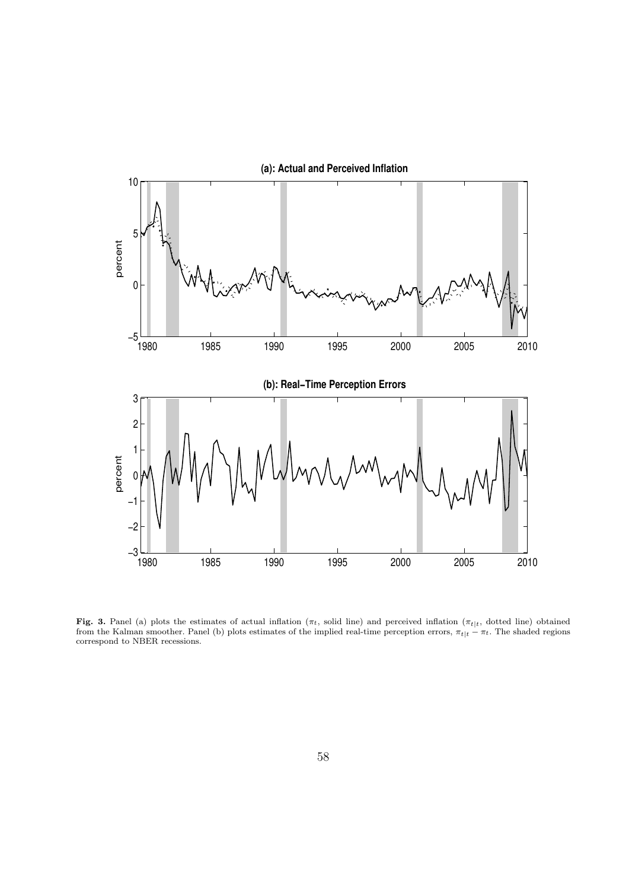**(a): Actual and Perceived Inflation**

percent

10
5
0
−5

1980 1985 1990 1995 2000 2005 2010

**(b): Real−Time Perception Errors**

percent

3
2
1
0
−1
−2
−3

1980 1985 1990 1995 2000 2005 2010

**Fig. 3.** Panel (a) plots the estimates of actual inflation ($\pi_t$, solid line) and perceived inflation ($\pi_{t|t}$, dotted line) obtained from the Kalman smoother. Panel (b) plots estimates of the implied real-time perception errors, $\pi_{t|t} - \pi_t$. The shaded regions correspond to NBER recessions.